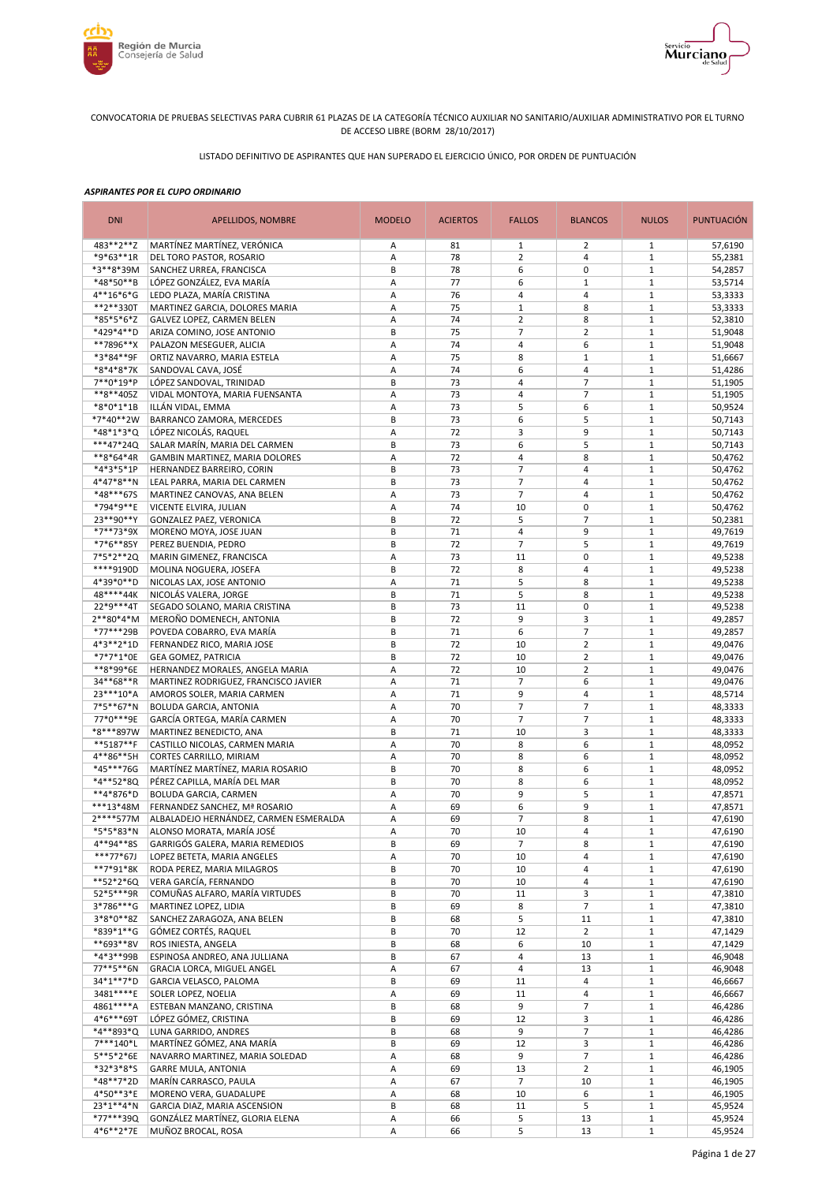CONVOCATORIA DE PRUEBAS SELECTIVAS PARA CUBRIR 61 PLAZAS DE LA CATEGORÍA TÉCNICO AUXILIAR NO SANITARIO/AUXILIAR ADMINISTRATIVO POR EL TURNO DE ACCESO LIBRE (BORM 28/10/2017)

LISTADO DEFINITIVO DE ASPIRANTES QUE HAN SUPERADO EL EJERCICIO ÚNICO, POR ORDEN DE PUNTUACIÓN

***ASPIRANTES POR EL CUPO ORDINARIO***

| DNI | APELLIDOS, NOMBRE | MODELO | ACIERTOS | FALLOS | BLANCOS | NULOS | PUNTUACIÓN |
|---|---|---|---|---|---|---|---|
| 483**2**Z | MARTÍNEZ MARTÍNEZ, VERÓNICA | A | 81 | 1 | 2 | 1 | 57,6190 |
| *9*63**1R | DEL TORO PASTOR, ROSARIO | A | 78 | 2 | 4 | 1 | 55,2381 |
| *3**8*39M | SANCHEZ URREA, FRANCISCA | B | 78 | 6 | 0 | 1 | 54,2857 |
| *48*50**B | LÓPEZ GONZÁLEZ, EVA MARÍA | A | 77 | 6 | 1 | 1 | 53,5714 |
| 4**16*6*G | LEDO PLAZA, MARÍA CRISTINA | A | 76 | 4 | 4 | 1 | 53,3333 |
| **2**330T | MARTINEZ GARCIA, DOLORES MARIA | A | 75 | 1 | 8 | 1 | 53,3333 |
| *85*5*6*Z | GALVEZ LOPEZ, CARMEN BELEN | A | 74 | 2 | 8 | 1 | 52,3810 |
| *429*4**D | ARIZA COMINO, JOSE ANTONIO | B | 75 | 7 | 2 | 1 | 51,9048 |
| **7896**X | PALAZON MESEGUER, ALICIA | A | 74 | 4 | 6 | 1 | 51,9048 |
| *3*84**9F | ORTIZ NAVARRO, MARIA ESTELA | A | 75 | 8 | 1 | 1 | 51,6667 |
| *8*4*8*7K | SANDOVAL CAVA, JOSÉ | A | 74 | 6 | 4 | 1 | 51,4286 |
| 7**0*19*P | LÓPEZ SANDOVAL, TRINIDAD | B | 73 | 4 | 7 | 1 | 51,1905 |
| **8**405Z | VIDAL MONTOYA, MARIA FUENSANTA | A | 73 | 4 | 7 | 1 | 51,1905 |
| *8*0*1*1B | ILLÁN VIDAL, EMMA | A | 73 | 5 | 6 | 1 | 50,9524 |
| *7*40**2W | BARRANCO ZAMORA, MERCEDES | B | 73 | 6 | 5 | 1 | 50,7143 |
| *48*1*3*Q | LÓPEZ NICOLÁS, RAQUEL | A | 72 | 3 | 9 | 1 | 50,7143 |
| ***47*24Q | SALAR MARÍN, MARIA DEL CARMEN | B | 73 | 6 | 5 | 1 | 50,7143 |
| **8*64*4R | GAMBIN MARTINEZ, MARIA DOLORES | A | 72 | 4 | 8 | 1 | 50,4762 |
| *4*3*5*1P | HERNANDEZ BARREIRO, CORIN | B | 73 | 7 | 4 | 1 | 50,4762 |
| 4*47*8**N | LEAL PARRA, MARIA DEL CARMEN | B | 73 | 7 | 4 | 1 | 50,4762 |
| *48***67S | MARTINEZ CANOVAS, ANA BELEN | A | 73 | 7 | 4 | 1 | 50,4762 |
| *794*9**E | VICENTE ELVIRA, JULIAN | A | 74 | 10 | 0 | 1 | 50,4762 |
| 23**90**Y | GONZALEZ PAEZ, VERONICA | B | 72 | 5 | 7 | 1 | 50,2381 |
| *7**73*9X | MORENO MOYA, JOSE JUAN | B | 71 | 4 | 9 | 1 | 49,7619 |
| *7*6**85Y | PEREZ BUENDIA, PEDRO | B | 72 | 7 | 5 | 1 | 49,7619 |
| 7*5*2**2Q | MARIN GIMENEZ, FRANCISCA | A | 73 | 11 | 0 | 1 | 49,5238 |
| ****9190D | MOLINA NOGUERA, JOSEFA | B | 72 | 8 | 4 | 1 | 49,5238 |
| 4*39*0**D | NICOLAS LAX, JOSE ANTONIO | A | 71 | 5 | 8 | 1 | 49,5238 |
| 48****44K | NICOLÁS VALERA, JORGE | B | 71 | 5 | 8 | 1 | 49,5238 |
| 22*9***4T | SEGADO SOLANO, MARIA CRISTINA | B | 73 | 11 | 0 | 1 | 49,5238 |
| 2**80*4*M | MEROÑO DOMENECH, ANTONIA | B | 72 | 9 | 3 | 1 | 49,2857 |
| *77***29B | POVEDA COBARRO, EVA MARÍA | B | 71 | 6 | 7 | 1 | 49,2857 |
| 4*3**2*1D | FERNANDEZ RICO, MARIA JOSE | B | 72 | 10 | 2 | 1 | 49,0476 |
| *7*7*1*0E | GEA GOMEZ, PATRICIA | B | 72 | 10 | 2 | 1 | 49,0476 |
| **8*99*6E | HERNANDEZ MORALES, ANGELA MARIA | A | 72 | 10 | 2 | 1 | 49,0476 |
| 34**68**R | MARTINEZ RODRIGUEZ, FRANCISCO JAVIER | A | 71 | 7 | 6 | 1 | 49,0476 |
| 23***10*A | AMOROS SOLER, MARIA CARMEN | A | 71 | 9 | 4 | 1 | 48,5714 |
| 7*5**67*N | BOLUDA GARCIA, ANTONIA | A | 70 | 7 | 7 | 1 | 48,3333 |
| 77*0***9E | GARCÍA ORTEGA, MARÍA CARMEN | A | 70 | 7 | 7 | 1 | 48,3333 |
| *8***897W | MARTINEZ BENEDICTO, ANA | B | 71 | 10 | 3 | 1 | 48,3333 |
| **5187**F | CASTILLO NICOLAS, CARMEN MARIA | A | 70 | 8 | 6 | 1 | 48,0952 |
| 4**86**5H | CORTES CARRILLO, MIRIAM | A | 70 | 8 | 6 | 1 | 48,0952 |
| *45***76G | MARTÍNEZ MARTÍNEZ, MARIA ROSARIO | B | 70 | 8 | 6 | 1 | 48,0952 |
| *4**52*8Q | PÉREZ CAPILLA, MARÍA DEL MAR | B | 70 | 8 | 6 | 1 | 48,0952 |
| **4*876*D | BOLUDA GARCIA, CARMEN | A | 70 | 9 | 5 | 1 | 47,8571 |
| ***13*48M | FERNANDEZ SANCHEZ, Mª ROSARIO | A | 69 | 6 | 9 | 1 | 47,8571 |
| 2****577M | ALBALADEJO HERNÁNDEZ, CARMEN ESMERALDA | A | 69 | 7 | 8 | 1 | 47,6190 |
| *5*5*83*N | ALONSO MORATA, MARÍA JOSÉ | A | 70 | 10 | 4 | 1 | 47,6190 |
| 4**94**8S | GARRIGÓS GALERA, MARIA REMEDIOS | B | 69 | 7 | 8 | 1 | 47,6190 |
| ***77*67J | LOPEZ BETETA, MARIA ANGELES | A | 70 | 10 | 4 | 1 | 47,6190 |
| **7*91*8K | RODA PEREZ, MARIA MILAGROS | B | 70 | 10 | 4 | 1 | 47,6190 |
| **52*2*6Q | VERA GARCÍA, FERNANDO | B | 70 | 10 | 4 | 1 | 47,6190 |
| 52*5***9R | COMUÑAS ALFARO, MARÍA VIRTUDES | B | 70 | 11 | 3 | 1 | 47,3810 |
| 3*786***G | MARTINEZ LOPEZ, LIDIA | B | 69 | 8 | 7 | 1 | 47,3810 |
| 3*8*0**8Z | SANCHEZ ZARAGOZA, ANA BELEN | B | 68 | 5 | 11 | 1 | 47,3810 |
| *839*1**G | GÓMEZ CORTÉS, RAQUEL | B | 70 | 12 | 2 | 1 | 47,1429 |
| **693**8V | ROS INIESTA, ANGELA | B | 68 | 6 | 10 | 1 | 47,1429 |
| *4*3**99B | ESPINOSA ANDREO, ANA JULLIANA | B | 67 | 4 | 13 | 1 | 46,9048 |
| 77**5**6N | GRACIA LORCA, MIGUEL ANGEL | A | 67 | 4 | 13 | 1 | 46,9048 |
| 34*1**7*D | GARCIA VELASCO, PALOMA | B | 69 | 11 | 4 | 1 | 46,6667 |
| 3481****E | SOLER LOPEZ, NOELIA | A | 69 | 11 | 4 | 1 | 46,6667 |
| 4861****A | ESTEBAN MANZANO, CRISTINA | B | 68 | 9 | 7 | 1 | 46,4286 |
| 4*6***69T | LÓPEZ GÓMEZ, CRISTINA | B | 69 | 12 | 3 | 1 | 46,4286 |
| *4**893*Q | LUNA GARRIDO, ANDRES | B | 68 | 9 | 7 | 1 | 46,4286 |
| 7***140*L | MARTÍNEZ GÓMEZ, ANA MARÍA | B | 69 | 12 | 3 | 1 | 46,4286 |
| 5**5*2*6E | NAVARRO MARTINEZ, MARIA SOLEDAD | A | 68 | 9 | 7 | 1 | 46,4286 |
| *32*3*8*S | GARRE MULA, ANTONIA | A | 69 | 13 | 2 | 1 | 46,1905 |
| *48**7*2D | MARÍN CARRASCO, PAULA | A | 67 | 7 | 10 | 1 | 46,1905 |
| 4*50**3*E | MORENO VERA, GUADALUPE | A | 68 | 10 | 6 | 1 | 46,1905 |
| 23*1**4*N | GARCIA DIAZ, MARIA ASCENSION | B | 68 | 11 | 5 | 1 | 45,9524 |
| *77***39Q | GONZÁLEZ MARTÍNEZ, GLORIA ELENA | A | 66 | 5 | 13 | 1 | 45,9524 |
| 4*6**2*7E | MUÑOZ BROCAL, ROSA | A | 66 | 5 | 13 | 1 | 45,9524 |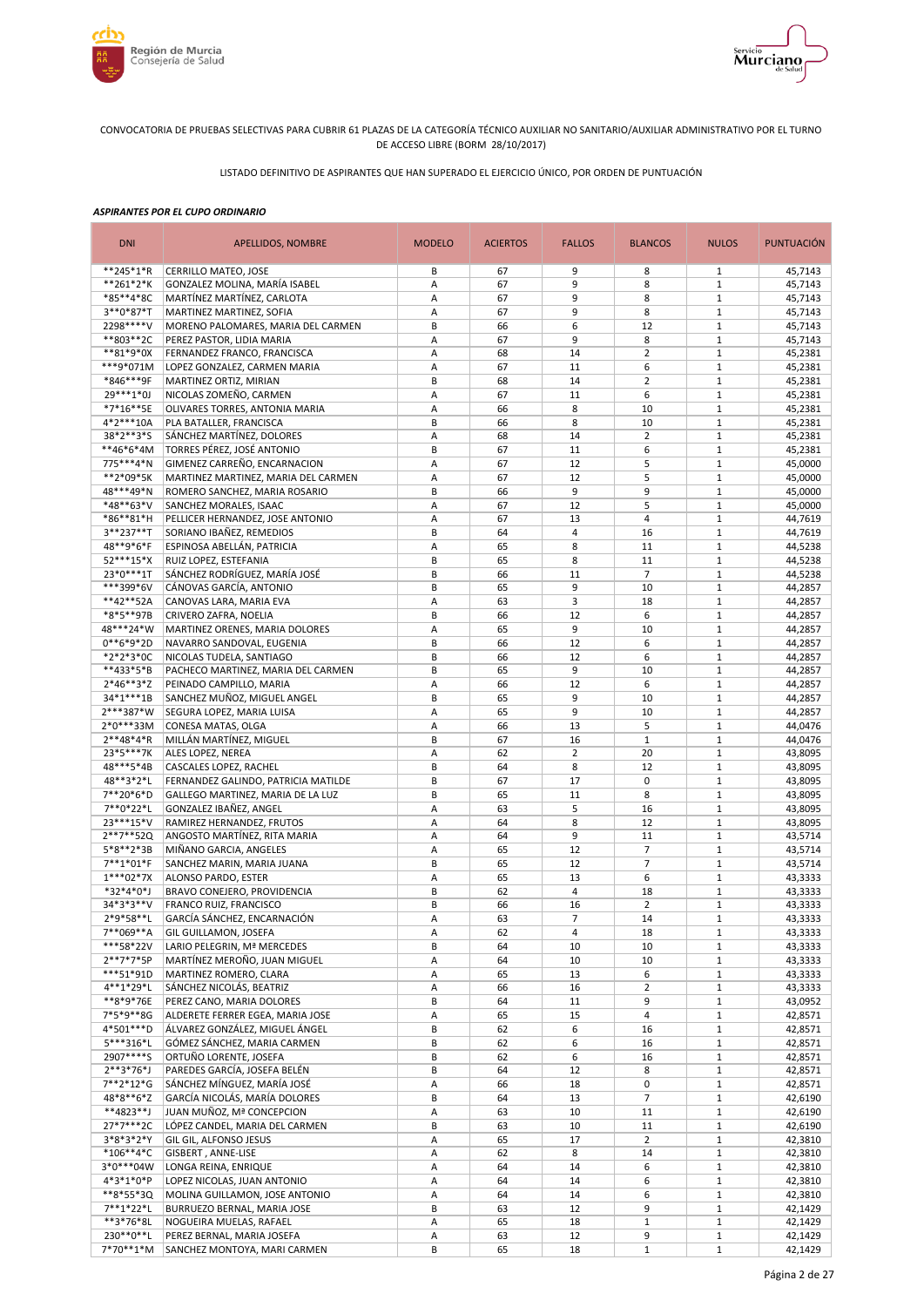CONVOCATORIA DE PRUEBAS SELECTIVAS PARA CUBRIR 61 PLAZAS DE LA CATEGORÍA TÉCNICO AUXILIAR NO SANITARIO/AUXILIAR ADMINISTRATIVO POR EL TURNO DE ACCESO LIBRE (BORM 28/10/2017)

LISTADO DEFINITIVO DE ASPIRANTES QUE HAN SUPERADO EL EJERCICIO ÚNICO, POR ORDEN DE PUNTUACIÓN

***ASPIRANTES POR EL CUPO ORDINARIO***

| DNI | APELLIDOS, NOMBRE | MODELO | ACIERTOS | FALLOS | BLANCOS | NULOS | PUNTUACIÓN |
|---|---|---|---|---|---|---|---|
| **245*1*R | CERRILLO MATEO, JOSE | B | 67 | 9 | 8 | 1 | 45,7143 |
| **261*2*K | GONZALEZ MOLINA, MARÍA ISABEL | A | 67 | 9 | 8 | 1 | 45,7143 |
| *85**4*8C | MARTÍNEZ MARTÍNEZ, CARLOTA | A | 67 | 9 | 8 | 1 | 45,7143 |
| 3**0*87*T | MARTINEZ MARTINEZ, SOFIA | A | 67 | 9 | 8 | 1 | 45,7143 |
| 2298****V | MORENO PALOMARES, MARIA DEL CARMEN | B | 66 | 6 | 12 | 1 | 45,7143 |
| **803**2C | PEREZ PASTOR, LIDIA MARIA | A | 67 | 9 | 8 | 1 | 45,7143 |
| **81*9*0X | FERNANDEZ FRANCO, FRANCISCA | A | 68 | 14 | 2 | 1 | 45,2381 |
| ***9*071M | LOPEZ GONZALEZ, CARMEN MARIA | A | 67 | 11 | 6 | 1 | 45,2381 |
| *846***9F | MARTINEZ ORTIZ, MIRIAN | B | 68 | 14 | 2 | 1 | 45,2381 |
| 29***1*0J | NICOLAS ZOMEÑO, CARMEN | A | 67 | 11 | 6 | 1 | 45,2381 |
| *7*16**5E | OLIVARES TORRES, ANTONIA MARIA | A | 66 | 8 | 10 | 1 | 45,2381 |
| 4*2***10A | PLA BATALLER, FRANCISCA | B | 66 | 8 | 10 | 1 | 45,2381 |
| 38*2**3*S | SÁNCHEZ MARTÍNEZ, DOLORES | A | 68 | 14 | 2 | 1 | 45,2381 |
| **46*6*4M | TORRES PÉREZ, JOSÉ ANTONIO | B | 67 | 11 | 6 | 1 | 45,2381 |
| 775***4*N | GIMENEZ CARREÑO, ENCARNACION | A | 67 | 12 | 5 | 1 | 45,0000 |
| **2*09*5K | MARTINEZ MARTINEZ, MARIA DEL CARMEN | A | 67 | 12 | 5 | 1 | 45,0000 |
| 48***49*N | ROMERO SANCHEZ, MARIA ROSARIO | B | 66 | 9 | 9 | 1 | 45,0000 |
| *48**63*V | SANCHEZ MORALES, ISAAC | A | 67 | 12 | 5 | 1 | 45,0000 |
| *86**81*H | PELLICER HERNANDEZ, JOSE ANTONIO | A | 67 | 13 | 4 | 1 | 44,7619 |
| 3**237**T | SORIANO IBAÑEZ, REMEDIOS | B | 64 | 4 | 16 | 1 | 44,7619 |
| 48**9*6*F | ESPINOSA ABELLÁN, PATRICIA | A | 65 | 8 | 11 | 1 | 44,5238 |
| 52***15*X | RUIZ LOPEZ, ESTEFANIA | B | 65 | 8 | 11 | 1 | 44,5238 |
| 23*0***1T | SÁNCHEZ RODRÍGUEZ, MARÍA JOSÉ | B | 66 | 11 | 7 | 1 | 44,5238 |
| ***399*6V | CÁNOVAS GARCÍA, ANTONIO | B | 65 | 9 | 10 | 1 | 44,2857 |
| **42**52A | CANOVAS LARA, MARIA EVA | A | 63 | 3 | 18 | 1 | 44,2857 |
| *8*5**97B | CRIVERO ZAFRA, NOELIA | B | 66 | 12 | 6 | 1 | 44,2857 |
| 48***24*W | MARTINEZ ORENES, MARIA DOLORES | A | 65 | 9 | 10 | 1 | 44,2857 |
| 0**6*9*2D | NAVARRO SANDOVAL, EUGENIA | B | 66 | 12 | 6 | 1 | 44,2857 |
| *2*2*3*0C | NICOLAS TUDELA, SANTIAGO | B | 66 | 12 | 6 | 1 | 44,2857 |
| **433*5*B | PACHECO MARTINEZ, MARIA DEL CARMEN | B | 65 | 9 | 10 | 1 | 44,2857 |
| 2*46**3*Z | PEINADO CAMPILLO, MARIA | A | 66 | 12 | 6 | 1 | 44,2857 |
| 34*1***1B | SANCHEZ MUÑOZ, MIGUEL ANGEL | B | 65 | 9 | 10 | 1 | 44,2857 |
| 2***387*W | SEGURA LOPEZ, MARIA LUISA | A | 65 | 9 | 10 | 1 | 44,2857 |
| 2*0***33M | CONESA MATAS, OLGA | A | 66 | 13 | 5 | 1 | 44,0476 |
| 2**48*4*R | MILLÁN MARTÍNEZ, MIGUEL | B | 67 | 16 | 1 | 1 | 44,0476 |
| 23*5***7K | ALES LOPEZ, NEREA | A | 62 | 2 | 20 | 1 | 43,8095 |
| 48***5*4B | CASCALES LOPEZ, RACHEL | B | 64 | 8 | 12 | 1 | 43,8095 |
| 48**3*2*L | FERNANDEZ GALINDO, PATRICIA MATILDE | B | 67 | 17 | 0 | 1 | 43,8095 |
| 7**20*6*D | GALLEGO MARTINEZ, MARIA DE LA LUZ | B | 65 | 11 | 8 | 1 | 43,8095 |
| 7**0*22*L | GONZALEZ IBAÑEZ, ANGEL | A | 63 | 5 | 16 | 1 | 43,8095 |
| 23***15*V | RAMIREZ HERNANDEZ, FRUTOS | A | 64 | 8 | 12 | 1 | 43,8095 |
| 2**7**52Q | ANGOSTO MARTÍNEZ, RITA MARIA | A | 64 | 9 | 11 | 1 | 43,5714 |
| 5*8**2*3B | MIÑANO GARCIA, ANGELES | A | 65 | 12 | 7 | 1 | 43,5714 |
| 7**1*01*F | SANCHEZ MARIN, MARIA JUANA | B | 65 | 12 | 7 | 1 | 43,5714 |
| 1***02*7X | ALONSO PARDO, ESTER | A | 65 | 13 | 6 | 1 | 43,3333 |
| *32*4*0*J | BRAVO CONEJERO, PROVIDENCIA | B | 62 | 4 | 18 | 1 | 43,3333 |
| 34*3*3**V | FRANCO RUIZ, FRANCISCO | B | 66 | 16 | 2 | 1 | 43,3333 |
| 2*9*58**L | GARCÍA SÁNCHEZ, ENCARNACIÓN | A | 63 | 7 | 14 | 1 | 43,3333 |
| 7**069**A | GIL GUILLAMON, JOSEFA | A | 62 | 4 | 18 | 1 | 43,3333 |
| ***58*22V | LARIO PELEGRIN, Mª MERCEDES | B | 64 | 10 | 10 | 1 | 43,3333 |
| 2**7*7*5P | MARTÍNEZ MEROÑO, JUAN MIGUEL | A | 64 | 10 | 10 | 1 | 43,3333 |
| ***51*91D | MARTINEZ ROMERO, CLARA | A | 65 | 13 | 6 | 1 | 43,3333 |
| 4**1*29*L | SÁNCHEZ NICOLÁS, BEATRIZ | A | 66 | 16 | 2 | 1 | 43,3333 |
| **8*9*76E | PEREZ CANO, MARIA DOLORES | B | 64 | 11 | 9 | 1 | 43,0952 |
| 7*5*9**8G | ALDERETE FERRER EGEA, MARIA JOSE | A | 65 | 15 | 4 | 1 | 42,8571 |
| 4*501***D | ÁLVAREZ GONZÁLEZ, MIGUEL ÁNGEL | B | 62 | 6 | 16 | 1 | 42,8571 |
| 5***316*L | GÓMEZ SÁNCHEZ, MARIA CARMEN | B | 62 | 6 | 16 | 1 | 42,8571 |
| 2907****S | ORTUÑO LORENTE, JOSEFA | B | 62 | 6 | 16 | 1 | 42,8571 |
| 2**3*76*J | PAREDES GARCÍA, JOSEFA BELÉN | B | 64 | 12 | 8 | 1 | 42,8571 |
| 7**2*12*G | SÁNCHEZ MÍNGUEZ, MARÍA JOSÉ | A | 66 | 18 | 0 | 1 | 42,8571 |
| 48*8**6*Z | GARCÍA NICOLÁS, MARÍA DOLORES | B | 64 | 13 | 7 | 1 | 42,6190 |
| **4823**J | JUAN MUÑOZ, Mª CONCEPCION | A | 63 | 10 | 11 | 1 | 42,6190 |
| 27*7***2C | LÓPEZ CANDEL, MARIA DEL CARMEN | B | 63 | 10 | 11 | 1 | 42,6190 |
| 3*8*3*2*Y | GIL GIL, ALFONSO JESUS | A | 65 | 17 | 2 | 1 | 42,3810 |
| *106**4*C | GISBERT , ANNE-LISE | A | 62 | 8 | 14 | 1 | 42,3810 |
| 3*0***04W | LONGA REINA, ENRIQUE | A | 64 | 14 | 6 | 1 | 42,3810 |
| 4*3*1*0*P | LOPEZ NICOLAS, JUAN ANTONIO | A | 64 | 14 | 6 | 1 | 42,3810 |
| **8*55*3Q | MOLINA GUILLAMON, JOSE ANTONIO | A | 64 | 14 | 6 | 1 | 42,3810 |
| 7**1*22*L | BURRUEZO BERNAL, MARIA JOSE | B | 63 | 12 | 9 | 1 | 42,1429 |
| **3*76*8L | NOGUEIRA MUELAS, RAFAEL | A | 65 | 18 | 1 | 1 | 42,1429 |
| 230**0**L | PEREZ BERNAL, MARIA JOSEFA | A | 63 | 12 | 9 | 1 | 42,1429 |
| 7*70**1*M | SANCHEZ MONTOYA, MARI CARMEN | B | 65 | 18 | 1 | 1 | 42,1429 |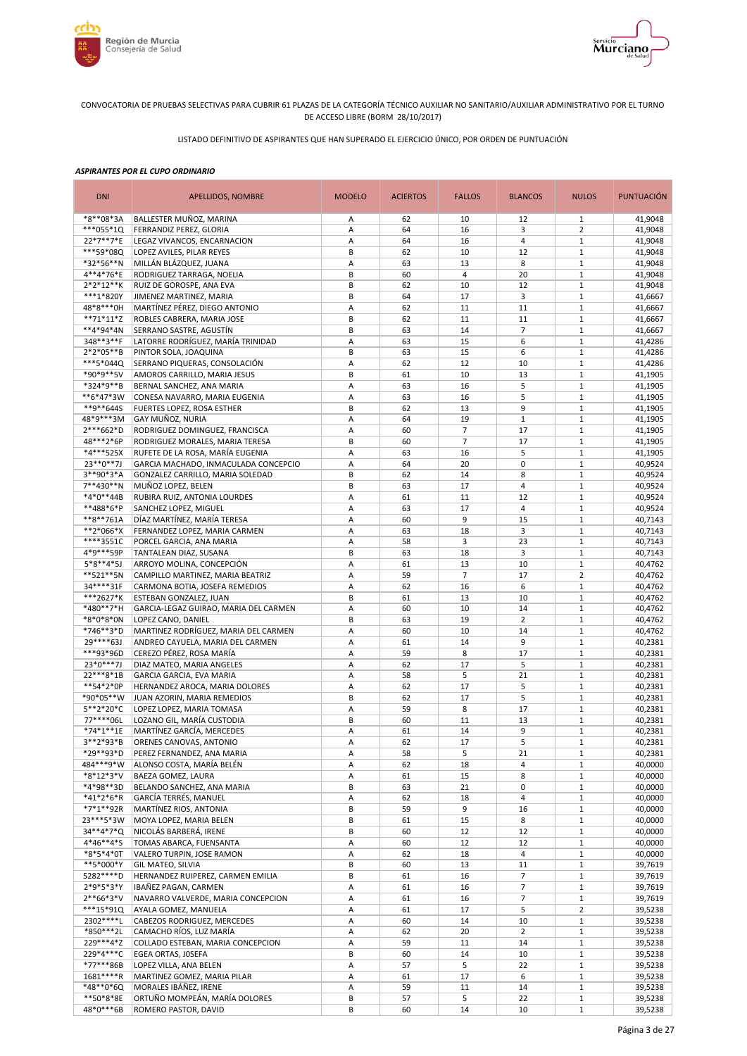CONVOCATORIA DE PRUEBAS SELECTIVAS PARA CUBRIR 61 PLAZAS DE LA CATEGORÍA TÉCNICO AUXILIAR NO SANITARIO/AUXILIAR ADMINISTRATIVO POR EL TURNO DE ACCESO LIBRE (BORM 28/10/2017)

LISTADO DEFINITIVO DE ASPIRANTES QUE HAN SUPERADO EL EJERCICIO ÚNICO, POR ORDEN DE PUNTUACIÓN

***ASPIRANTES POR EL CUPO ORDINARIO***

| DNI | APELLIDOS, NOMBRE | MODELO | ACIERTOS | FALLOS | BLANCOS | NULOS | PUNTUACIÓN |
|---|---|---|---|---|---|---|---|
| *8**08*3A | BALLESTER MUÑOZ, MARINA | A | 62 | 10 | 12 | 1 | 41,9048 |
| ***055*1Q | FERRANDIZ PEREZ, GLORIA | A | 64 | 16 | 3 | 2 | 41,9048 |
| 22*7**7*E | LEGAZ VIVANCOS, ENCARNACION | A | 64 | 16 | 4 | 1 | 41,9048 |
| ***59*08Q | LOPEZ AVILES, PILAR REYES | B | 62 | 10 | 12 | 1 | 41,9048 |
| *32*56**N | MILLÁN BLÁZQUEZ, JUANA | A | 63 | 13 | 8 | 1 | 41,9048 |
| 4**4*76*E | RODRIGUEZ TARRAGA, NOELIA | B | 60 | 4 | 20 | 1 | 41,9048 |
| 2*2*12**K | RUIZ DE GOROSPE, ANA EVA | B | 62 | 10 | 12 | 1 | 41,9048 |
| ***1*820Y | JIMENEZ MARTINEZ, MARIA | B | 64 | 17 | 3 | 1 | 41,6667 |
| 48*8***0H | MARTÍNEZ PÉREZ, DIEGO ANTONIO | A | 62 | 11 | 11 | 1 | 41,6667 |
| **71*11*Z | ROBLES CABRERA, MARIA JOSE | B | 62 | 11 | 11 | 1 | 41,6667 |
| **4*94*4N | SERRANO SASTRE, AGUSTÍN | B | 63 | 14 | 7 | 1 | 41,6667 |
| 348**3**F | LATORRE RODRÍGUEZ, MARÍA TRINIDAD | A | 63 | 15 | 6 | 1 | 41,4286 |
| 2*2*05**B | PINTOR SOLA, JOAQUINA | B | 63 | 15 | 6 | 1 | 41,4286 |
| ***5*044Q | SERRANO PIQUERAS, CONSOLACIÓN | A | 62 | 12 | 10 | 1 | 41,4286 |
| *90*9**5V | AMOROS CARRILLO, MARIA JESUS | B | 61 | 10 | 13 | 1 | 41,1905 |
| *324*9**B | BERNAL SANCHEZ, ANA MARIA | A | 63 | 16 | 5 | 1 | 41,1905 |
| **6*47*3W | CONESA NAVARRO, MARIA EUGENIA | A | 63 | 16 | 5 | 1 | 41,1905 |
| **9**644S | FUERTES LOPEZ, ROSA ESTHER | B | 62 | 13 | 9 | 1 | 41,1905 |
| 48*9***3M | GAY MUÑOZ, NURIA | A | 64 | 19 | 1 | 1 | 41,1905 |
| 2***662*D | RODRIGUEZ DOMINGUEZ, FRANCISCA | A | 60 | 7 | 17 | 1 | 41,1905 |
| 48***2*6P | RODRIGUEZ MORALES, MARIA TERESA | B | 60 | 7 | 17 | 1 | 41,1905 |
| *4***525X | RUFETE DE LA ROSA, MARÍA EUGENIA | A | 63 | 16 | 5 | 1 | 41,1905 |
| 23**0**7J | GARCIA MACHADO, INMACULADA CONCEPCIO | A | 64 | 20 | 0 | 1 | 40,9524 |
| 3**90*3*A | GONZALEZ CARRILLO, MARIA SOLEDAD | B | 62 | 14 | 8 | 1 | 40,9524 |
| 7**430**N | MUÑOZ LOPEZ, BELEN | B | 63 | 17 | 4 | 1 | 40,9524 |
| *4*0**44B | RUBIRA RUIZ, ANTONIA LOURDES | A | 61 | 11 | 12 | 1 | 40,9524 |
| **488*6*P | SANCHEZ LOPEZ, MIGUEL | A | 63 | 17 | 4 | 1 | 40,9524 |
| **8**761A | DÍAZ MARTÍNEZ, MARÍA TERESA | A | 60 | 9 | 15 | 1 | 40,7143 |
| **2*066*X | FERNANDEZ LOPEZ, MARIA CARMEN | A | 63 | 18 | 3 | 1 | 40,7143 |
| ****3551C | PORCEL GARCIA, ANA MARIA | A | 58 | 3 | 23 | 1 | 40,7143 |
| 4*9***59P | TANTALEAN DIAZ, SUSANA | B | 63 | 18 | 3 | 1 | 40,7143 |
| 5*8**4*5J | ARROYO MOLINA, CONCEPCIÓN | A | 61 | 13 | 10 | 1 | 40,4762 |
| **521**5N | CAMPILLO MARTINEZ, MARIA BEATRIZ | A | 59 | 7 | 17 | 2 | 40,4762 |
| 34****31F | CARMONA BOTIA, JOSEFA REMEDIOS | A | 62 | 16 | 6 | 1 | 40,4762 |
| ***2627*K | ESTEBAN GONZALEZ, JUAN | B | 61 | 13 | 10 | 1 | 40,4762 |
| *480**7*H | GARCIA-LEGAZ GUIRAO, MARIA DEL CARMEN | A | 60 | 10 | 14 | 1 | 40,4762 |
| *8*0*8*0N | LOPEZ CANO, DANIEL | B | 63 | 19 | 2 | 1 | 40,4762 |
| *746**3*D | MARTINEZ RODRÍGUEZ, MARIA DEL CARMEN | A | 60 | 10 | 14 | 1 | 40,4762 |
| 29****63J | ANDREO CAYUELA, MARIA DEL CARMEN | A | 61 | 14 | 9 | 1 | 40,2381 |
| ***93*96D | CEREZO PÉREZ, ROSA MARÍA | A | 59 | 8 | 17 | 1 | 40,2381 |
| 23*0***7J | DIAZ MATEO, MARIA ANGELES | A | 62 | 17 | 5 | 1 | 40,2381 |
| 22***8*1B | GARCIA GARCIA, EVA MARIA | A | 58 | 5 | 21 | 1 | 40,2381 |
| **54*2*0P | HERNANDEZ AROCA, MARIA DOLORES | A | 62 | 17 | 5 | 1 | 40,2381 |
| *90*05**W | JUAN AZORIN, MARIA REMEDIOS | B | 62 | 17 | 5 | 1 | 40,2381 |
| 5**2*20*C | LOPEZ LOPEZ, MARIA TOMASA | A | 59 | 8 | 17 | 1 | 40,2381 |
| 77****06L | LOZANO GIL, MARÍA CUSTODIA | B | 60 | 11 | 13 | 1 | 40,2381 |
| *74*1**1E | MARTÍNEZ GARCÍA, MERCEDES | A | 61 | 14 | 9 | 1 | 40,2381 |
| 3**2*93*B | ORENES CANOVAS, ANTONIO | A | 62 | 17 | 5 | 1 | 40,2381 |
| *29**93*D | PEREZ FERNANDEZ, ANA MARIA | A | 58 | 5 | 21 | 1 | 40,2381 |
| 484***9*W | ALONSO COSTA, MARÍA BELÉN | A | 62 | 18 | 4 | 1 | 40,0000 |
| *8*12*3*V | BAEZA GOMEZ, LAURA | A | 61 | 15 | 8 | 1 | 40,0000 |
| *4*98**3D | BELANDO SANCHEZ, ANA MARIA | B | 63 | 21 | 0 | 1 | 40,0000 |
| *41*2*6*R | GARCÍA TERRÉS, MANUEL | A | 62 | 18 | 4 | 1 | 40,0000 |
| *7*1**92R | MARTÍNEZ RIOS, ANTONIA | B | 59 | 9 | 16 | 1 | 40,0000 |
| 23***5*3W | MOYA LOPEZ, MARIA BELEN | B | 61 | 15 | 8 | 1 | 40,0000 |
| 34**4*7*Q | NICOLÁS BARBERÁ, IRENE | B | 60 | 12 | 12 | 1 | 40,0000 |
| 4*46**4*S | TOMAS ABARCA, FUENSANTA | A | 60 | 12 | 12 | 1 | 40,0000 |
| *8*5*4*0T | VALERO TURPIN, JOSE RAMON | A | 62 | 18 | 4 | 1 | 40,0000 |
| **5*000*Y | GIL MATEO, SILVIA | B | 60 | 13 | 11 | 1 | 39,7619 |
| 5282****D | HERNANDEZ RUIPEREZ, CARMEN EMILIA | B | 61 | 16 | 7 | 1 | 39,7619 |
| 2*9*5*3*Y | IBAÑEZ PAGAN, CARMEN | A | 61 | 16 | 7 | 1 | 39,7619 |
| 2**66*3*V | NAVARRO VALVERDE, MARIA CONCEPCION | A | 61 | 16 | 7 | 1 | 39,7619 |
| ***15*91Q | AYALA GOMEZ, MANUELA | A | 61 | 17 | 5 | 2 | 39,5238 |
| 2302****L | CABEZOS RODRIGUEZ, MERCEDES | A | 60 | 14 | 10 | 1 | 39,5238 |
| *850***2L | CAMACHO RÍOS, LUZ MARÍA | A | 62 | 20 | 2 | 1 | 39,5238 |
| 229***4*Z | COLLADO ESTEBAN, MARIA CONCEPCION | A | 59 | 11 | 14 | 1 | 39,5238 |
| 229*4***C | EGEA ORTAS, JOSEFA | B | 60 | 14 | 10 | 1 | 39,5238 |
| *77***86B | LOPEZ VILLA, ANA BELEN | A | 57 | 5 | 22 | 1 | 39,5238 |
| 1681****R | MARTINEZ GOMEZ, MARIA PILAR | A | 61 | 17 | 6 | 1 | 39,5238 |
| *48**0*6Q | MORALES IBÁÑEZ, IRENE | A | 59 | 11 | 14 | 1 | 39,5238 |
| **50*8*8E | ORTUÑO MOMPEÁN, MARÍA DOLORES | B | 57 | 5 | 22 | 1 | 39,5238 |
| 48*0***6B | ROMERO PASTOR, DAVID | B | 60 | 14 | 10 | 1 | 39,5238 |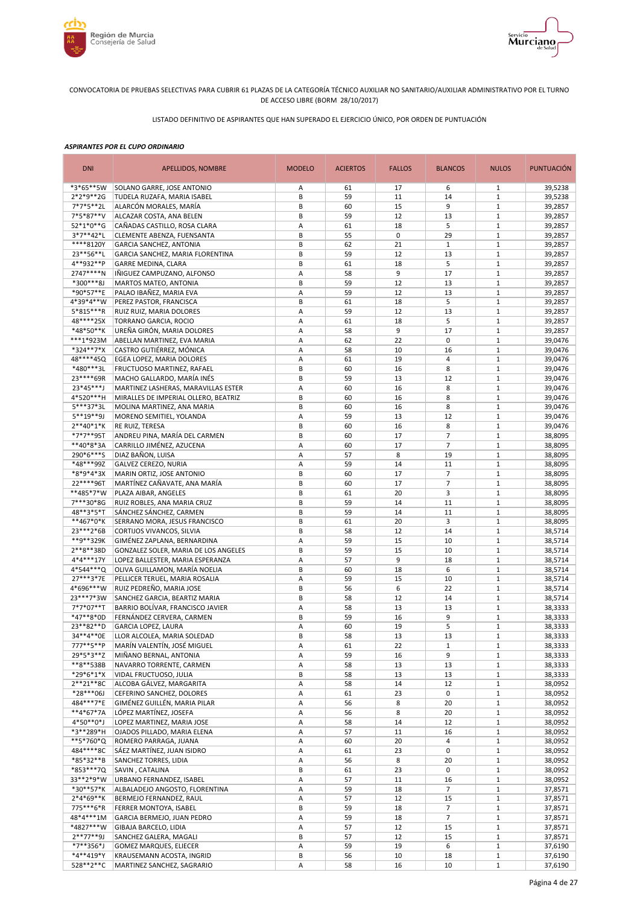CONVOCATORIA DE PRUEBAS SELECTIVAS PARA CUBRIR 61 PLAZAS DE LA CATEGORÍA TÉCNICO AUXILIAR NO SANITARIO/AUXILIAR ADMINISTRATIVO POR EL TURNO DE ACCESO LIBRE (BORM 28/10/2017)

LISTADO DEFINITIVO DE ASPIRANTES QUE HAN SUPERADO EL EJERCICIO ÚNICO, POR ORDEN DE PUNTUACIÓN

***ASPIRANTES POR EL CUPO ORDINARIO***

| DNI | APELLIDOS, NOMBRE | MODELO | ACIERTOS | FALLOS | BLANCOS | NULOS | PUNTUACIÓN |
|---|---|---|---|---|---|---|---|
| *3*65**5W | SOLANO GARRE, JOSE ANTONIO | A | 61 | 17 | 6 | 1 | 39,5238 |
| 2*2*9**2G | TUDELA RUZAFA, MARIA ISABEL | B | 59 | 11 | 14 | 1 | 39,5238 |
| 7*7*5**2L | ALARCÓN MORALES, MARÍA | B | 60 | 15 | 9 | 1 | 39,2857 |
| 7*5*87**V | ALCAZAR COSTA, ANA BELEN | B | 59 | 12 | 13 | 1 | 39,2857 |
| 52*1*0**G | CAÑADAS CASTILLO, ROSA CLARA | A | 61 | 18 | 5 | 1 | 39,2857 |
| 3*7**42*L | CLEMENTE ABENZA, FUENSANTA | B | 55 | 0 | 29 | 1 | 39,2857 |
| ****8120Y | GARCIA SANCHEZ, ANTONIA | B | 62 | 21 | 1 | 1 | 39,2857 |
| 23**56**L | GARCIA SANCHEZ, MARIA FLORENTINA | B | 59 | 12 | 13 | 1 | 39,2857 |
| 4**932**P | GARRE MEDINA, CLARA | B | 61 | 18 | 5 | 1 | 39,2857 |
| 2747****N | IÑIGUEZ CAMPUZANO, ALFONSO | A | 58 | 9 | 17 | 1 | 39,2857 |
| *300***8J | MARTOS MATEO, ANTONIA | B | 59 | 12 | 13 | 1 | 39,2857 |
| *90*57**E | PALAO IBAÑEZ, MARIA EVA | A | 59 | 12 | 13 | 1 | 39,2857 |
| 4*39*4**W | PEREZ PASTOR, FRANCISCA | B | 61 | 18 | 5 | 1 | 39,2857 |
| 5*815***R | RUIZ RUIZ, MARIA DOLORES | A | 59 | 12 | 13 | 1 | 39,2857 |
| 48****25X | TORRANO GARCIA, ROCIO | A | 61 | 18 | 5 | 1 | 39,2857 |
| *48*50**K | UREÑA GIRÓN, MARIA DOLORES | A | 58 | 9 | 17 | 1 | 39,2857 |
| ***1*923M | ABELLAN MARTINEZ, EVA MARIA | A | 62 | 22 | 0 | 1 | 39,0476 |
| *324**7*X | CASTRO GUTIÉRREZ, MÓNICA | A | 58 | 10 | 16 | 1 | 39,0476 |
| 48****45Q | EGEA LOPEZ, MARIA DOLORES | A | 61 | 19 | 4 | 1 | 39,0476 |
| *480***3L | FRUCTUOSO MARTINEZ, RAFAEL | B | 60 | 16 | 8 | 1 | 39,0476 |
| 23****69R | MACHO GALLARDO, MARÍA INÉS | B | 59 | 13 | 12 | 1 | 39,0476 |
| 23*45***J | MARTINEZ LASHERAS, MARAVILLAS ESTER | A | 60 | 16 | 8 | 1 | 39,0476 |
| 4*520***H | MIRALLES DE IMPERIAL OLLERO, BEATRIZ | B | 60 | 16 | 8 | 1 | 39,0476 |
| 5***37*3L | MOLINA MARTINEZ, ANA MARIA | B | 60 | 16 | 8 | 1 | 39,0476 |
| 5**19**9J | MORENO SEMITIEL, YOLANDA | A | 59 | 13 | 12 | 1 | 39,0476 |
| 2**40*1*K | RE RUIZ, TERESA | B | 60 | 16 | 8 | 1 | 39,0476 |
| *7*7**95T | ANDREU PINA, MARÍA DEL CARMEN | B | 60 | 17 | 7 | 1 | 38,8095 |
| **40*8*3A | CARRILLO JIMÉNEZ, AZUCENA | A | 60 | 17 | 7 | 1 | 38,8095 |
| 290*6***S | DIAZ BAÑON, LUISA | A | 57 | 8 | 19 | 1 | 38,8095 |
| *48***99Z | GALVEZ CEREZO, NURIA | A | 59 | 14 | 11 | 1 | 38,8095 |
| *8*9*4*3X | MARIN ORTIZ, JOSE ANTONIO | B | 60 | 17 | 7 | 1 | 38,8095 |
| 22****96T | MARTÍNEZ CAÑAVATE, ANA MARÍA | B | 60 | 17 | 7 | 1 | 38,8095 |
| **485*7*W | PLAZA AIBAR, ANGELES | B | 61 | 20 | 3 | 1 | 38,8095 |
| 7***30*8G | RUIZ ROBLES, ANA MARIA CRUZ | B | 59 | 14 | 11 | 1 | 38,8095 |
| 48**3*5*T | SÁNCHEZ SÁNCHEZ, CARMEN | B | 59 | 14 | 11 | 1 | 38,8095 |
| **467*0*K | SERRANO MORA, JESUS FRANCISCO | B | 61 | 20 | 3 | 1 | 38,8095 |
| 23***2*6B | CORTIJOS VIVANCOS, SILVIA | B | 58 | 12 | 14 | 1 | 38,5714 |
| **9**329K | GIMÉNEZ ZAPLANA, BERNARDINA | A | 59 | 15 | 10 | 1 | 38,5714 |
| 2**8**38D | GONZALEZ SOLER, MARIA DE LOS ANGELES | B | 59 | 15 | 10 | 1 | 38,5714 |
| 4*4***17Y | LOPEZ BALLESTER, MARIA ESPERANZA | A | 57 | 9 | 18 | 1 | 38,5714 |
| 4*544***Q | OLIVA GUILLAMON, MARÍA NOELIA | B | 60 | 18 | 6 | 1 | 38,5714 |
| 27***3*7E | PELLICER TERUEL, MARIA ROSALIA | A | 59 | 15 | 10 | 1 | 38,5714 |
| 4*696***W | RUIZ PEDREÑO, MARIA JOSE | B | 56 | 6 | 22 | 1 | 38,5714 |
| 23***7*3W | SANCHEZ GARCIA, BEATRIZ MARIA | B | 58 | 12 | 14 | 1 | 38,5714 |
| 7*7*07**T | BARRIO BOLÍVAR, FRANCISCO JAVIER | A | 58 | 13 | 13 | 1 | 38,3333 |
| *47**8*0D | FERNÁNDEZ CERVERA, CARMEN | B | 59 | 16 | 9 | 1 | 38,3333 |
| 23**82**D | GARCIA LOPEZ, LAURA | A | 60 | 19 | 5 | 1 | 38,3333 |
| 34**4**0E | LLOR ALCOLEA, MARIA SOLEDAD | B | 58 | 13 | 13 | 1 | 38,3333 |
| 777**5**P | MARÍN VALENTÍN, JOSÉ MIGUEL | A | 61 | 22 | 1 | 1 | 38,3333 |
| 29*5*3**Z | MIÑANO BERNAL, ANTONIA | A | 59 | 16 | 9 | 1 | 38,3333 |
| **8**538B | NAVARRO TORRENTE, CARMEN | A | 58 | 13 | 13 | 1 | 38,3333 |
| *29*6*1*X | VIDAL FRUCTUOSO, JULIA | B | 58 | 13 | 13 | 1 | 38,3333 |
| 2**21**8C | ALCOBA GÁLVEZ, MARGARITA | A | 58 | 14 | 12 | 1 | 38,0952 |
| *28***06J | CEFERINO SANCHEZ, DOLORES | A | 61 | 23 | 0 | 1 | 38,0952 |
| 484***7*E | GIMÉNEZ GUILLÉN, MARIA PILAR | A | 56 | 8 | 20 | 1 | 38,0952 |
| **4*67*7A | LÓPEZ MARTÍNEZ, JOSEFA | A | 56 | 8 | 20 | 1 | 38,0952 |
| 4*50**0*J | LOPEZ MARTINEZ, MARIA JOSE | A | 58 | 14 | 12 | 1 | 38,0952 |
| *3**289*H | OJADOS PILLADO, MARIA ELENA | A | 57 | 11 | 16 | 1 | 38,0952 |
| **5*760*Q | ROMERO PARRAGA, JUANA | A | 60 | 20 | 4 | 1 | 38,0952 |
| 484****8C | SÁEZ MARTÍNEZ, JUAN ISIDRO | A | 61 | 23 | 0 | 1 | 38,0952 |
| *85*32**B | SANCHEZ TORRES, LIDIA | A | 56 | 8 | 20 | 1 | 38,0952 |
| *853***7Q | SAVIN , CATALINA | B | 61 | 23 | 0 | 1 | 38,0952 |
| 33**2*9*W | URBANO FERNANDEZ, ISABEL | A | 57 | 11 | 16 | 1 | 38,0952 |
| *30**57*K | ALBALADEJO ANGOSTO, FLORENTINA | A | 59 | 18 | 7 | 1 | 37,8571 |
| 2*4*69**K | BERMEJO FERNANDEZ, RAUL | A | 57 | 12 | 15 | 1 | 37,8571 |
| 775***6*R | FERRER MONTOYA, ISABEL | B | 59 | 18 | 7 | 1 | 37,8571 |
| 48*4***1M | GARCIA BERMEJO, JUAN PEDRO | A | 59 | 18 | 7 | 1 | 37,8571 |
| *4827***W | GIBAJA BARCELO, LIDIA | A | 57 | 12 | 15 | 1 | 37,8571 |
| 2**77**9J | SANCHEZ GALERA, MAGALI | B | 57 | 12 | 15 | 1 | 37,8571 |
| *7**356*J | GOMEZ MARQUES, ELIECER | A | 59 | 19 | 6 | 1 | 37,6190 |
| *4**419*Y | KRAUSEMANN ACOSTA, INGRID | B | 56 | 10 | 18 | 1 | 37,6190 |
| 528**2**C | MARTINEZ SANCHEZ, SAGRARIO | A | 58 | 16 | 10 | 1 | 37,6190 |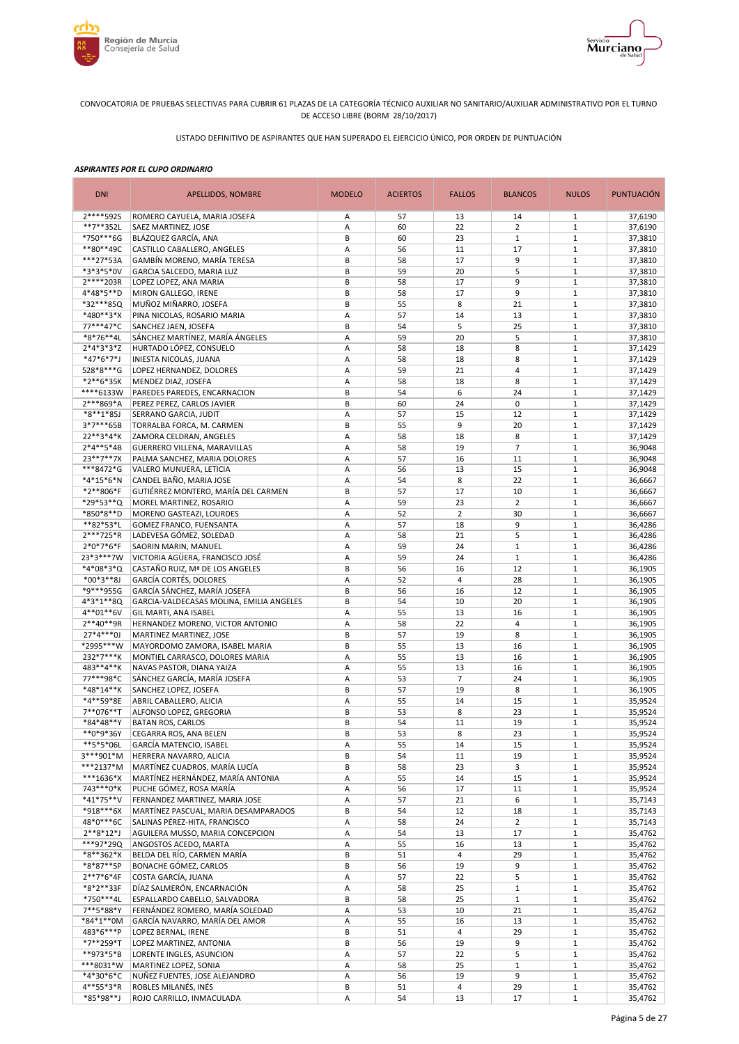CONVOCATORIA DE PRUEBAS SELECTIVAS PARA CUBRIR 61 PLAZAS DE LA CATEGORÍA TÉCNICO AUXILIAR NO SANITARIO/AUXILIAR ADMINISTRATIVO POR EL TURNO DE ACCESO LIBRE (BORM 28/10/2017)

LISTADO DEFINITIVO DE ASPIRANTES QUE HAN SUPERADO EL EJERCICIO ÚNICO, POR ORDEN DE PUNTUACIÓN

***ASPIRANTES POR EL CUPO ORDINARIO***

| DNI | APELLIDOS, NOMBRE | MODELO | ACIERTOS | FALLOS | BLANCOS | NULOS | PUNTUACIÓN |
|---|---|---|---|---|---|---|---|
| 2****592S | ROMERO CAYUELA, MARIA JOSEFA | A | 57 | 13 | 14 | 1 | 37,6190 |
| **7**352L | SAEZ MARTINEZ, JOSE | A | 60 | 22 | 2 | 1 | 37,6190 |
| *750***6G | BLÁZQUEZ GARCÍA, ANA | B | 60 | 23 | 1 | 1 | 37,3810 |
| **80**49C | CASTILLO CABALLERO, ANGELES | A | 56 | 11 | 17 | 1 | 37,3810 |
| ***27*53A | GAMBÍN MORENO, MARÍA TERESA | B | 58 | 17 | 9 | 1 | 37,3810 |
| *3*3*5*0V | GARCIA SALCEDO, MARIA LUZ | B | 59 | 20 | 5 | 1 | 37,3810 |
| 2****203R | LOPEZ LOPEZ, ANA MARIA | B | 58 | 17 | 9 | 1 | 37,3810 |
| 4*48*5**D | MIRON GALLEGO, IRENE | B | 58 | 17 | 9 | 1 | 37,3810 |
| *32***85Q | MUÑOZ MIÑARRO, JOSEFA | B | 55 | 8 | 21 | 1 | 37,3810 |
| *480**3*X | PINA NICOLAS, ROSARIO MARIA | A | 57 | 14 | 13 | 1 | 37,3810 |
| 77***47*C | SANCHEZ JAEN, JOSEFA | B | 54 | 5 | 25 | 1 | 37,3810 |
| *8*76**4L | SÁNCHEZ MARTÍNEZ, MARÍA ÁNGELES | A | 59 | 20 | 5 | 1 | 37,3810 |
| 2*4*3*3*Z | HURTADO LÓPEZ, CONSUELO | A | 58 | 18 | 8 | 1 | 37,1429 |
| *47*6*7*J | INIESTA NICOLAS, JUANA | A | 58 | 18 | 8 | 1 | 37,1429 |
| 528*8***G | LOPEZ HERNANDEZ, DOLORES | A | 59 | 21 | 4 | 1 | 37,1429 |
| *2**6*35K | MENDEZ DIAZ, JOSEFA | A | 58 | 18 | 8 | 1 | 37,1429 |
| ****6133W | PAREDES PAREDES, ENCARNACION | B | 54 | 6 | 24 | 1 | 37,1429 |
| 2***869*A | PEREZ PEREZ, CARLOS JAVIER | B | 60 | 24 | 0 | 1 | 37,1429 |
| *8**1*85J | SERRANO GARCIA, JUDIT | A | 57 | 15 | 12 | 1 | 37,1429 |
| 3*7***65B | TORRALBA FORCA, M. CARMEN | B | 55 | 9 | 20 | 1 | 37,1429 |
| 22**3*4*K | ZAMORA CELDRAN, ANGELES | A | 58 | 18 | 8 | 1 | 37,1429 |
| 2*4**5*4B | GUERRERO VILLENA, MARAVILLAS | A | 58 | 19 | 7 | 1 | 36,9048 |
| 23**7**7X | PALMA SANCHEZ, MARIA DOLORES | A | 57 | 16 | 11 | 1 | 36,9048 |
| ***8472*G | VALERO MUNUERA, LETICIA | A | 56 | 13 | 15 | 1 | 36,9048 |
| *4*15*6*N | CANDEL BAÑO, MARIA JOSE | A | 54 | 8 | 22 | 1 | 36,6667 |
| *2**806*F | GUTIÉRREZ MONTERO, MARÍA DEL CARMEN | B | 57 | 17 | 10 | 1 | 36,6667 |
| *29*53**Q | MOREL MARTINEZ, ROSARIO | A | 59 | 23 | 2 | 1 | 36,6667 |
| *850*8**D | MORENO GASTEAZI, LOURDES | A | 52 | 2 | 30 | 1 | 36,6667 |
| **82*53*L | GOMEZ FRANCO, FUENSANTA | A | 57 | 18 | 9 | 1 | 36,4286 |
| 2***725*R | LADEVESA GÓMEZ, SOLEDAD | A | 58 | 21 | 5 | 1 | 36,4286 |
| 2*0*7*6*F | SAORIN MARIN, MANUEL | A | 59 | 24 | 1 | 1 | 36,4286 |
| 23*3***7W | VICTORIA AGÜERA, FRANCISCO JOSÉ | A | 59 | 24 | 1 | 1 | 36,4286 |
| *4*08*3*Q | CASTAÑO RUIZ, Mª DE LOS ANGELES | B | 56 | 16 | 12 | 1 | 36,1905 |
| *00*3**8J | GARCÍA CORTÉS, DOLORES | A | 52 | 4 | 28 | 1 | 36,1905 |
| *9***955G | GARCÍA SÁNCHEZ, MARÍA JOSEFA | B | 56 | 16 | 12 | 1 | 36,1905 |
| 4*3*1**8Q | GARCIA-VALDECASAS MOLINA, EMILIA ANGELES | B | 54 | 10 | 20 | 1 | 36,1905 |
| 4**01**6V | GIL MARTI, ANA ISABEL | A | 55 | 13 | 16 | 1 | 36,1905 |
| 2**40**9R | HERNANDEZ MORENO, VICTOR ANTONIO | A | 58 | 22 | 4 | 1 | 36,1905 |
| 27*4***0J | MARTINEZ MARTINEZ, JOSE | B | 57 | 19 | 8 | 1 | 36,1905 |
| *2995***W | MAYORDOMO ZAMORA, ISABEL MARIA | B | 55 | 13 | 16 | 1 | 36,1905 |
| 232*7***K | MONTIEL CARRASCO, DOLORES MARIA | A | 55 | 13 | 16 | 1 | 36,1905 |
| 483**4**K | NAVAS PASTOR, DIANA YAIZA | A | 55 | 13 | 16 | 1 | 36,1905 |
| 77***98*C | SÁNCHEZ GARCÍA, MARÍA JOSEFA | A | 53 | 7 | 24 | 1 | 36,1905 |
| *48*14**K | SANCHEZ LOPEZ, JOSEFA | B | 57 | 19 | 8 | 1 | 36,1905 |
| *4**59*8E | ABRIL CABALLERO, ALICIA | A | 55 | 14 | 15 | 1 | 35,9524 |
| 7**076**T | ALFONSO LOPEZ, GREGORIA | B | 53 | 8 | 23 | 1 | 35,9524 |
| *84*48**Y | BATAN ROS, CARLOS | B | 54 | 11 | 19 | 1 | 35,9524 |
| **0*9*36Y | CEGARRA ROS, ANA BELEN | B | 53 | 8 | 23 | 1 | 35,9524 |
| **5*5*06L | GARCÍA MATENCIO, ISABEL | A | 55 | 14 | 15 | 1 | 35,9524 |
| 3***901*M | HERRERA NAVARRO, ALICIA | B | 54 | 11 | 19 | 1 | 35,9524 |
| ***2137*M | MARTÍNEZ CUADROS, MARÍA LUCÍA | B | 58 | 23 | 3 | 1 | 35,9524 |
| ***1636*X | MARTÍNEZ HERNÁNDEZ, MARÍA ANTONIA | A | 55 | 14 | 15 | 1 | 35,9524 |
| 743***0*K | PUCHE GÓMEZ, ROSA MARÍA | A | 56 | 17 | 11 | 1 | 35,9524 |
| *41*75**V | FERNANDEZ MARTINEZ, MARIA JOSE | A | 57 | 21 | 6 | 1 | 35,7143 |
| *918***6X | MARTÍNEZ PASCUAL, MARIA DESAMPARADOS | B | 54 | 12 | 18 | 1 | 35,7143 |
| 48*0***6C | SALINAS PÉREZ-HITA, FRANCISCO | A | 58 | 24 | 2 | 1 | 35,7143 |
| 2**8*12*J | AGUILERA MUSSO, MARIA CONCEPCION | A | 54 | 13 | 17 | 1 | 35,4762 |
| ***97*29Q | ANGOSTOS ACEDO, MARTA | A | 55 | 16 | 13 | 1 | 35,4762 |
| *8**362*X | BELDA DEL RÍO, CARMEN MARÍA | B | 51 | 4 | 29 | 1 | 35,4762 |
| *8*87**5P | BONACHE GÓMEZ, CARLOS | B | 56 | 19 | 9 | 1 | 35,4762 |
| 2**7*6*4F | COSTA GARCÍA, JUANA | A | 57 | 22 | 5 | 1 | 35,4762 |
| *8*2**33F | DÍAZ SALMERÓN, ENCARNACIÓN | A | 58 | 25 | 1 | 1 | 35,4762 |
| *750***4L | ESPALLARDO CABELLO, SALVADORA | B | 58 | 25 | 1 | 1 | 35,4762 |
| 7**5*88*Y | FERNÁNDEZ ROMERO, MARÍA SOLEDAD | A | 53 | 10 | 21 | 1 | 35,4762 |
| *84*1**0M | GARCÍA NAVARRO, MARÍA DEL AMOR | A | 55 | 16 | 13 | 1 | 35,4762 |
| 483*6***P | LOPEZ BERNAL, IRENE | B | 51 | 4 | 29 | 1 | 35,4762 |
| *7**259*T | LOPEZ MARTINEZ, ANTONIA | B | 56 | 19 | 9 | 1 | 35,4762 |
| **973*5*B | LORENTE INGLES, ASUNCION | A | 57 | 22 | 5 | 1 | 35,4762 |
| ***8031*W | MARTINEZ LOPEZ, SONIA | A | 58 | 25 | 1 | 1 | 35,4762 |
| *4*30*6*C | NUÑEZ FUENTES, JOSE ALEJANDRO | A | 56 | 19 | 9 | 1 | 35,4762 |
| 4**55*3*R | ROBLES MILANÉS, INÉS | B | 51 | 4 | 29 | 1 | 35,4762 |
| *85*98**J | ROJO CARRILLO, INMACULADA | A | 54 | 13 | 17 | 1 | 35,4762 |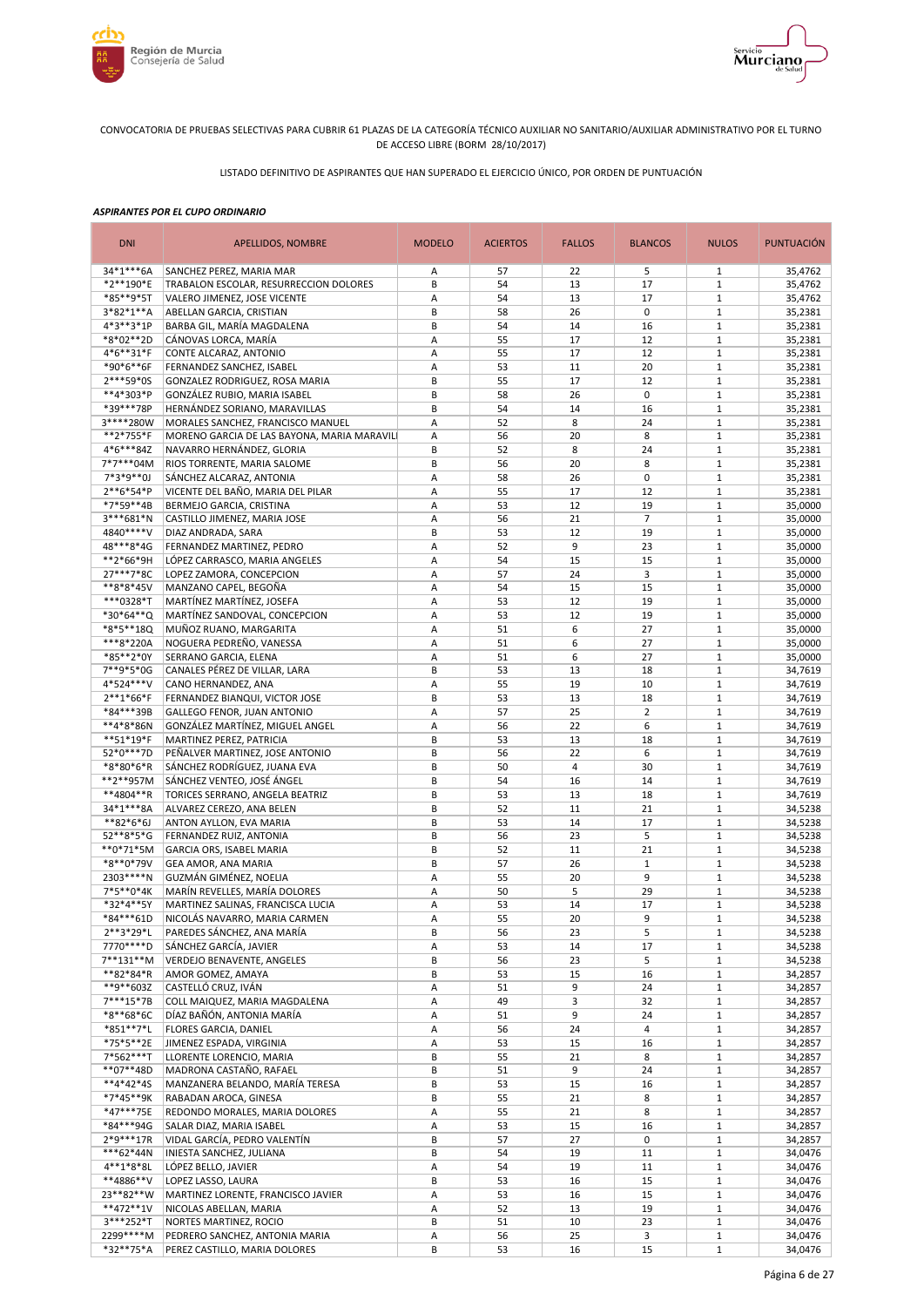CONVOCATORIA DE PRUEBAS SELECTIVAS PARA CUBRIR 61 PLAZAS DE LA CATEGORÍA TÉCNICO AUXILIAR NO SANITARIO/AUXILIAR ADMINISTRATIVO POR EL TURNO DE ACCESO LIBRE (BORM 28/10/2017)

LISTADO DEFINITIVO DE ASPIRANTES QUE HAN SUPERADO EL EJERCICIO ÚNICO, POR ORDEN DE PUNTUACIÓN

***ASPIRANTES POR EL CUPO ORDINARIO***

| DNI | APELLIDOS, NOMBRE | MODELO | ACIERTOS | FALLOS | BLANCOS | NULOS | PUNTUACIÓN |
|---|---|---|---|---|---|---|---|
| 34*1***6A | SANCHEZ PEREZ, MARIA MAR | A | 57 | 22 | 5 | 1 | 35,4762 |
| *2**190*E | TRABALON ESCOLAR, RESURRECCION DOLORES | B | 54 | 13 | 17 | 1 | 35,4762 |
| *85**9*5T | VALERO JIMENEZ, JOSE VICENTE | A | 54 | 13 | 17 | 1 | 35,4762 |
| 3*82*1**A | ABELLAN GARCIA, CRISTIAN | B | 58 | 26 | 0 | 1 | 35,2381 |
| 4*3**3*1P | BARBA GIL, MARÍA MAGDALENA | B | 54 | 14 | 16 | 1 | 35,2381 |
| *8*02**2D | CÁNOVAS LORCA, MARÍA | A | 55 | 17 | 12 | 1 | 35,2381 |
| 4*6**31*F | CONTE ALCARAZ, ANTONIO | A | 55 | 17 | 12 | 1 | 35,2381 |
| *90*6**6F | FERNANDEZ SANCHEZ, ISABEL | A | 53 | 11 | 20 | 1 | 35,2381 |
| 2***59*0S | GONZALEZ RODRIGUEZ, ROSA MARIA | B | 55 | 17 | 12 | 1 | 35,2381 |
| **4*303*P | GONZÁLEZ RUBIO, MARIA ISABEL | B | 58 | 26 | 0 | 1 | 35,2381 |
| *39***78P | HERNÁNDEZ SORIANO, MARAVILLAS | B | 54 | 14 | 16 | 1 | 35,2381 |
| 3****280W | MORALES SANCHEZ, FRANCISCO MANUEL | A | 52 | 8 | 24 | 1 | 35,2381 |
| **2*755*F | MORENO GARCIA DE LAS BAYONA, MARIA MARAVILL | A | 56 | 20 | 8 | 1 | 35,2381 |
| 4*6***84Z | NAVARRO HERNÁNDEZ, GLORIA | B | 52 | 8 | 24 | 1 | 35,2381 |
| 7*7***04M | RIOS TORRENTE, MARIA SALOME | B | 56 | 20 | 8 | 1 | 35,2381 |
| 7*3*9**0J | SÁNCHEZ ALCARAZ, ANTONIA | A | 58 | 26 | 0 | 1 | 35,2381 |
| 2**6*54*P | VICENTE DEL BAÑO, MARIA DEL PILAR | A | 55 | 17 | 12 | 1 | 35,2381 |
| *7*59**4B | BERMEJO GARCIA, CRISTINA | A | 53 | 12 | 19 | 1 | 35,0000 |
| 3***681*N | CASTILLO JIMENEZ, MARIA JOSE | A | 56 | 21 | 7 | 1 | 35,0000 |
| 4840****V | DIAZ ANDRADA, SARA | B | 53 | 12 | 19 | 1 | 35,0000 |
| 48***8*4G | FERNANDEZ MARTINEZ, PEDRO | A | 52 | 9 | 23 | 1 | 35,0000 |
| **2*66*9H | LÓPEZ CARRASCO, MARIA ANGELES | A | 54 | 15 | 15 | 1 | 35,0000 |
| 27***7*8C | LOPEZ ZAMORA, CONCEPCION | A | 57 | 24 | 3 | 1 | 35,0000 |
| **8*8*45V | MANZANO CAPEL, BEGOÑA | A | 54 | 15 | 15 | 1 | 35,0000 |
| ***0328*T | MARTÍNEZ MARTÍNEZ, JOSEFA | A | 53 | 12 | 19 | 1 | 35,0000 |
| *30*64**Q | MARTÍNEZ SANDOVAL, CONCEPCION | A | 53 | 12 | 19 | 1 | 35,0000 |
| *8*5**18Q | MUÑOZ RUANO, MARGARITA | A | 51 | 6 | 27 | 1 | 35,0000 |
| ***8*220A | NOGUERA PEDREÑO, VANESSA | A | 51 | 6 | 27 | 1 | 35,0000 |
| *85**2*0Y | SERRANO GARCIA, ELENA | A | 51 | 6 | 27 | 1 | 35,0000 |
| 7**9*5*0G | CANALES PÉREZ DE VILLAR, LARA | B | 53 | 13 | 18 | 1 | 34,7619 |
| 4*524***V | CANO HERNANDEZ, ANA | A | 55 | 19 | 10 | 1 | 34,7619 |
| 2**1*66*F | FERNANDEZ BIANQUI, VICTOR JOSE | B | 53 | 13 | 18 | 1 | 34,7619 |
| *84***39B | GALLEGO FENOR, JUAN ANTONIO | A | 57 | 25 | 2 | 1 | 34,7619 |
| **4*8*86N | GONZÁLEZ MARTÍNEZ, MIGUEL ANGEL | A | 56 | 22 | 6 | 1 | 34,7619 |
| **51*19*F | MARTINEZ PEREZ, PATRICIA | B | 53 | 13 | 18 | 1 | 34,7619 |
| 52*0***7D | PEÑALVER MARTINEZ, JOSE ANTONIO | B | 56 | 22 | 6 | 1 | 34,7619 |
| *8*80*6*R | SÁNCHEZ RODRÍGUEZ, JUANA EVA | B | 50 | 4 | 30 | 1 | 34,7619 |
| **2**957M | SÁNCHEZ VENTEO, JOSÉ ÁNGEL | B | 54 | 16 | 14 | 1 | 34,7619 |
| **4804**R | TORICES SERRANO, ANGELA BEATRIZ | B | 53 | 13 | 18 | 1 | 34,7619 |
| 34*1***8A | ALVAREZ CEREZO, ANA BELEN | B | 52 | 11 | 21 | 1 | 34,5238 |
| **82*6*6J | ANTON AYLLON, EVA MARIA | B | 53 | 14 | 17 | 1 | 34,5238 |
| 52**8*5*G | FERNANDEZ RUIZ, ANTONIA | B | 56 | 23 | 5 | 1 | 34,5238 |
| **0*71*5M | GARCIA ORS, ISABEL MARIA | B | 52 | 11 | 21 | 1 | 34,5238 |
| *8**0*79V | GEA AMOR, ANA MARIA | B | 57 | 26 | 1 | 1 | 34,5238 |
| 2303****N | GUZMÁN GIMÉNEZ, NOELIA | A | 55 | 20 | 9 | 1 | 34,5238 |
| 7*5**0*4K | MARÍN REVELLES, MARÍA DOLORES | A | 50 | 5 | 29 | 1 | 34,5238 |
| *32*4**5Y | MARTINEZ SALINAS, FRANCISCA LUCIA | A | 53 | 14 | 17 | 1 | 34,5238 |
| *84***61D | NICOLÁS NAVARRO, MARIA CARMEN | A | 55 | 20 | 9 | 1 | 34,5238 |
| 2**3*29*L | PAREDES SÁNCHEZ, ANA MARÍA | B | 56 | 23 | 5 | 1 | 34,5238 |
| 7770****D | SÁNCHEZ GARCÍA, JAVIER | A | 53 | 14 | 17 | 1 | 34,5238 |
| 7**131**M | VERDEJO BENAVENTE, ANGELES | B | 56 | 23 | 5 | 1 | 34,5238 |
| **82*84*R | AMOR GOMEZ, AMAYA | B | 53 | 15 | 16 | 1 | 34,2857 |
| **9**603Z | CASTELLÓ CRUZ, IVÁN | A | 51 | 9 | 24 | 1 | 34,2857 |
| 7***15*7B | COLL MAIQUEZ, MARIA MAGDALENA | A | 49 | 3 | 32 | 1 | 34,2857 |
| *8**68*6C | DÍAZ BAÑÓN, ANTONIA MARÍA | A | 51 | 9 | 24 | 1 | 34,2857 |
| *851**7*L | FLORES GARCIA, DANIEL | A | 56 | 24 | 4 | 1 | 34,2857 |
| *75*5**2E | JIMENEZ ESPADA, VIRGINIA | A | 53 | 15 | 16 | 1 | 34,2857 |
| 7*562***T | LLORENTE LORENCIO, MARIA | B | 55 | 21 | 8 | 1 | 34,2857 |
| **07**48D | MADRONA CASTAÑO, RAFAEL | B | 51 | 9 | 24 | 1 | 34,2857 |
| **4*42*4S | MANZANERA BELANDO, MARÍA TERESA | B | 53 | 15 | 16 | 1 | 34,2857 |
| *7*45**9K | RABADAN AROCA, GINESA | B | 55 | 21 | 8 | 1 | 34,2857 |
| *47***75E | REDONDO MORALES, MARIA DOLORES | A | 55 | 21 | 8 | 1 | 34,2857 |
| *84***94G | SALAR DIAZ, MARIA ISABEL | A | 53 | 15 | 16 | 1 | 34,2857 |
| 2*9***17R | VIDAL GARCÍA, PEDRO VALENTÍN | B | 57 | 27 | 0 | 1 | 34,2857 |
| ***62*44N | INIESTA SANCHEZ, JULIANA | B | 54 | 19 | 11 | 1 | 34,0476 |
| 4**1*8*8L | LÓPEZ BELLO, JAVIER | A | 54 | 19 | 11 | 1 | 34,0476 |
| **4886**V | LOPEZ LASSO, LAURA | B | 53 | 16 | 15 | 1 | 34,0476 |
| 23**82**W | MARTINEZ LORENTE, FRANCISCO JAVIER | A | 53 | 16 | 15 | 1 | 34,0476 |
| **472**1V | NICOLAS ABELLAN, MARIA | A | 52 | 13 | 19 | 1 | 34,0476 |
| 3***252*T | NORTES MARTINEZ, ROCIO | B | 51 | 10 | 23 | 1 | 34,0476 |
| 2299****M | PEDRERO SANCHEZ, ANTONIA MARIA | A | 56 | 25 | 3 | 1 | 34,0476 |
| *32**75*A | PEREZ CASTILLO, MARIA DOLORES | B | 53 | 16 | 15 | 1 | 34,0476 |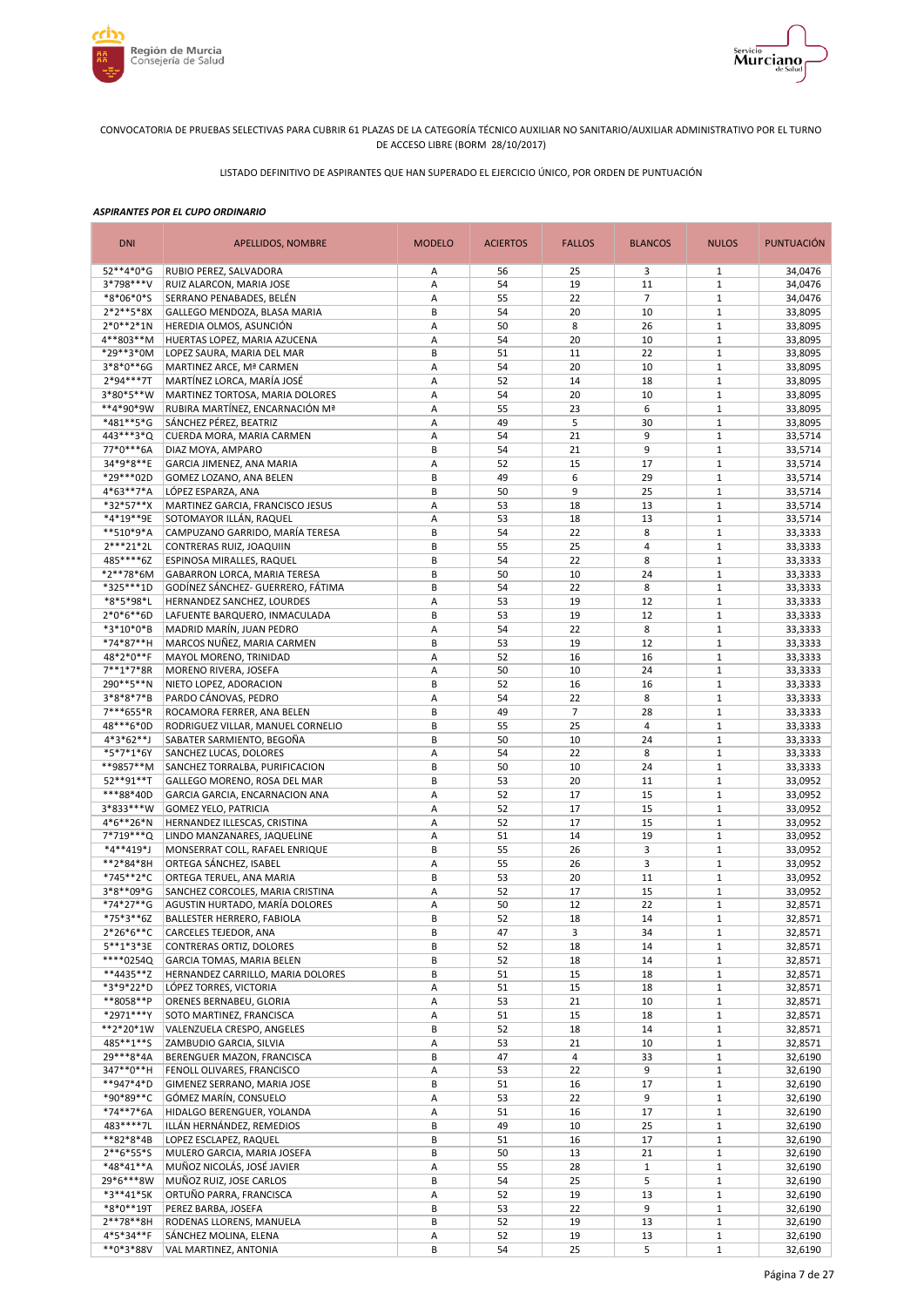CONVOCATORIA DE PRUEBAS SELECTIVAS PARA CUBRIR 61 PLAZAS DE LA CATEGORÍA TÉCNICO AUXILIAR NO SANITARIO/AUXILIAR ADMINISTRATIVO POR EL TURNO DE ACCESO LIBRE (BORM 28/10/2017)

LISTADO DEFINITIVO DE ASPIRANTES QUE HAN SUPERADO EL EJERCICIO ÚNICO, POR ORDEN DE PUNTUACIÓN

***ASPIRANTES POR EL CUPO ORDINARIO***

| DNI | APELLIDOS, NOMBRE | MODELO | ACIERTOS | FALLOS | BLANCOS | NULOS | PUNTUACIÓN |
|---|---|---|---|---|---|---|---|
| 52**4*0*G | RUBIO PEREZ, SALVADORA | A | 56 | 25 | 3 | 1 | 34,0476 |
| 3*798***V | RUIZ ALARCON, MARIA JOSE | A | 54 | 19 | 11 | 1 | 34,0476 |
| *8*06*0*S | SERRANO PENABADES, BELÉN | A | 55 | 22 | 7 | 1 | 34,0476 |
| 2*2**5*8X | GALLEGO MENDOZA, BLASA MARIA | B | 54 | 20 | 10 | 1 | 33,8095 |
| 2*0**2*1N | HEREDIA OLMOS, ASUNCIÓN | A | 50 | 8 | 26 | 1 | 33,8095 |
| 4**803**M | HUERTAS LOPEZ, MARIA AZUCENA | A | 54 | 20 | 10 | 1 | 33,8095 |
| *29**3*0M | LOPEZ SAURA, MARIA DEL MAR | B | 51 | 11 | 22 | 1 | 33,8095 |
| 3*8*0**6G | MARTINEZ ARCE, Mª CARMEN | A | 54 | 20 | 10 | 1 | 33,8095 |
| 2*94***7T | MARTÍNEZ LORCA, MARÍA JOSÉ | A | 52 | 14 | 18 | 1 | 33,8095 |
| 3*80*5**W | MARTINEZ TORTOSA, MARIA DOLORES | A | 54 | 20 | 10 | 1 | 33,8095 |
| **4*90*9W | RUBIRA MARTÍNEZ, ENCARNACIÓN Mª | A | 55 | 23 | 6 | 1 | 33,8095 |
| *481**5*G | SÁNCHEZ PÉREZ, BEATRIZ | A | 49 | 5 | 30 | 1 | 33,8095 |
| 443***3*Q | CUERDA MORA, MARIA CARMEN | A | 54 | 21 | 9 | 1 | 33,5714 |
| 77*0***6A | DIAZ MOYA, AMPARO | B | 54 | 21 | 9 | 1 | 33,5714 |
| 34*9*8**E | GARCIA JIMENEZ, ANA MARIA | A | 52 | 15 | 17 | 1 | 33,5714 |
| *29***02D | GOMEZ LOZANO, ANA BELEN | B | 49 | 6 | 29 | 1 | 33,5714 |
| 4*63**7*A | LÓPEZ ESPARZA, ANA | B | 50 | 9 | 25 | 1 | 33,5714 |
| *32*57**X | MARTINEZ GARCIA, FRANCISCO JESUS | A | 53 | 18 | 13 | 1 | 33,5714 |
| *4*19**9E | SOTOMAYOR ILLÁN, RAQUEL | A | 53 | 18 | 13 | 1 | 33,5714 |
| **510*9*A | CAMPUZANO GARRIDO, MARÍA TERESA | B | 54 | 22 | 8 | 1 | 33,3333 |
| 2***21*2L | CONTRERAS RUIZ, JOAQUIIN | B | 55 | 25 | 4 | 1 | 33,3333 |
| 485****6Z | ESPINOSA MIRALLES, RAQUEL | B | 54 | 22 | 8 | 1 | 33,3333 |
| *2**78*6M | GABARRON LORCA, MARIA TERESA | B | 50 | 10 | 24 | 1 | 33,3333 |
| *325***1D | GODÍNEZ SÁNCHEZ- GUERRERO, FÁTIMA | B | 54 | 22 | 8 | 1 | 33,3333 |
| *8*5*98*L | HERNANDEZ SANCHEZ, LOURDES | A | 53 | 19 | 12 | 1 | 33,3333 |
| 2*0*6**6D | LAFUENTE BARQUERO, INMACULADA | B | 53 | 19 | 12 | 1 | 33,3333 |
| *3*10*0*B | MADRID MARÍN, JUAN PEDRO | A | 54 | 22 | 8 | 1 | 33,3333 |
| *74*87**H | MARCOS NUÑEZ, MARIA CARMEN | B | 53 | 19 | 12 | 1 | 33,3333 |
| 48*2*0**F | MAYOL MORENO, TRINIDAD | A | 52 | 16 | 16 | 1 | 33,3333 |
| 7**1*7*8R | MORENO RIVERA, JOSEFA | A | 50 | 10 | 24 | 1 | 33,3333 |
| 290**5**N | NIETO LOPEZ, ADORACION | B | 52 | 16 | 16 | 1 | 33,3333 |
| 3*8*8*7*B | PARDO CÁNOVAS, PEDRO | A | 54 | 22 | 8 | 1 | 33,3333 |
| 7***655*R | ROCAMORA FERRER, ANA BELEN | B | 49 | 7 | 28 | 1 | 33,3333 |
| 48***6*0D | RODRIGUEZ VILLAR, MANUEL CORNELIO | B | 55 | 25 | 4 | 1 | 33,3333 |
| 4*3*62**J | SABATER SARMIENTO, BEGOÑA | B | 50 | 10 | 24 | 1 | 33,3333 |
| *5*7*1*6Y | SANCHEZ LUCAS, DOLORES | A | 54 | 22 | 8 | 1 | 33,3333 |
| **9857**M | SANCHEZ TORRALBA, PURIFICACION | B | 50 | 10 | 24 | 1 | 33,3333 |
| 52**91**T | GALLEGO MORENO, ROSA DEL MAR | B | 53 | 20 | 11 | 1 | 33,0952 |
| ***88*40D | GARCIA GARCIA, ENCARNACION ANA | A | 52 | 17 | 15 | 1 | 33,0952 |
| 3*833***W | GOMEZ YELO, PATRICIA | A | 52 | 17 | 15 | 1 | 33,0952 |
| 4*6**26*N | HERNANDEZ ILLESCAS, CRISTINA | A | 52 | 17 | 15 | 1 | 33,0952 |
| 7*719***Q | LINDO MANZANARES, JAQUELINE | A | 51 | 14 | 19 | 1 | 33,0952 |
| *4**419*J | MONSERRAT COLL, RAFAEL ENRIQUE | B | 55 | 26 | 3 | 1 | 33,0952 |
| **2*84*8H | ORTEGA SÁNCHEZ, ISABEL | A | 55 | 26 | 3 | 1 | 33,0952 |
| *745**2*C | ORTEGA TERUEL, ANA MARIA | B | 53 | 20 | 11 | 1 | 33,0952 |
| 3*8**09*G | SANCHEZ CORCOLES, MARIA CRISTINA | A | 52 | 17 | 15 | 1 | 33,0952 |
| *74*27**G | AGUSTIN HURTADO, MARÍA DOLORES | A | 50 | 12 | 22 | 1 | 32,8571 |
| *75*3**6Z | BALLESTER HERRERO, FABIOLA | B | 52 | 18 | 14 | 1 | 32,8571 |
| 2*26*6**C | CARCELES TEJEDOR, ANA | B | 47 | 3 | 34 | 1 | 32,8571 |
| 5**1*3*3E | CONTRERAS ORTIZ, DOLORES | B | 52 | 18 | 14 | 1 | 32,8571 |
| ****0254Q | GARCIA TOMAS, MARIA BELEN | B | 52 | 18 | 14 | 1 | 32,8571 |
| **4435**Z | HERNANDEZ CARRILLO, MARIA DOLORES | B | 51 | 15 | 18 | 1 | 32,8571 |
| *3*9*22*D | LÓPEZ TORRES, VICTORIA | A | 51 | 15 | 18 | 1 | 32,8571 |
| **8058**P | ORENES BERNABEU, GLORIA | A | 53 | 21 | 10 | 1 | 32,8571 |
| *2971***Y | SOTO MARTINEZ, FRANCISCA | A | 51 | 15 | 18 | 1 | 32,8571 |
| **2*20*1W | VALENZUELA CRESPO, ANGELES | B | 52 | 18 | 14 | 1 | 32,8571 |
| 485**1**S | ZAMBUDIO GARCIA, SILVIA | A | 53 | 21 | 10 | 1 | 32,8571 |
| 29***8*4A | BERENGUER MAZON, FRANCISCA | B | 47 | 4 | 33 | 1 | 32,6190 |
| 347**0**H | FENOLL OLIVARES, FRANCISCO | A | 53 | 22 | 9 | 1 | 32,6190 |
| **947*4*D | GIMENEZ SERRANO, MARIA JOSE | B | 51 | 16 | 17 | 1 | 32,6190 |
| *90*89**C | GÓMEZ MARÍN, CONSUELO | A | 53 | 22 | 9 | 1 | 32,6190 |
| *74**7*6A | HIDALGO BERENGUER, YOLANDA | A | 51 | 16 | 17 | 1 | 32,6190 |
| 483****7L | ILLÁN HERNÁNDEZ, REMEDIOS | B | 49 | 10 | 25 | 1 | 32,6190 |
| **82*8*4B | LOPEZ ESCLAPEZ, RAQUEL | B | 51 | 16 | 17 | 1 | 32,6190 |
| 2**6*55*S | MULERO GARCIA, MARIA JOSEFA | B | 50 | 13 | 21 | 1 | 32,6190 |
| *48*41**A | MUÑOZ NICOLÁS, JOSÉ JAVIER | A | 55 | 28 | 1 | 1 | 32,6190 |
| 29*6***8W | MUÑOZ RUIZ, JOSE CARLOS | B | 54 | 25 | 5 | 1 | 32,6190 |
| *3**41*5K | ORTUÑO PARRA, FRANCISCA | A | 52 | 19 | 13 | 1 | 32,6190 |
| *8*0**19T | PEREZ BARBA, JOSEFA | B | 53 | 22 | 9 | 1 | 32,6190 |
| 2**78**8H | RODENAS LLORENS, MANUELA | B | 52 | 19 | 13 | 1 | 32,6190 |
| 4*5*34**F | SÁNCHEZ MOLINA, ELENA | A | 52 | 19 | 13 | 1 | 32,6190 |
| **0*3*88V | VAL MARTINEZ, ANTONIA | B | 54 | 25 | 5 | 1 | 32,6190 |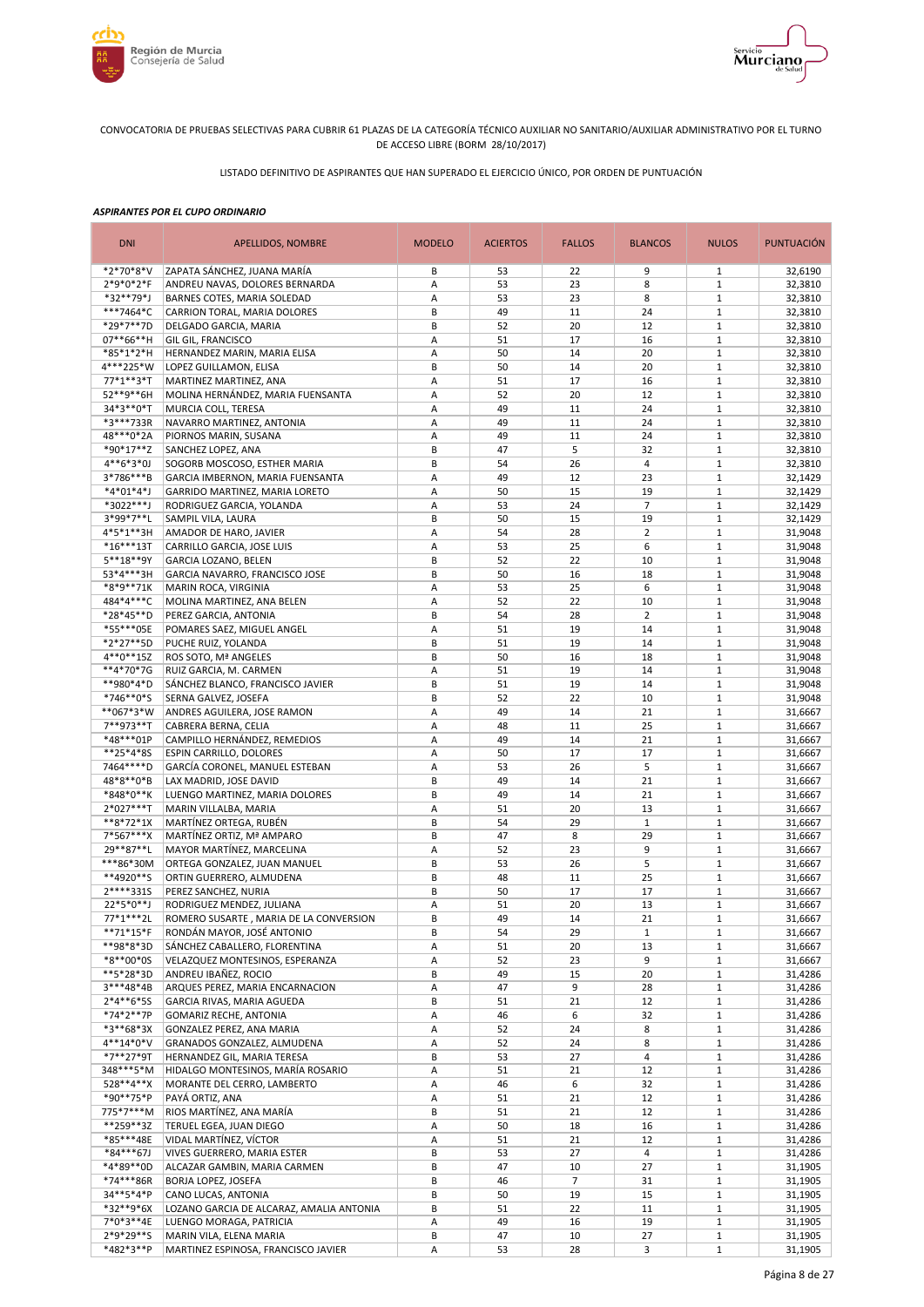CONVOCATORIA DE PRUEBAS SELECTIVAS PARA CUBRIR 61 PLAZAS DE LA CATEGORÍA TÉCNICO AUXILIAR NO SANITARIO/AUXILIAR ADMINISTRATIVO POR EL TURNO DE ACCESO LIBRE (BORM 28/10/2017)

LISTADO DEFINITIVO DE ASPIRANTES QUE HAN SUPERADO EL EJERCICIO ÚNICO, POR ORDEN DE PUNTUACIÓN

***ASPIRANTES POR EL CUPO ORDINARIO***

| DNI | APELLIDOS, NOMBRE | MODELO | ACIERTOS | FALLOS | BLANCOS | NULOS | PUNTUACIÓN |
|---|---|---|---|---|---|---|---|
| *2*70*8*V | ZAPATA SÁNCHEZ, JUANA MARÍA | B | 53 | 22 | 9 | 1 | 32,6190 |
| 2*9*0*2*F | ANDREU NAVAS, DOLORES BERNARDA | A | 53 | 23 | 8 | 1 | 32,3810 |
| *32**79*J | BARNES COTES, MARIA SOLEDAD | A | 53 | 23 | 8 | 1 | 32,3810 |
| ***7464*C | CARRION TORAL, MARIA DOLORES | B | 49 | 11 | 24 | 1 | 32,3810 |
| *29*7**7D | DELGADO GARCIA, MARIA | B | 52 | 20 | 12 | 1 | 32,3810 |
| 07**66**H | GIL GIL, FRANCISCO | A | 51 | 17 | 16 | 1 | 32,3810 |
| *85*1*2*H | HERNANDEZ MARIN, MARIA ELISA | A | 50 | 14 | 20 | 1 | 32,3810 |
| 4***225*W | LOPEZ GUILLAMON, ELISA | B | 50 | 14 | 20 | 1 | 32,3810 |
| 77*1**3*T | MARTINEZ MARTINEZ, ANA | A | 51 | 17 | 16 | 1 | 32,3810 |
| 52**9**6H | MOLINA HERNÁNDEZ, MARIA FUENSANTA | A | 52 | 20 | 12 | 1 | 32,3810 |
| 34*3**0*T | MURCIA COLL, TERESA | A | 49 | 11 | 24 | 1 | 32,3810 |
| *3***733R | NAVARRO MARTINEZ, ANTONIA | A | 49 | 11 | 24 | 1 | 32,3810 |
| 48***0*2A | PIORNOS MARIN, SUSANA | A | 49 | 11 | 24 | 1 | 32,3810 |
| *90*17**Z | SANCHEZ LOPEZ, ANA | B | 47 | 5 | 32 | 1 | 32,3810 |
| 4**6*3*0J | SOGORB MOSCOSO, ESTHER MARIA | B | 54 | 26 | 4 | 1 | 32,3810 |
| 3*786***B | GARCIA IMBERNON, MARIA FUENSANTA | A | 49 | 12 | 23 | 1 | 32,1429 |
| *4*01*4*J | GARRIDO MARTINEZ, MARIA LORETO | A | 50 | 15 | 19 | 1 | 32,1429 |
| *3022***J | RODRIGUEZ GARCIA, YOLANDA | A | 53 | 24 | 7 | 1 | 32,1429 |
| 3*99*7**L | SAMPIL VILA, LAURA | B | 50 | 15 | 19 | 1 | 32,1429 |
| 4*5*1**3H | AMADOR DE HARO, JAVIER | A | 54 | 28 | 2 | 1 | 31,9048 |
| *16***13T | CARRILLO GARCIA, JOSE LUIS | A | 53 | 25 | 6 | 1 | 31,9048 |
| 5**18**9Y | GARCIA LOZANO, BELEN | B | 52 | 22 | 10 | 1 | 31,9048 |
| 53*4***3H | GARCIA NAVARRO, FRANCISCO JOSE | B | 50 | 16 | 18 | 1 | 31,9048 |
| *8*9**71K | MARIN ROCA, VIRGINIA | A | 53 | 25 | 6 | 1 | 31,9048 |
| 484*4***C | MOLINA MARTINEZ, ANA BELEN | A | 52 | 22 | 10 | 1 | 31,9048 |
| *28*45**D | PEREZ GARCIA, ANTONIA | B | 54 | 28 | 2 | 1 | 31,9048 |
| *55***05E | POMARES SAEZ, MIGUEL ANGEL | A | 51 | 19 | 14 | 1 | 31,9048 |
| *2*27**5D | PUCHE RUIZ, YOLANDA | B | 51 | 19 | 14 | 1 | 31,9048 |
| 4**0**15Z | ROS SOTO, Mª ANGELES | B | 50 | 16 | 18 | 1 | 31,9048 |
| **4*70*7G | RUIZ GARCIA, M. CARMEN | A | 51 | 19 | 14 | 1 | 31,9048 |
| **980*4*D | SÁNCHEZ BLANCO, FRANCISCO JAVIER | B | 51 | 19 | 14 | 1 | 31,9048 |
| *746**0*S | SERNA GALVEZ, JOSEFA | B | 52 | 22 | 10 | 1 | 31,9048 |
| **067*3*W | ANDRES AGUILERA, JOSE RAMON | A | 49 | 14 | 21 | 1 | 31,6667 |
| 7**973**T | CABRERA BERNA, CELIA | A | 48 | 11 | 25 | 1 | 31,6667 |
| *48***01P | CAMPILLO HERNÁNDEZ, REMEDIOS | A | 49 | 14 | 21 | 1 | 31,6667 |
| **25*4*8S | ESPIN CARRILLO, DOLORES | A | 50 | 17 | 17 | 1 | 31,6667 |
| 7464****D | GARCÍA CORONEL, MANUEL ESTEBAN | A | 53 | 26 | 5 | 1 | 31,6667 |
| 48*8**0*B | LAX MADRID, JOSE DAVID | B | 49 | 14 | 21 | 1 | 31,6667 |
| *848*0**K | LUENGO MARTINEZ, MARIA DOLORES | B | 49 | 14 | 21 | 1 | 31,6667 |
| 2*027***T | MARIN VILLALBA, MARIA | A | 51 | 20 | 13 | 1 | 31,6667 |
| **8*72*1X | MARTÍNEZ ORTEGA, RUBÉN | B | 54 | 29 | 1 | 1 | 31,6667 |
| 7*567***X | MARTÍNEZ ORTIZ, Mª AMPARO | B | 47 | 8 | 29 | 1 | 31,6667 |
| 29**87**L | MAYOR MARTÍNEZ, MARCELINA | A | 52 | 23 | 9 | 1 | 31,6667 |
| ***86*30M | ORTEGA GONZALEZ, JUAN MANUEL | B | 53 | 26 | 5 | 1 | 31,6667 |
| **4920**S | ORTIN GUERRERO, ALMUDENA | B | 48 | 11 | 25 | 1 | 31,6667 |
| 2****331S | PEREZ SANCHEZ, NURIA | B | 50 | 17 | 17 | 1 | 31,6667 |
| 22*5*0**J | RODRIGUEZ MENDEZ, JULIANA | A | 51 | 20 | 13 | 1 | 31,6667 |
| 77*1***2L | ROMERO SUSARTE , MARIA DE LA CONVERSION | B | 49 | 14 | 21 | 1 | 31,6667 |
| **71*15*F | RONDÁN MAYOR, JOSÉ ANTONIO | B | 54 | 29 | 1 | 1 | 31,6667 |
| **98*8*3D | SÁNCHEZ CABALLERO, FLORENTINA | A | 51 | 20 | 13 | 1 | 31,6667 |
| *8**00*0S | VELAZQUEZ MONTESINOS, ESPERANZA | A | 52 | 23 | 9 | 1 | 31,6667 |
| **5*28*3D | ANDREU IBAÑEZ, ROCIO | B | 49 | 15 | 20 | 1 | 31,4286 |
| 3***48*4B | ARQUES PEREZ, MARIA ENCARNACION | A | 47 | 9 | 28 | 1 | 31,4286 |
| 2*4**6*5S | GARCIA RIVAS, MARIA AGUEDA | B | 51 | 21 | 12 | 1 | 31,4286 |
| *74*2**7P | GOMARIZ RECHE, ANTONIA | A | 46 | 6 | 32 | 1 | 31,4286 |
| *3**68*3X | GONZALEZ PEREZ, ANA MARIA | A | 52 | 24 | 8 | 1 | 31,4286 |
| 4**14*0*V | GRANADOS GONZALEZ, ALMUDENA | A | 52 | 24 | 8 | 1 | 31,4286 |
| *7**27*9T | HERNANDEZ GIL, MARIA TERESA | B | 53 | 27 | 4 | 1 | 31,4286 |
| 348***5*M | HIDALGO MONTESINOS, MARÍA ROSARIO | A | 51 | 21 | 12 | 1 | 31,4286 |
| 528**4**X | MORANTE DEL CERRO, LAMBERTO | A | 46 | 6 | 32 | 1 | 31,4286 |
| *90**75*P | PAYÁ ORTIZ, ANA | A | 51 | 21 | 12 | 1 | 31,4286 |
| 775*7***M | RIOS MARTÍNEZ, ANA MARÍA | B | 51 | 21 | 12 | 1 | 31,4286 |
| **259**3Z | TERUEL EGEA, JUAN DIEGO | A | 50 | 18 | 16 | 1 | 31,4286 |
| *85***48E | VIDAL MARTÍNEZ, VÍCTOR | A | 51 | 21 | 12 | 1 | 31,4286 |
| *84***67J | VIVES GUERRERO, MARIA ESTER | B | 53 | 27 | 4 | 1 | 31,4286 |
| *4*89**0D | ALCAZAR GAMBIN, MARIA CARMEN | B | 47 | 10 | 27 | 1 | 31,1905 |
| *74***86R | BORJA LOPEZ, JOSEFA | B | 46 | 7 | 31 | 1 | 31,1905 |
| 34**5*4*P | CANO LUCAS, ANTONIA | B | 50 | 19 | 15 | 1 | 31,1905 |
| *32**9*6X | LOZANO GARCIA DE ALCARAZ, AMALIA ANTONIA | B | 51 | 22 | 11 | 1 | 31,1905 |
| 7*0*3**4E | LUENGO MORAGA, PATRICIA | A | 49 | 16 | 19 | 1 | 31,1905 |
| 2*9*29**S | MARIN VILA, ELENA MARIA | B | 47 | 10 | 27 | 1 | 31,1905 |
| *482*3**P | MARTINEZ ESPINOSA, FRANCISCO JAVIER | A | 53 | 28 | 3 | 1 | 31,1905 |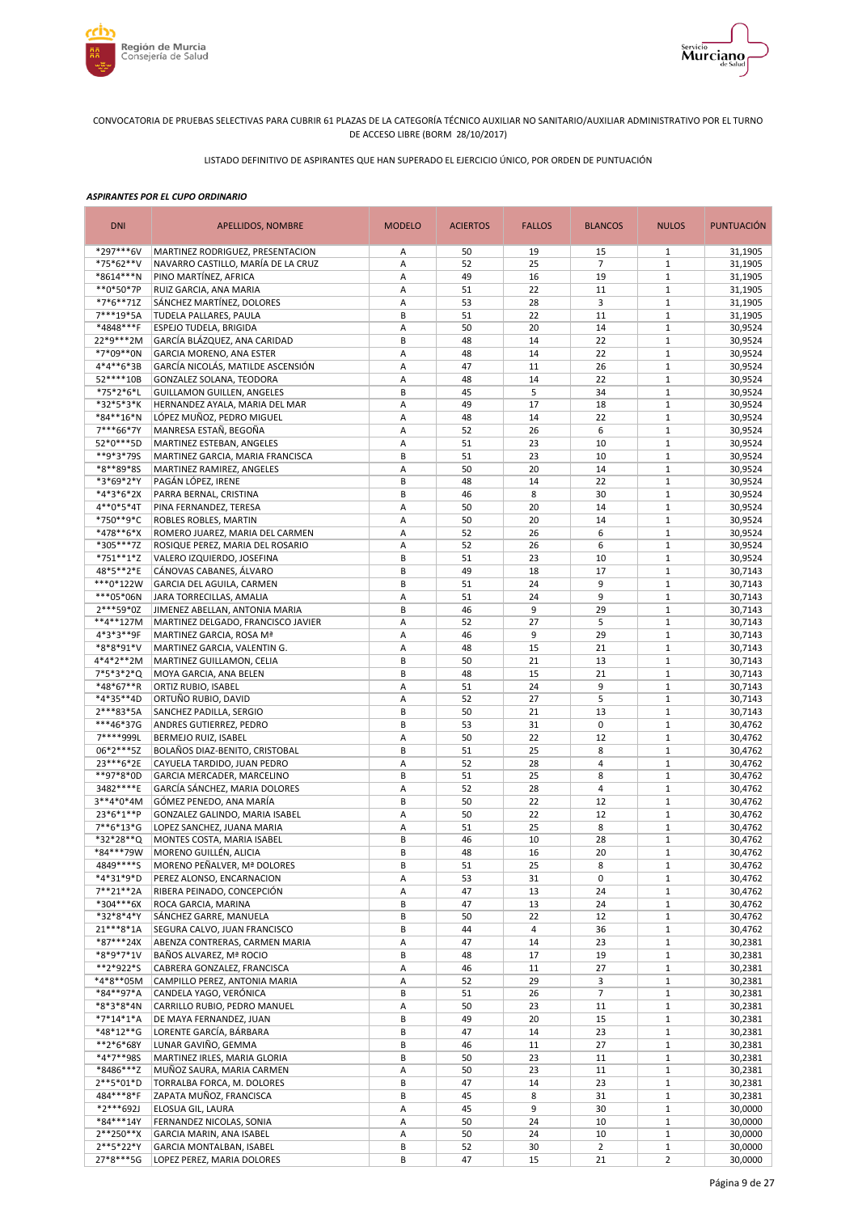CONVOCATORIA DE PRUEBAS SELECTIVAS PARA CUBRIR 61 PLAZAS DE LA CATEGORÍA TÉCNICO AUXILIAR NO SANITARIO/AUXILIAR ADMINISTRATIVO POR EL TURNO DE ACCESO LIBRE (BORM 28/10/2017)

LISTADO DEFINITIVO DE ASPIRANTES QUE HAN SUPERADO EL EJERCICIO ÚNICO, POR ORDEN DE PUNTUACIÓN

***ASPIRANTES POR EL CUPO ORDINARIO***

| DNI | APELLIDOS, NOMBRE | MODELO | ACIERTOS | FALLOS | BLANCOS | NULOS | PUNTUACIÓN |
|---|---|---|---|---|---|---|---|
| *297***6V | MARTINEZ RODRIGUEZ, PRESENTACION | A | 50 | 19 | 15 | 1 | 31,1905 |
| *75*62**V | NAVARRO CASTILLO, MARÍA DE LA CRUZ | A | 52 | 25 | 7 | 1 | 31,1905 |
| *8614***N | PINO MARTÍNEZ, AFRICA | A | 49 | 16 | 19 | 1 | 31,1905 |
| **0*50*7P | RUIZ GARCIA, ANA MARIA | A | 51 | 22 | 11 | 1 | 31,1905 |
| *7*6**71Z | SÁNCHEZ MARTÍNEZ, DOLORES | A | 53 | 28 | 3 | 1 | 31,1905 |
| 7***19*5A | TUDELA PALLARES, PAULA | B | 51 | 22 | 11 | 1 | 31,1905 |
| *4848***F | ESPEJO TUDELA, BRIGIDA | A | 50 | 20 | 14 | 1 | 30,9524 |
| 22*9***2M | GARCÍA BLÁZQUEZ, ANA CARIDAD | B | 48 | 14 | 22 | 1 | 30,9524 |
| *7*09**0N | GARCIA MORENO, ANA ESTER | A | 48 | 14 | 22 | 1 | 30,9524 |
| 4*4**6*3B | GARCÍA NICOLÁS, MATILDE ASCENSIÓN | A | 47 | 11 | 26 | 1 | 30,9524 |
| 52****10B | GONZALEZ SOLANA, TEODORA | A | 48 | 14 | 22 | 1 | 30,9524 |
| *75*2*6*L | GUILLAMON GUILLEN, ANGELES | B | 45 | 5 | 34 | 1 | 30,9524 |
| *32*5*3*K | HERNANDEZ AYALA, MARIA DEL MAR | A | 49 | 17 | 18 | 1 | 30,9524 |
| *84**16*N | LÓPEZ MUÑOZ, PEDRO MIGUEL | A | 48 | 14 | 22 | 1 | 30,9524 |
| 7***66*7Y | MANRESA ESTAÑ, BEGOÑA | A | 52 | 26 | 6 | 1 | 30,9524 |
| 52*0***5D | MARTINEZ ESTEBAN, ANGELES | A | 51 | 23 | 10 | 1 | 30,9524 |
| **9*3*79S | MARTINEZ GARCIA, MARIA FRANCISCA | B | 51 | 23 | 10 | 1 | 30,9524 |
| *8**89*8S | MARTINEZ RAMIREZ, ANGELES | A | 50 | 20 | 14 | 1 | 30,9524 |
| *3*69*2*Y | PAGÁN LÓPEZ, IRENE | B | 48 | 14 | 22 | 1 | 30,9524 |
| *4*3*6*2X | PARRA BERNAL, CRISTINA | B | 46 | 8 | 30 | 1 | 30,9524 |
| 4**0*5*4T | PINA FERNANDEZ, TERESA | A | 50 | 20 | 14 | 1 | 30,9524 |
| *750**9*C | ROBLES ROBLES, MARTIN | A | 50 | 20 | 14 | 1 | 30,9524 |
| *478**6*X | ROMERO JUAREZ, MARIA DEL CARMEN | A | 52 | 26 | 6 | 1 | 30,9524 |
| *305***7Z | ROSIQUE PEREZ, MARIA DEL ROSARIO | A | 52 | 26 | 6 | 1 | 30,9524 |
| *751**1*Z | VALERO IZQUIERDO, JOSEFINA | B | 51 | 23 | 10 | 1 | 30,9524 |
| 48*5**2*E | CÁNOVAS CABANES, ÁLVARO | B | 49 | 18 | 17 | 1 | 30,7143 |
| ***0*122W | GARCIA DEL AGUILA, CARMEN | B | 51 | 24 | 9 | 1 | 30,7143 |
| ***05*06N | JARA TORRECILLAS, AMALIA | A | 51 | 24 | 9 | 1 | 30,7143 |
| 2***59*0Z | JIMENEZ ABELLAN, ANTONIA MARIA | B | 46 | 9 | 29 | 1 | 30,7143 |
| **4**127M | MARTINEZ DELGADO, FRANCISCO JAVIER | A | 52 | 27 | 5 | 1 | 30,7143 |
| 4*3*3**9F | MARTINEZ GARCIA, ROSA Mª | A | 46 | 9 | 29 | 1 | 30,7143 |
| *8*8*91*V | MARTINEZ GARCIA, VALENTIN G. | A | 48 | 15 | 21 | 1 | 30,7143 |
| 4*4*2**2M | MARTINEZ GUILLAMON, CELIA | B | 50 | 21 | 13 | 1 | 30,7143 |
| 7*5*3*2*Q | MOYA GARCIA, ANA BELEN | B | 48 | 15 | 21 | 1 | 30,7143 |
| *48*67**R | ORTIZ RUBIO, ISABEL | A | 51 | 24 | 9 | 1 | 30,7143 |
| *4*35**4D | ORTUÑO RUBIO, DAVID | A | 52 | 27 | 5 | 1 | 30,7143 |
| 2***83*5A | SANCHEZ PADILLA, SERGIO | B | 50 | 21 | 13 | 1 | 30,7143 |
| ***46*37G | ANDRES GUTIERREZ, PEDRO | B | 53 | 31 | 0 | 1 | 30,4762 |
| 7****999L | BERMEJO RUIZ, ISABEL | A | 50 | 22 | 12 | 1 | 30,4762 |
| 06*2***5Z | BOLAÑOS DIAZ-BENITO, CRISTOBAL | B | 51 | 25 | 8 | 1 | 30,4762 |
| 23***6*2E | CAYUELA TARDIDO, JUAN PEDRO | A | 52 | 28 | 4 | 1 | 30,4762 |
| **97*8*0D | GARCIA MERCADER, MARCELINO | B | 51 | 25 | 8 | 1 | 30,4762 |
| 3482****E | GARCÍA SÁNCHEZ, MARIA DOLORES | A | 52 | 28 | 4 | 1 | 30,4762 |
| 3**4*0*4M | GÓMEZ PENEDO, ANA MARÍA | B | 50 | 22 | 12 | 1 | 30,4762 |
| 23*6*1**P | GONZALEZ GALINDO, MARIA ISABEL | A | 50 | 22 | 12 | 1 | 30,4762 |
| 7**6*13*G | LOPEZ SANCHEZ, JUANA MARIA | A | 51 | 25 | 8 | 1 | 30,4762 |
| *32*28**Q | MONTES COSTA, MARIA ISABEL | B | 46 | 10 | 28 | 1 | 30,4762 |
| *84***79W | MORENO GUILLÉN, ALICIA | B | 48 | 16 | 20 | 1 | 30,4762 |
| 4849****S | MORENO PEÑALVER, Mª DOLORES | B | 51 | 25 | 8 | 1 | 30,4762 |
| *4*31*9*D | PEREZ ALONSO, ENCARNACION | A | 53 | 31 | 0 | 1 | 30,4762 |
| 7**21**2A | RIBERA PEINADO, CONCEPCIÓN | A | 47 | 13 | 24 | 1 | 30,4762 |
| *304***6X | ROCA GARCIA, MARINA | B | 47 | 13 | 24 | 1 | 30,4762 |
| *32*8*4*Y | SÁNCHEZ GARRE, MANUELA | B | 50 | 22 | 12 | 1 | 30,4762 |
| 21***8*1A | SEGURA CALVO, JUAN FRANCISCO | B | 44 | 4 | 36 | 1 | 30,4762 |
| *87***24X | ABENZA CONTRERAS, CARMEN MARIA | A | 47 | 14 | 23 | 1 | 30,2381 |
| *8*9*7*1V | BAÑOS ALVAREZ, Mª ROCIO | B | 48 | 17 | 19 | 1 | 30,2381 |
| **2*922*S | CABRERA GONZALEZ, FRANCISCA | A | 46 | 11 | 27 | 1 | 30,2381 |
| *4*8**05M | CAMPILLO PEREZ, ANTONIA MARIA | A | 52 | 29 | 3 | 1 | 30,2381 |
| *84**97*A | CANDELA YAGO, VERÓNICA | B | 51 | 26 | 7 | 1 | 30,2381 |
| *8*3*8*4N | CARRILLO RUBIO, PEDRO MANUEL | A | 50 | 23 | 11 | 1 | 30,2381 |
| *7*14*1*A | DE MAYA FERNANDEZ, JUAN | B | 49 | 20 | 15 | 1 | 30,2381 |
| *48*12**G | LORENTE GARCÍA, BÁRBARA | B | 47 | 14 | 23 | 1 | 30,2381 |
| **2*6*68Y | LUNAR GAVIÑO, GEMMA | B | 46 | 11 | 27 | 1 | 30,2381 |
| *4*7**98S | MARTINEZ IRLES, MARIA GLORIA | B | 50 | 23 | 11 | 1 | 30,2381 |
| *8486***Z | MUÑOZ SAURA, MARIA CARMEN | A | 50 | 23 | 11 | 1 | 30,2381 |
| 2**5*01*D | TORRALBA FORCA, M. DOLORES | B | 47 | 14 | 23 | 1 | 30,2381 |
| 484***8*F | ZAPATA MUÑOZ, FRANCISCA | B | 45 | 8 | 31 | 1 | 30,2381 |
| *2***692J | ELOSUA GIL, LAURA | A | 45 | 9 | 30 | 1 | 30,0000 |
| *84***14Y | FERNANDEZ NICOLAS, SONIA | A | 50 | 24 | 10 | 1 | 30,0000 |
| 2**250**X | GARCIA MARIN, ANA ISABEL | A | 50 | 24 | 10 | 1 | 30,0000 |
| 2**5*22*Y | GARCIA MONTALBAN, ISABEL | B | 52 | 30 | 2 | 1 | 30,0000 |
| 27*8***5G | LOPEZ PEREZ, MARIA DOLORES | B | 47 | 15 | 21 | 2 | 30,0000 |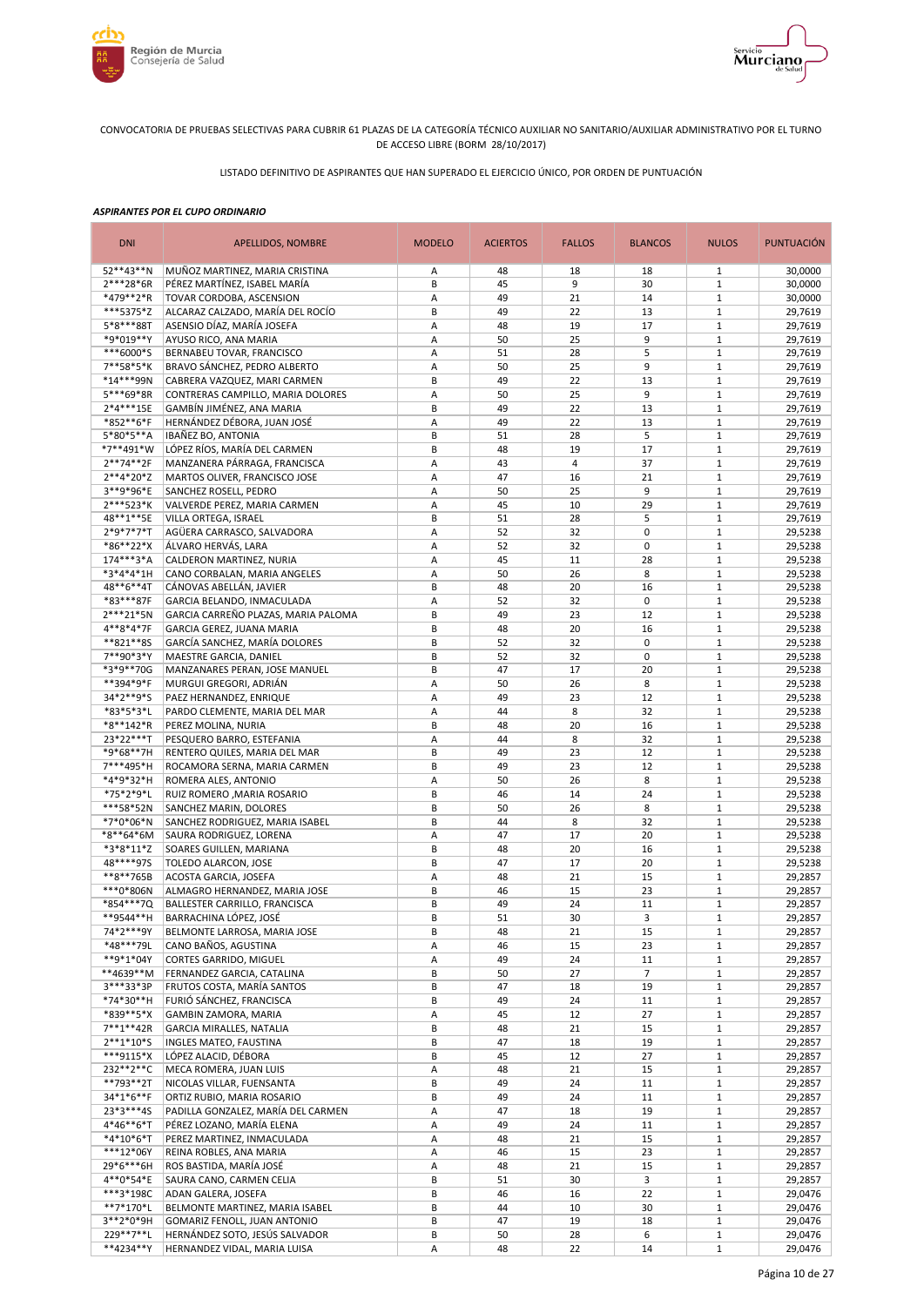CONVOCATORIA DE PRUEBAS SELECTIVAS PARA CUBRIR 61 PLAZAS DE LA CATEGORÍA TÉCNICO AUXILIAR NO SANITARIO/AUXILIAR ADMINISTRATIVO POR EL TURNO DE ACCESO LIBRE (BORM 28/10/2017)

LISTADO DEFINITIVO DE ASPIRANTES QUE HAN SUPERADO EL EJERCICIO ÚNICO, POR ORDEN DE PUNTUACIÓN

***ASPIRANTES POR EL CUPO ORDINARIO***

| DNI | APELLIDOS, NOMBRE | MODELO | ACIERTOS | FALLOS | BLANCOS | NULOS | PUNTUACIÓN |
|---|---|---|---|---|---|---|---|
| 52**43**N | MUÑOZ MARTINEZ, MARIA CRISTINA | A | 48 | 18 | 18 | 1 | 30,0000 |
| 2***28*6R | PÉREZ MARTÍNEZ, ISABEL MARÍA | B | 45 | 9 | 30 | 1 | 30,0000 |
| *479**2*R | TOVAR CORDOBA, ASCENSION | A | 49 | 21 | 14 | 1 | 30,0000 |
| ***5375*Z | ALCARAZ CALZADO, MARÍA DEL ROCÍO | B | 49 | 22 | 13 | 1 | 29,7619 |
| 5*8***88T | ASENSIO DÍAZ, MARÍA JOSEFA | A | 48 | 19 | 17 | 1 | 29,7619 |
| *9*019**Y | AYUSO RICO, ANA MARIA | A | 50 | 25 | 9 | 1 | 29,7619 |
| ***6000*S | BERNABEU TOVAR, FRANCISCO | A | 51 | 28 | 5 | 1 | 29,7619 |
| 7**58*5*K | BRAVO SÁNCHEZ, PEDRO ALBERTO | A | 50 | 25 | 9 | 1 | 29,7619 |
| *14***99N | CABRERA VAZQUEZ, MARI CARMEN | B | 49 | 22 | 13 | 1 | 29,7619 |
| 5***69*8R | CONTRERAS CAMPILLO, MARIA DOLORES | A | 50 | 25 | 9 | 1 | 29,7619 |
| 2*4***15E | GAMBÍN JIMÉNEZ, ANA MARIA | B | 49 | 22 | 13 | 1 | 29,7619 |
| *852**6*F | HERNÁNDEZ DÉBORA, JUAN JOSÉ | A | 49 | 22 | 13 | 1 | 29,7619 |
| 5*80*5**A | IBAÑEZ BO, ANTONIA | B | 51 | 28 | 5 | 1 | 29,7619 |
| *7**491*W | LÓPEZ RÍOS, MARÍA DEL CARMEN | B | 48 | 19 | 17 | 1 | 29,7619 |
| 2**74**2F | MANZANERA PÁRRAGA, FRANCISCA | A | 43 | 4 | 37 | 1 | 29,7619 |
| 2**4*20*Z | MARTOS OLIVER, FRANCISCO JOSE | A | 47 | 16 | 21 | 1 | 29,7619 |
| 3**9*96*E | SANCHEZ ROSELL, PEDRO | A | 50 | 25 | 9 | 1 | 29,7619 |
| 2***523*K | VALVERDE PEREZ, MARIA CARMEN | A | 45 | 10 | 29 | 1 | 29,7619 |
| 48**1**5E | VILLA ORTEGA, ISRAEL | B | 51 | 28 | 5 | 1 | 29,7619 |
| 2*9*7*7*T | AGÜERA CARRASCO, SALVADORA | A | 52 | 32 | 0 | 1 | 29,5238 |
| *86**22*X | ÁLVARO HERVÁS, LARA | A | 52 | 32 | 0 | 1 | 29,5238 |
| 174***3*A | CALDERON MARTINEZ, NURIA | A | 45 | 11 | 28 | 1 | 29,5238 |
| *3*4*4*1H | CANO CORBALAN, MARIA ANGELES | A | 50 | 26 | 8 | 1 | 29,5238 |
| 48**6**4T | CÁNOVAS ABELLÁN, JAVIER | B | 48 | 20 | 16 | 1 | 29,5238 |
| *83***87F | GARCIA BELANDO, INMACULADA | A | 52 | 32 | 0 | 1 | 29,5238 |
| 2***21*5N | GARCIA CARREÑO PLAZAS, MARIA PALOMA | B | 49 | 23 | 12 | 1 | 29,5238 |
| 4**8*4*7F | GARCIA GEREZ, JUANA MARIA | B | 48 | 20 | 16 | 1 | 29,5238 |
| **821**8S | GARCÍA SANCHEZ, MARÍA DOLORES | B | 52 | 32 | 0 | 1 | 29,5238 |
| 7**90*3*Y | MAESTRE GARCIA, DANIEL | B | 52 | 32 | 0 | 1 | 29,5238 |
| *3*9**70G | MANZANARES PERAN, JOSE MANUEL | B | 47 | 17 | 20 | 1 | 29,5238 |
| **394*9*F | MURGUI GREGORI, ADRIÁN | A | 50 | 26 | 8 | 1 | 29,5238 |
| 34*2**9*S | PAEZ HERNANDEZ, ENRIQUE | A | 49 | 23 | 12 | 1 | 29,5238 |
| *83*5*3*L | PARDO CLEMENTE, MARIA DEL MAR | A | 44 | 8 | 32 | 1 | 29,5238 |
| *8**142*R | PEREZ MOLINA, NURIA | B | 48 | 20 | 16 | 1 | 29,5238 |
| 23*22***T | PESQUERO BARRO, ESTEFANIA | A | 44 | 8 | 32 | 1 | 29,5238 |
| *9*68**7H | RENTERO QUILES, MARIA DEL MAR | B | 49 | 23 | 12 | 1 | 29,5238 |
| 7***495*H | ROCAMORA SERNA, MARIA CARMEN | B | 49 | 23 | 12 | 1 | 29,5238 |
| *4*9*32*H | ROMERA ALES, ANTONIO | A | 50 | 26 | 8 | 1 | 29,5238 |
| *75*2*9*L | RUIZ ROMERO ,MARIA ROSARIO | B | 46 | 14 | 24 | 1 | 29,5238 |
| ***58*52N | SANCHEZ MARIN, DOLORES | B | 50 | 26 | 8 | 1 | 29,5238 |
| *7*0*06*N | SANCHEZ RODRIGUEZ, MARIA ISABEL | B | 44 | 8 | 32 | 1 | 29,5238 |
| *8**64*6M | SAURA RODRIGUEZ, LORENA | A | 47 | 17 | 20 | 1 | 29,5238 |
| *3*8*11*Z | SOARES GUILLEN, MARIANA | B | 48 | 20 | 16 | 1 | 29,5238 |
| 48****97S | TOLEDO ALARCON, JOSE | B | 47 | 17 | 20 | 1 | 29,5238 |
| **8**765B | ACOSTA GARCIA, JOSEFA | A | 48 | 21 | 15 | 1 | 29,2857 |
| ***0*806N | ALMAGRO HERNANDEZ, MARIA JOSE | B | 46 | 15 | 23 | 1 | 29,2857 |
| *854***7Q | BALLESTER CARRILLO, FRANCISCA | B | 49 | 24 | 11 | 1 | 29,2857 |
| **9544**H | BARRACHINA LÓPEZ, JOSÉ | B | 51 | 30 | 3 | 1 | 29,2857 |
| 74*2***9Y | BELMONTE LARROSA, MARIA JOSE | B | 48 | 21 | 15 | 1 | 29,2857 |
| *48***79L | CANO BAÑOS, AGUSTINA | A | 46 | 15 | 23 | 1 | 29,2857 |
| **9*1*04Y | CORTES GARRIDO, MIGUEL | A | 49 | 24 | 11 | 1 | 29,2857 |
| **4639**M | FERNANDEZ GARCIA, CATALINA | B | 50 | 27 | 7 | 1 | 29,2857 |
| 3***33*3P | FRUTOS COSTA, MARÍA SANTOS | B | 47 | 18 | 19 | 1 | 29,2857 |
| *74*30**H | FURIÓ SÁNCHEZ, FRANCISCA | B | 49 | 24 | 11 | 1 | 29,2857 |
| *839**5*X | GAMBIN ZAMORA, MARIA | A | 45 | 12 | 27 | 1 | 29,2857 |
| 7**1**42R | GARCIA MIRALLES, NATALIA | B | 48 | 21 | 15 | 1 | 29,2857 |
| 2**1*10*S | INGLES MATEO, FAUSTINA | B | 47 | 18 | 19 | 1 | 29,2857 |
| ***9115*X | LÓPEZ ALACID, DÉBORA | B | 45 | 12 | 27 | 1 | 29,2857 |
| 232**2**C | MECA ROMERA, JUAN LUIS | A | 48 | 21 | 15 | 1 | 29,2857 |
| **793**2T | NICOLAS VILLAR, FUENSANTA | B | 49 | 24 | 11 | 1 | 29,2857 |
| 34*1*6**F | ORTIZ RUBIO, MARIA ROSARIO | B | 49 | 24 | 11 | 1 | 29,2857 |
| 23*3***4S | PADILLA GONZALEZ, MARÍA DEL CARMEN | A | 47 | 18 | 19 | 1 | 29,2857 |
| 4*46**6*T | PÉREZ LOZANO, MARÍA ELENA | A | 49 | 24 | 11 | 1 | 29,2857 |
| *4*10*6*T | PEREZ MARTINEZ, INMACULADA | A | 48 | 21 | 15 | 1 | 29,2857 |
| ***12*06Y | REINA ROBLES, ANA MARIA | A | 46 | 15 | 23 | 1 | 29,2857 |
| 29*6***6H | ROS BASTIDA, MARÍA JOSÉ | A | 48 | 21 | 15 | 1 | 29,2857 |
| 4**0*54*E | SAURA CANO, CARMEN CELIA | B | 51 | 30 | 3 | 1 | 29,2857 |
| ***3*198C | ADAN GALERA, JOSEFA | B | 46 | 16 | 22 | 1 | 29,0476 |
| **7*170*L | BELMONTE MARTINEZ, MARIA ISABEL | B | 44 | 10 | 30 | 1 | 29,0476 |
| 3**2*0*9H | GOMARIZ FENOLL, JUAN ANTONIO | B | 47 | 19 | 18 | 1 | 29,0476 |
| 229**7**L | HERNÁNDEZ SOTO, JESÚS SALVADOR | B | 50 | 28 | 6 | 1 | 29,0476 |
| **4234**Y | HERNANDEZ VIDAL, MARIA LUISA | A | 48 | 22 | 14 | 1 | 29,0476 |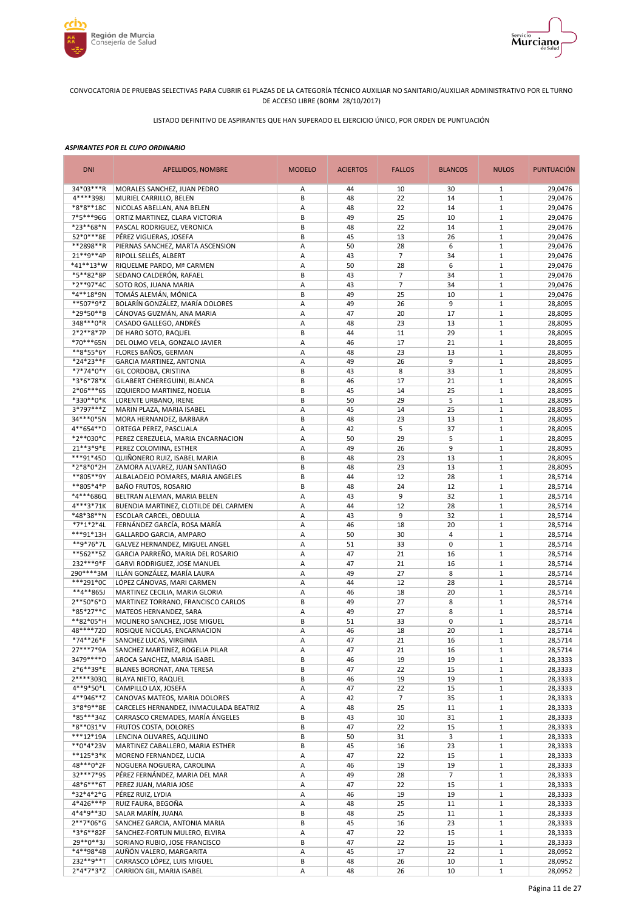CONVOCATORIA DE PRUEBAS SELECTIVAS PARA CUBRIR 61 PLAZAS DE LA CATEGORÍA TÉCNICO AUXILIAR NO SANITARIO/AUXILIAR ADMINISTRATIVO POR EL TURNO DE ACCESO LIBRE (BORM 28/10/2017)

LISTADO DEFINITIVO DE ASPIRANTES QUE HAN SUPERADO EL EJERCICIO ÚNICO, POR ORDEN DE PUNTUACIÓN

***ASPIRANTES POR EL CUPO ORDINARIO***

| DNI | APELLIDOS, NOMBRE | MODELO | ACIERTOS | FALLOS | BLANCOS | NULOS | PUNTUACIÓN |
|---|---|---|---|---|---|---|---|
| 34*03***R | MORALES SANCHEZ, JUAN PEDRO | A | 44 | 10 | 30 | 1 | 29,0476 |
| 4****398J | MURIEL CARRILLO, BELEN | B | 48 | 22 | 14 | 1 | 29,0476 |
| *8*8**18C | NICOLAS ABELLAN, ANA BELEN | A | 48 | 22 | 14 | 1 | 29,0476 |
| 7*5***96G | ORTIZ MARTINEZ, CLARA VICTORIA | B | 49 | 25 | 10 | 1 | 29,0476 |
| *23**68*N | PASCAL RODRIGUEZ, VERONICA | B | 48 | 22 | 14 | 1 | 29,0476 |
| 52*0***8E | PÉREZ VIGUERAS, JOSEFA | B | 45 | 13 | 26 | 1 | 29,0476 |
| **2898**R | PIERNAS SANCHEZ, MARTA ASCENSION | A | 50 | 28 | 6 | 1 | 29,0476 |
| 21**9**4P | RIPOLL SELLÉS, ALBERT | A | 43 | 7 | 34 | 1 | 29,0476 |
| *41**13*W | RIQUELME PARDO, Mª CARMEN | A | 50 | 28 | 6 | 1 | 29,0476 |
| *5**82*8P | SEDANO CALDERÓN, RAFAEL | B | 43 | 7 | 34 | 1 | 29,0476 |
| *2**97*4C | SOTO ROS, JUANA MARIA | A | 43 | 7 | 34 | 1 | 29,0476 |
| *4**18*9N | TOMÁS ALEMÁN, MÓNICA | B | 49 | 25 | 10 | 1 | 29,0476 |
| **507*9*Z | BOLARÍN GONZÁLEZ, MARÍA DOLORES | A | 49 | 26 | 9 | 1 | 28,8095 |
| *29*50**B | CÁNOVAS GUZMÁN, ANA MARIA | A | 47 | 20 | 17 | 1 | 28,8095 |
| 348***0*R | CASADO GALLEGO, ANDRÉS | A | 48 | 23 | 13 | 1 | 28,8095 |
| 2*2**8*7P | DE HARO SOTO, RAQUEL | B | 44 | 11 | 29 | 1 | 28,8095 |
| *70***65N | DEL OLMO VELA, GONZALO JAVIER | A | 46 | 17 | 21 | 1 | 28,8095 |
| **8*55*6Y | FLORES BAÑOS, GERMAN | A | 48 | 23 | 13 | 1 | 28,8095 |
| *24*23**F | GARCIA MARTINEZ, ANTONIA | A | 49 | 26 | 9 | 1 | 28,8095 |
| *7*74*0*Y | GIL CORDOBA, CRISTINA | B | 43 | 8 | 33 | 1 | 28,8095 |
| *3*6*78*X | GILABERT CHEREGUINI, BLANCA | B | 46 | 17 | 21 | 1 | 28,8095 |
| 2*06***6S | IZQUIERDO MARTINEZ, NOELIA | B | 45 | 14 | 25 | 1 | 28,8095 |
| *330**0*K | LORENTE URBANO, IRENE | B | 50 | 29 | 5 | 1 | 28,8095 |
| 3*797***Z | MARIN PLAZA, MARIA ISABEL | A | 45 | 14 | 25 | 1 | 28,8095 |
| 34***0*5N | MORA HERNANDEZ, BARBARA | B | 48 | 23 | 13 | 1 | 28,8095 |
| 4**654**D | ORTEGA PEREZ, PASCUALA | A | 42 | 5 | 37 | 1 | 28,8095 |
| *2**030*C | PEREZ CEREZUELA, MARIA ENCARNACION | A | 50 | 29 | 5 | 1 | 28,8095 |
| 21**3*9*E | PEREZ COLOMINA, ESTHER | A | 49 | 26 | 9 | 1 | 28,8095 |
| ***91*45D | QUIÑONERO RUIZ, ISABEL MARIA | B | 48 | 23 | 13 | 1 | 28,8095 |
| *2*8*0*2H | ZAMORA ALVAREZ, JUAN SANTIAGO | B | 48 | 23 | 13 | 1 | 28,8095 |
| **805**9Y | ALBALADEJO POMARES, MARIA ANGELES | B | 44 | 12 | 28 | 1 | 28,5714 |
| **805*4*P | BAÑO FRUTOS, ROSARIO | B | 48 | 24 | 12 | 1 | 28,5714 |
| *4***686Q | BELTRAN ALEMAN, MARIA BELEN | A | 43 | 9 | 32 | 1 | 28,5714 |
| 4***3*71K | BUENDIA MARTINEZ, CLOTILDE DEL CARMEN | A | 44 | 12 | 28 | 1 | 28,5714 |
| *48*38**N | ESCOLAR CARCEL, OBDULIA | A | 43 | 9 | 32 | 1 | 28,5714 |
| *7*1*2*4L | FERNÁNDEZ GARCÍA, ROSA MARÍA | A | 46 | 18 | 20 | 1 | 28,5714 |
| ***91*13H | GALLARDO GARCIA, AMPARO | A | 50 | 30 | 4 | 1 | 28,5714 |
| **9*76*7L | GALVEZ HERNANDEZ, MIGUEL ANGEL | A | 51 | 33 | 0 | 1 | 28,5714 |
| **562**5Z | GARCIA PARREÑO, MARIA DEL ROSARIO | A | 47 | 21 | 16 | 1 | 28,5714 |
| 232***9*F | GARVI RODRIGUEZ, JOSE MANUEL | A | 47 | 21 | 16 | 1 | 28,5714 |
| 290****3M | ILLÁN GONZÁLEZ, MARÍA LAURA | A | 49 | 27 | 8 | 1 | 28,5714 |
| ***291*0C | LÓPEZ CÁNOVAS, MARI CARMEN | A | 44 | 12 | 28 | 1 | 28,5714 |
| **4**865J | MARTINEZ CECILIA, MARIA GLORIA | A | 46 | 18 | 20 | 1 | 28,5714 |
| 2**50*6*D | MARTINEZ TORRANO, FRANCISCO CARLOS | B | 49 | 27 | 8 | 1 | 28,5714 |
| *85*27**C | MATEOS HERNANDEZ, SARA | A | 49 | 27 | 8 | 1 | 28,5714 |
| **82*05*H | MOLINERO SANCHEZ, JOSE MIGUEL | B | 51 | 33 | 0 | 1 | 28,5714 |
| 48****72D | ROSIQUE NICOLAS, ENCARNACION | A | 46 | 18 | 20 | 1 | 28,5714 |
| *74**26*F | SANCHEZ LUCAS, VIRGINIA | A | 47 | 21 | 16 | 1 | 28,5714 |
| 27***7*9A | SANCHEZ MARTINEZ, ROGELIA PILAR | A | 47 | 21 | 16 | 1 | 28,5714 |
| 3479****D | AROCA SANCHEZ, MARIA ISABEL | B | 46 | 19 | 19 | 1 | 28,3333 |
| 2*6**39*E | BLANES BORONAT, ANA TERESA | B | 47 | 22 | 15 | 1 | 28,3333 |
| 2****303Q | BLAYA NIETO, RAQUEL | B | 46 | 19 | 19 | 1 | 28,3333 |
| 4**9*50*L | CAMPILLO LAX, JOSEFA | A | 47 | 22 | 15 | 1 | 28,3333 |
| 4**946**Z | CANOVAS MATEOS, MARIA DOLORES | A | 42 | 7 | 35 | 1 | 28,3333 |
| 3*8*9**8E | CARCELES HERNANDEZ, INMACULADA BEATRIZ | A | 48 | 25 | 11 | 1 | 28,3333 |
| *85***34Z | CARRASCO CREMADES, MARÍA ÁNGELES | B | 43 | 10 | 31 | 1 | 28,3333 |
| *8**031*V | FRUTOS COSTA, DOLORES | B | 47 | 22 | 15 | 1 | 28,3333 |
| ***12*19A | LENCINA OLIVARES, AQUILINO | B | 50 | 31 | 3 | 1 | 28,3333 |
| **0*4*23V | MARTINEZ CABALLERO, MARIA ESTHER | B | 45 | 16 | 23 | 1 | 28,3333 |
| **125*3*K | MORENO FERNANDEZ, LUCIA | A | 47 | 22 | 15 | 1 | 28,3333 |
| 48***0*2F | NOGUERA NOGUERA, CAROLINA | A | 46 | 19 | 19 | 1 | 28,3333 |
| 32***7*9S | PÉREZ FERNÁNDEZ, MARIA DEL MAR | A | 49 | 28 | 7 | 1 | 28,3333 |
| 48*6***6T | PEREZ JUAN, MARIA JOSE | A | 47 | 22 | 15 | 1 | 28,3333 |
| *32*4*2*G | PÉREZ RUIZ, LYDIA | A | 46 | 19 | 19 | 1 | 28,3333 |
| 4*426***P | RUIZ FAURA, BEGOÑA | A | 48 | 25 | 11 | 1 | 28,3333 |
| 4*4*9**3D | SALAR MARÍN, JUANA | B | 48 | 25 | 11 | 1 | 28,3333 |
| 2**7*06*G | SANCHEZ GARCIA, ANTONIA MARIA | B | 45 | 16 | 23 | 1 | 28,3333 |
| *3*6**82F | SANCHEZ-FORTUN MULERO, ELVIRA | A | 47 | 22 | 15 | 1 | 28,3333 |
| 29**0**3J | SORIANO RUBIO, JOSE FRANCISCO | B | 47 | 22 | 15 | 1 | 28,3333 |
| *4**98*4B | AUÑÓN VALERO, MARGARITA | A | 45 | 17 | 22 | 1 | 28,0952 |
| 232**9**T | CARRASCO LÓPEZ, LUIS MIGUEL | B | 48 | 26 | 10 | 1 | 28,0952 |
| 2*4*7*3*Z | CARRION GIL, MARIA ISABEL | A | 48 | 26 | 10 | 1 | 28,0952 |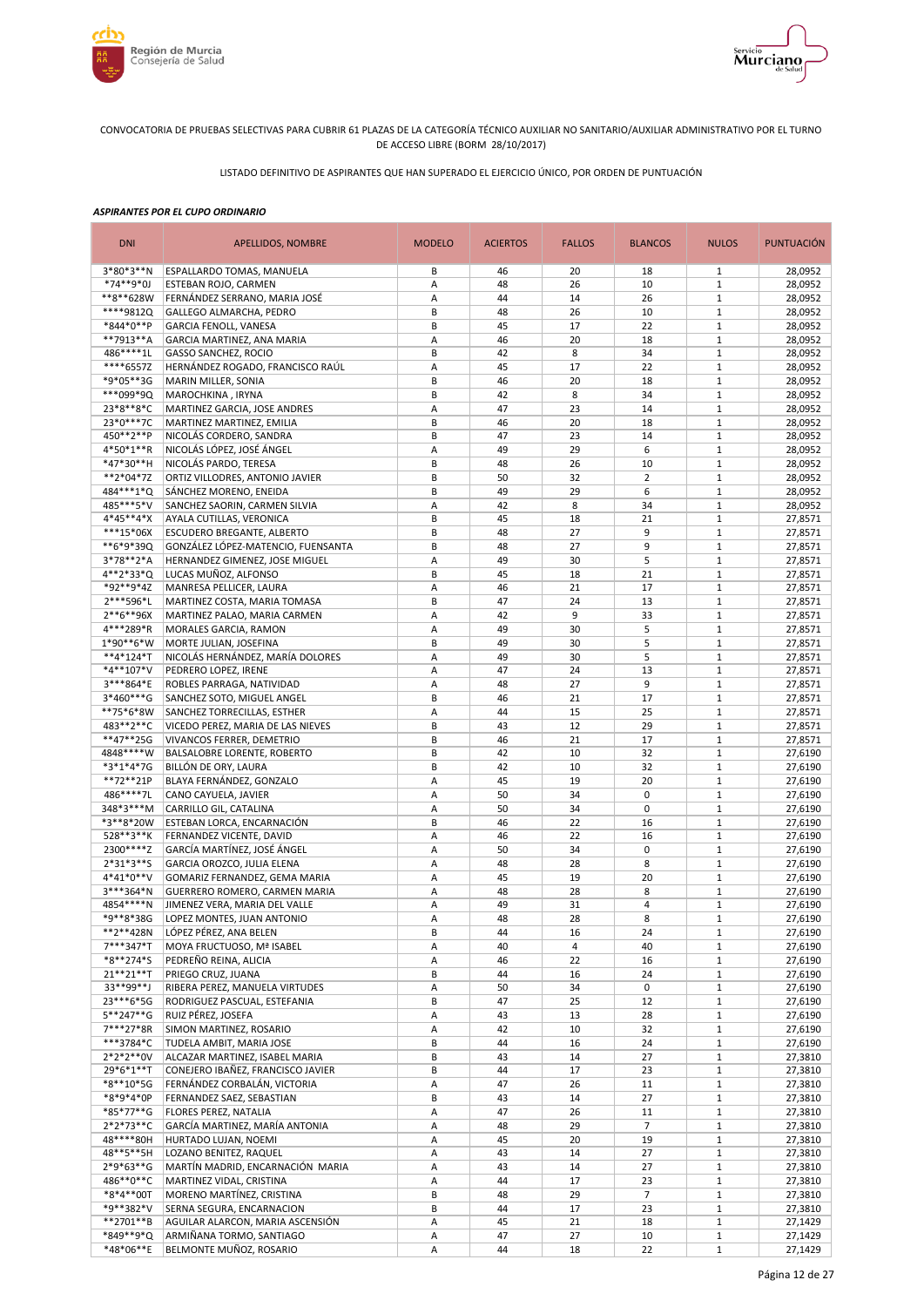CONVOCATORIA DE PRUEBAS SELECTIVAS PARA CUBRIR 61 PLAZAS DE LA CATEGORÍA TÉCNICO AUXILIAR NO SANITARIO/AUXILIAR ADMINISTRATIVO POR EL TURNO DE ACCESO LIBRE (BORM 28/10/2017)

LISTADO DEFINITIVO DE ASPIRANTES QUE HAN SUPERADO EL EJERCICIO ÚNICO, POR ORDEN DE PUNTUACIÓN

***ASPIRANTES POR EL CUPO ORDINARIO***

| DNI | APELLIDOS, NOMBRE | MODELO | ACIERTOS | FALLOS | BLANCOS | NULOS | PUNTUACIÓN |
|---|---|---|---|---|---|---|---|
| 3*80*3**N | ESPALLARDO TOMAS, MANUELA | B | 46 | 20 | 18 | 1 | 28,0952 |
| *74**9*0J | ESTEBAN ROJO, CARMEN | A | 48 | 26 | 10 | 1 | 28,0952 |
| **8**628W | FERNÁNDEZ SERRANO, MARIA JOSÉ | A | 44 | 14 | 26 | 1 | 28,0952 |
| ****9812Q | GALLEGO ALMARCHA, PEDRO | B | 48 | 26 | 10 | 1 | 28,0952 |
| *844*0**P | GARCIA FENOLL, VANESA | B | 45 | 17 | 22 | 1 | 28,0952 |
| **7913**A | GARCIA MARTINEZ, ANA MARIA | A | 46 | 20 | 18 | 1 | 28,0952 |
| 486****1L | GASSO SANCHEZ, ROCIO | B | 42 | 8 | 34 | 1 | 28,0952 |
| ****6557Z | HERNÁNDEZ ROGADO, FRANCISCO RAÚL | A | 45 | 17 | 22 | 1 | 28,0952 |
| *9*05**3G | MARIN MILLER, SONIA | B | 46 | 20 | 18 | 1 | 28,0952 |
| ***099*9Q | MAROCHKINA , IRYNA | B | 42 | 8 | 34 | 1 | 28,0952 |
| 23*8**8*C | MARTINEZ GARCIA, JOSE ANDRES | A | 47 | 23 | 14 | 1 | 28,0952 |
| 23*0***7C | MARTINEZ MARTINEZ, EMILIA | B | 46 | 20 | 18 | 1 | 28,0952 |
| 450**2**P | NICOLÁS CORDERO, SANDRA | B | 47 | 23 | 14 | 1 | 28,0952 |
| 4*50*1**R | NICOLÁS LÓPEZ, JOSÉ ÁNGEL | A | 49 | 29 | 6 | 1 | 28,0952 |
| *47*30**H | NICOLÁS PARDO, TERESA | B | 48 | 26 | 10 | 1 | 28,0952 |
| **2*04*7Z | ORTIZ VILLODRES, ANTONIO JAVIER | B | 50 | 32 | 2 | 1 | 28,0952 |
| 484***1*Q | SÁNCHEZ MORENO, ENEIDA | B | 49 | 29 | 6 | 1 | 28,0952 |
| 485***5*V | SANCHEZ SAORIN, CARMEN SILVIA | A | 42 | 8 | 34 | 1 | 28,0952 |
| 4*45**4*X | AYALA CUTILLAS, VERONICA | B | 45 | 18 | 21 | 1 | 27,8571 |
| ***15*06X | ESCUDERO BREGANTE, ALBERTO | B | 48 | 27 | 9 | 1 | 27,8571 |
| **6*9*39Q | GONZÁLEZ LÓPEZ-MATENCIO, FUENSANTA | B | 48 | 27 | 9 | 1 | 27,8571 |
| 3*78**2*A | HERNANDEZ GIMENEZ, JOSE MIGUEL | A | 49 | 30 | 5 | 1 | 27,8571 |
| 4**2*33*Q | LUCAS MUÑOZ, ALFONSO | B | 45 | 18 | 21 | 1 | 27,8571 |
| *92**9*4Z | MANRESA PELLICER, LAURA | A | 46 | 21 | 17 | 1 | 27,8571 |
| 2***596*L | MARTINEZ COSTA, MARIA TOMASA | B | 47 | 24 | 13 | 1 | 27,8571 |
| 2**6**96X | MARTINEZ PALAO, MARIA CARMEN | A | 42 | 9 | 33 | 1 | 27,8571 |
| 4***289*R | MORALES GARCIA, RAMON | A | 49 | 30 | 5 | 1 | 27,8571 |
| 1*90**6*W | MORTE JULIAN, JOSEFINA | B | 49 | 30 | 5 | 1 | 27,8571 |
| **4*124*T | NICOLÁS HERNÁNDEZ, MARÍA DOLORES | A | 49 | 30 | 5 | 1 | 27,8571 |
| *4**107*V | PEDRERO LOPEZ, IRENE | A | 47 | 24 | 13 | 1 | 27,8571 |
| 3***864*E | ROBLES PARRAGA, NATIVIDAD | A | 48 | 27 | 9 | 1 | 27,8571 |
| 3*460***G | SANCHEZ SOTO, MIGUEL ANGEL | B | 46 | 21 | 17 | 1 | 27,8571 |
| **75*6*8W | SANCHEZ TORRECILLAS, ESTHER | A | 44 | 15 | 25 | 1 | 27,8571 |
| 483**2**C | VICEDO PEREZ, MARIA DE LAS NIEVES | B | 43 | 12 | 29 | 1 | 27,8571 |
| **47**25G | VIVANCOS FERRER, DEMETRIO | B | 46 | 21 | 17 | 1 | 27,8571 |
| 4848****W | BALSALOBRE LORENTE, ROBERTO | B | 42 | 10 | 32 | 1 | 27,6190 |
| *3*1*4*7G | BILLÓN DE ORY, LAURA | B | 42 | 10 | 32 | 1 | 27,6190 |
| **72**21P | BLAYA FERNÁNDEZ, GONZALO | A | 45 | 19 | 20 | 1 | 27,6190 |
| 486****7L | CANO CAYUELA, JAVIER | A | 50 | 34 | 0 | 1 | 27,6190 |
| 348*3***M | CARRILLO GIL, CATALINA | A | 50 | 34 | 0 | 1 | 27,6190 |
| *3**8*20W | ESTEBAN LORCA, ENCARNACIÓN | B | 46 | 22 | 16 | 1 | 27,6190 |
| 528**3**K | FERNANDEZ VICENTE, DAVID | A | 46 | 22 | 16 | 1 | 27,6190 |
| 2300****Z | GARCÍA MARTÍNEZ, JOSÉ ÁNGEL | A | 50 | 34 | 0 | 1 | 27,6190 |
| 2*31*3**S | GARCIA OROZCO, JULIA ELENA | A | 48 | 28 | 8 | 1 | 27,6190 |
| 4*41*0**V | GOMARIZ FERNANDEZ, GEMA MARIA | A | 45 | 19 | 20 | 1 | 27,6190 |
| 3***364*N | GUERRERO ROMERO, CARMEN MARIA | A | 48 | 28 | 8 | 1 | 27,6190 |
| 4854****N | JIMENEZ VERA, MARIA DEL VALLE | A | 49 | 31 | 4 | 1 | 27,6190 |
| *9**8*38G | LOPEZ MONTES, JUAN ANTONIO | A | 48 | 28 | 8 | 1 | 27,6190 |
| **2**428N | LÓPEZ PÉREZ, ANA BELEN | B | 44 | 16 | 24 | 1 | 27,6190 |
| 7***347*T | MOYA FRUCTUOSO, Mª ISABEL | A | 40 | 4 | 40 | 1 | 27,6190 |
| *8**274*S | PEDREÑO REINA, ALICIA | A | 46 | 22 | 16 | 1 | 27,6190 |
| 21**21**T | PRIEGO CRUZ, JUANA | B | 44 | 16 | 24 | 1 | 27,6190 |
| 33**99**J | RIBERA PEREZ, MANUELA VIRTUDES | A | 50 | 34 | 0 | 1 | 27,6190 |
| 23***6*5G | RODRIGUEZ PASCUAL, ESTEFANIA | B | 47 | 25 | 12 | 1 | 27,6190 |
| 5**247**G | RUIZ PÉREZ, JOSEFA | A | 43 | 13 | 28 | 1 | 27,6190 |
| 7***27*8R | SIMON MARTINEZ, ROSARIO | A | 42 | 10 | 32 | 1 | 27,6190 |
| ***3784*C | TUDELA AMBIT, MARIA JOSE | B | 44 | 16 | 24 | 1 | 27,6190 |
| 2*2*2**0V | ALCAZAR MARTINEZ, ISABEL MARIA | B | 43 | 14 | 27 | 1 | 27,3810 |
| 29*6*1**T | CONEJERO IBAÑEZ, FRANCISCO JAVIER | B | 44 | 17 | 23 | 1 | 27,3810 |
| *8**10*5G | FERNÁNDEZ CORBALÁN, VICTORIA | A | 47 | 26 | 11 | 1 | 27,3810 |
| *8*9*4*0P | FERNANDEZ SAEZ, SEBASTIAN | B | 43 | 14 | 27 | 1 | 27,3810 |
| *85*77**G | FLORES PEREZ, NATALIA | A | 47 | 26 | 11 | 1 | 27,3810 |
| 2*2*73**C | GARCÍA MARTINEZ, MARÍA ANTONIA | A | 48 | 29 | 7 | 1 | 27,3810 |
| 48****80H | HURTADO LUJAN, NOEMI | A | 45 | 20 | 19 | 1 | 27,3810 |
| 48**5**5H | LOZANO BENITEZ, RAQUEL | A | 43 | 14 | 27 | 1 | 27,3810 |
| 2*9*63**G | MARTÍN MADRID, ENCARNACIÓN MARIA | A | 43 | 14 | 27 | 1 | 27,3810 |
| 486**0**C | MARTINEZ VIDAL, CRISTINA | A | 44 | 17 | 23 | 1 | 27,3810 |
| *8*4**00T | MORENO MARTÍNEZ, CRISTINA | B | 48 | 29 | 7 | 1 | 27,3810 |
| *9**382*V | SERNA SEGURA, ENCARNACION | B | 44 | 17 | 23 | 1 | 27,3810 |
| **2701**B | AGUILAR ALARCON, MARIA ASCENSIÓN | A | 45 | 21 | 18 | 1 | 27,1429 |
| *849**9*Q | ARMIÑANA TORMO, SANTIAGO | A | 47 | 27 | 10 | 1 | 27,1429 |
| *48*06**E | BELMONTE MUÑOZ, ROSARIO | A | 44 | 18 | 22 | 1 | 27,1429 |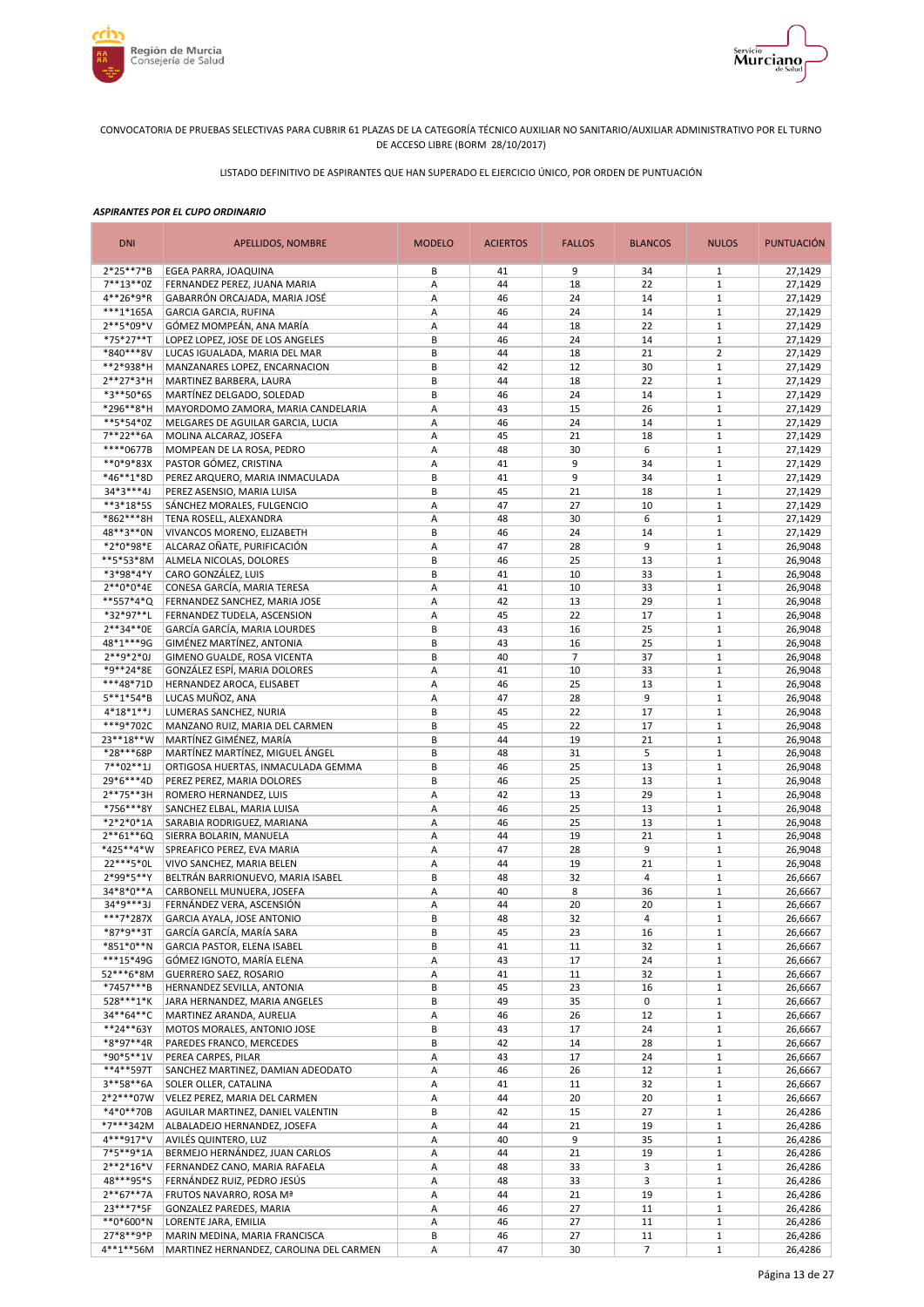CONVOCATORIA DE PRUEBAS SELECTIVAS PARA CUBRIR 61 PLAZAS DE LA CATEGORÍA TÉCNICO AUXILIAR NO SANITARIO/AUXILIAR ADMINISTRATIVO POR EL TURNO DE ACCESO LIBRE (BORM 28/10/2017)

LISTADO DEFINITIVO DE ASPIRANTES QUE HAN SUPERADO EL EJERCICIO ÚNICO, POR ORDEN DE PUNTUACIÓN

***ASPIRANTES POR EL CUPO ORDINARIO***

| DNI | APELLIDOS, NOMBRE | MODELO | ACIERTOS | FALLOS | BLANCOS | NULOS | PUNTUACIÓN |
|---|---|---|---|---|---|---|---|
| 2*25**7*B | EGEA PARRA, JOAQUINA | B | 41 | 9 | 34 | 1 | 27,1429 |
| 7**13**0Z | FERNANDEZ PEREZ, JUANA MARIA | A | 44 | 18 | 22 | 1 | 27,1429 |
| 4**26*9*R | GABARRÓN ORCAJADA, MARIA JOSÉ | A | 46 | 24 | 14 | 1 | 27,1429 |
| ***1*165A | GARCIA GARCIA, RUFINA | A | 46 | 24 | 14 | 1 | 27,1429 |
| 2**5*09*V | GÓMEZ MOMPEÁN, ANA MARÍA | A | 44 | 18 | 22 | 1 | 27,1429 |
| *75*27**T | LOPEZ LOPEZ, JOSE DE LOS ANGELES | B | 46 | 24 | 14 | 1 | 27,1429 |
| *840***8V | LUCAS IGUALADA, MARIA DEL MAR | B | 44 | 18 | 21 | 2 | 27,1429 |
| **2*938*H | MANZANARES LOPEZ, ENCARNACION | B | 42 | 12 | 30 | 1 | 27,1429 |
| 2**27*3*H | MARTINEZ BARBERA, LAURA | B | 44 | 18 | 22 | 1 | 27,1429 |
| *3**50*6S | MARTÍNEZ DELGADO, SOLEDAD | B | 46 | 24 | 14 | 1 | 27,1429 |
| *296**8*H | MAYORDOMO ZAMORA, MARIA CANDELARIA | A | 43 | 15 | 26 | 1 | 27,1429 |
| **5*54*0Z | MELGARES DE AGUILAR GARCIA, LUCIA | A | 46 | 24 | 14 | 1 | 27,1429 |
| 7**22**6A | MOLINA ALCARAZ, JOSEFA | A | 45 | 21 | 18 | 1 | 27,1429 |
| ****0677B | MOMPEAN DE LA ROSA, PEDRO | A | 48 | 30 | 6 | 1 | 27,1429 |
| **0*9*83X | PASTOR GÓMEZ, CRISTINA | A | 41 | 9 | 34 | 1 | 27,1429 |
| *46**1*8D | PEREZ ARQUERO, MARIA INMACULADA | B | 41 | 9 | 34 | 1 | 27,1429 |
| 34*3***4J | PEREZ ASENSIO, MARIA LUISA | B | 45 | 21 | 18 | 1 | 27,1429 |
| **3*18*5S | SÁNCHEZ MORALES, FULGENCIO | A | 47 | 27 | 10 | 1 | 27,1429 |
| *862***8H | TENA ROSELL, ALEXANDRA | A | 48 | 30 | 6 | 1 | 27,1429 |
| 48**3**0N | VIVANCOS MORENO, ELIZABETH | B | 46 | 24 | 14 | 1 | 27,1429 |
| *2*0*98*E | ALCARAZ OÑATE, PURIFICACIÓN | A | 47 | 28 | 9 | 1 | 26,9048 |
| **5*53*8M | ALMELA NICOLAS, DOLORES | B | 46 | 25 | 13 | 1 | 26,9048 |
| *3*98*4*Y | CARO GONZÁLEZ, LUIS | B | 41 | 10 | 33 | 1 | 26,9048 |
| 2**0*0*4E | CONESA GARCÍA, MARIA TERESA | A | 41 | 10 | 33 | 1 | 26,9048 |
| **557*4*Q | FERNANDEZ SANCHEZ, MARIA JOSE | A | 42 | 13 | 29 | 1 | 26,9048 |
| *32*97**L | FERNANDEZ TUDELA, ASCENSION | A | 45 | 22 | 17 | 1 | 26,9048 |
| 2**34**0E | GARCÍA GARCÍA, MARIA LOURDES | B | 43 | 16 | 25 | 1 | 26,9048 |
| 48*1***9G | GIMÉNEZ MARTÍNEZ, ANTONIA | B | 43 | 16 | 25 | 1 | 26,9048 |
| 2**9*2*0J | GIMENO GUALDE, ROSA VICENTA | B | 40 | 7 | 37 | 1 | 26,9048 |
| *9**24*8E | GONZÁLEZ ESPÍ, MARIA DOLORES | A | 41 | 10 | 33 | 1 | 26,9048 |
| ***48*71D | HERNANDEZ AROCA, ELISABET | A | 46 | 25 | 13 | 1 | 26,9048 |
| 5**1*54*B | LUCAS MUÑOZ, ANA | A | 47 | 28 | 9 | 1 | 26,9048 |
| 4*18*1**J | LUMERAS SANCHEZ, NURIA | B | 45 | 22 | 17 | 1 | 26,9048 |
| ***9*702C | MANZANO RUIZ, MARIA DEL CARMEN | B | 45 | 22 | 17 | 1 | 26,9048 |
| 23**18**W | MARTÍNEZ GIMÉNEZ, MARÍA | B | 44 | 19 | 21 | 1 | 26,9048 |
| *28***68P | MARTÍNEZ MARTÍNEZ, MIGUEL ÁNGEL | B | 48 | 31 | 5 | 1 | 26,9048 |
| 7**02**1J | ORTIGOSA HUERTAS, INMACULADA GEMMA | B | 46 | 25 | 13 | 1 | 26,9048 |
| 29*6***4D | PEREZ PEREZ, MARIA DOLORES | B | 46 | 25 | 13 | 1 | 26,9048 |
| 2**75**3H | ROMERO HERNANDEZ, LUIS | A | 42 | 13 | 29 | 1 | 26,9048 |
| *756***8Y | SANCHEZ ELBAL, MARIA LUISA | A | 46 | 25 | 13 | 1 | 26,9048 |
| *2*2*0*1A | SARABIA RODRIGUEZ, MARIANA | A | 46 | 25 | 13 | 1 | 26,9048 |
| 2**61**6Q | SIERRA BOLARIN, MANUELA | A | 44 | 19 | 21 | 1 | 26,9048 |
| *425**4*W | SPREAFICO PEREZ, EVA MARIA | A | 47 | 28 | 9 | 1 | 26,9048 |
| 22***5*0L | VIVO SANCHEZ, MARIA BELEN | A | 44 | 19 | 21 | 1 | 26,9048 |
| 2*99*5**Y | BELTRÁN BARRIONUEVO, MARIA ISABEL | B | 48 | 32 | 4 | 1 | 26,6667 |
| 34*8*0**A | CARBONELL MUNUERA, JOSEFA | A | 40 | 8 | 36 | 1 | 26,6667 |
| 34*9***3J | FERNÁNDEZ VERA, ASCENSIÓN | A | 44 | 20 | 20 | 1 | 26,6667 |
| ***7*287X | GARCIA AYALA, JOSE ANTONIO | B | 48 | 32 | 4 | 1 | 26,6667 |
| *87*9**3T | GARCÍA GARCÍA, MARÍA SARA | B | 45 | 23 | 16 | 1 | 26,6667 |
| *851*0**N | GARCIA PASTOR, ELENA ISABEL | B | 41 | 11 | 32 | 1 | 26,6667 |
| ***15*49G | GÓMEZ IGNOTO, MARÍA ELENA | A | 43 | 17 | 24 | 1 | 26,6667 |
| 52***6*8M | GUERRERO SAEZ, ROSARIO | A | 41 | 11 | 32 | 1 | 26,6667 |
| *7457***B | HERNANDEZ SEVILLA, ANTONIA | B | 45 | 23 | 16 | 1 | 26,6667 |
| 528***1*K | JARA HERNANDEZ, MARIA ANGELES | B | 49 | 35 | 0 | 1 | 26,6667 |
| 34**64**C | MARTINEZ ARANDA, AURELIA | A | 46 | 26 | 12 | 1 | 26,6667 |
| **24**63Y | MOTOS MORALES, ANTONIO JOSE | B | 43 | 17 | 24 | 1 | 26,6667 |
| *8*97**4R | PAREDES FRANCO, MERCEDES | B | 42 | 14 | 28 | 1 | 26,6667 |
| *90*5**1V | PEREA CARPES, PILAR | A | 43 | 17 | 24 | 1 | 26,6667 |
| **4**597T | SANCHEZ MARTINEZ, DAMIAN ADEODATO | A | 46 | 26 | 12 | 1 | 26,6667 |
| 3**58**6A | SOLER OLLER, CATALINA | A | 41 | 11 | 32 | 1 | 26,6667 |
| 2*2***07W | VELEZ PEREZ, MARIA DEL CARMEN | A | 44 | 20 | 20 | 1 | 26,6667 |
| *4*0**70B | AGUILAR MARTINEZ, DANIEL VALENTIN | B | 42 | 15 | 27 | 1 | 26,4286 |
| *7***342M | ALBALADEJO HERNANDEZ, JOSEFA | A | 44 | 21 | 19 | 1 | 26,4286 |
| 4***917*V | AVILÉS QUINTERO, LUZ | A | 40 | 9 | 35 | 1 | 26,4286 |
| 7*5**9*1A | BERMEJO HERNÁNDEZ, JUAN CARLOS | A | 44 | 21 | 19 | 1 | 26,4286 |
| 2**2*16*V | FERNANDEZ CANO, MARIA RAFAELA | A | 48 | 33 | 3 | 1 | 26,4286 |
| 48***95*S | FERNÁNDEZ RUIZ, PEDRO JESÚS | A | 48 | 33 | 3 | 1 | 26,4286 |
| 2**67**7A | FRUTOS NAVARRO, ROSA Mª | A | 44 | 21 | 19 | 1 | 26,4286 |
| 23***7*5F | GONZALEZ PAREDES, MARIA | A | 46 | 27 | 11 | 1 | 26,4286 |
| **0*600*N | LORENTE JARA, EMILIA | A | 46 | 27 | 11 | 1 | 26,4286 |
| 27*8**9*P | MARIN MEDINA, MARIA FRANCISCA | B | 46 | 27 | 11 | 1 | 26,4286 |
| 4**1**56M | MARTINEZ HERNANDEZ, CAROLINA DEL CARMEN | A | 47 | 30 | 7 | 1 | 26,4286 |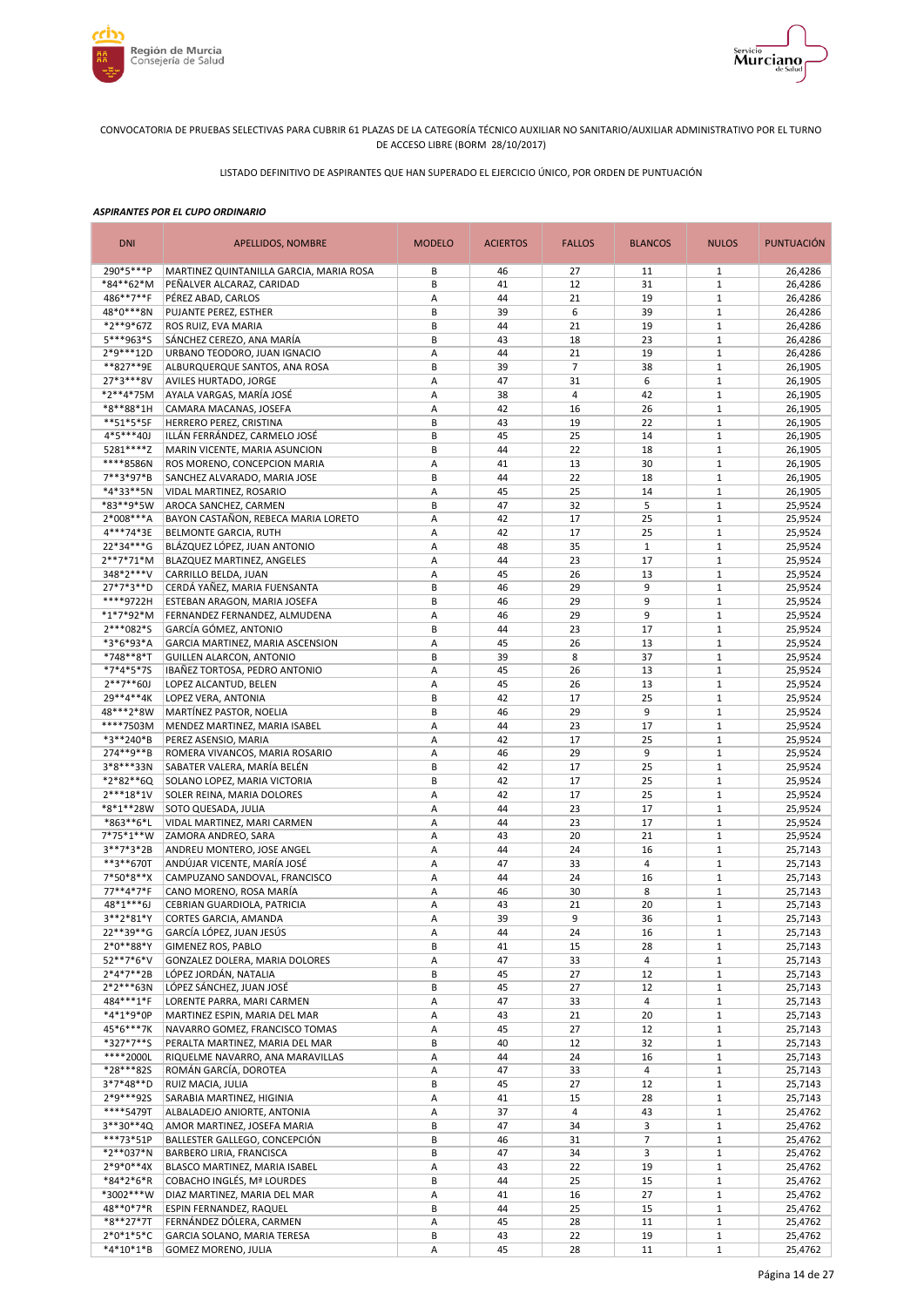CONVOCATORIA DE PRUEBAS SELECTIVAS PARA CUBRIR 61 PLAZAS DE LA CATEGORÍA TÉCNICO AUXILIAR NO SANITARIO/AUXILIAR ADMINISTRATIVO POR EL TURNO DE ACCESO LIBRE (BORM 28/10/2017)

LISTADO DEFINITIVO DE ASPIRANTES QUE HAN SUPERADO EL EJERCICIO ÚNICO, POR ORDEN DE PUNTUACIÓN

***ASPIRANTES POR EL CUPO ORDINARIO***

| DNI | APELLIDOS, NOMBRE | MODELO | ACIERTOS | FALLOS | BLANCOS | NULOS | PUNTUACIÓN |
|---|---|---|---|---|---|---|---|
| 290*5***P | MARTINEZ QUINTANILLA GARCIA, MARIA ROSA | B | 46 | 27 | 11 | 1 | 26,4286 |
| *84**62*M | PEÑALVER ALCARAZ, CARIDAD | B | 41 | 12 | 31 | 1 | 26,4286 |
| 486**7**F | PÉREZ ABAD, CARLOS | A | 44 | 21 | 19 | 1 | 26,4286 |
| 48*0***8N | PUJANTE PEREZ, ESTHER | B | 39 | 6 | 39 | 1 | 26,4286 |
| *2**9*67Z | ROS RUIZ, EVA MARIA | B | 44 | 21 | 19 | 1 | 26,4286 |
| 5***963*S | SÁNCHEZ CEREZO, ANA MARÍA | B | 43 | 18 | 23 | 1 | 26,4286 |
| 2*9***12D | URBANO TEODORO, JUAN IGNACIO | A | 44 | 21 | 19 | 1 | 26,4286 |
| **827**9E | ALBURQUERQUE SANTOS, ANA ROSA | B | 39 | 7 | 38 | 1 | 26,1905 |
| 27*3***8V | AVILES HURTADO, JORGE | A | 47 | 31 | 6 | 1 | 26,1905 |
| *2**4*75M | AYALA VARGAS, MARÍA JOSÉ | A | 38 | 4 | 42 | 1 | 26,1905 |
| *8**88*1H | CAMARA MACANAS, JOSEFA | A | 42 | 16 | 26 | 1 | 26,1905 |
| **51*5*5F | HERRERO PEREZ, CRISTINA | B | 43 | 19 | 22 | 1 | 26,1905 |
| 4*5***40J | ILLÁN FERRÁNDEZ, CARMELO JOSÉ | B | 45 | 25 | 14 | 1 | 26,1905 |
| 5281****Z | MARIN VICENTE, MARIA ASUNCION | B | 44 | 22 | 18 | 1 | 26,1905 |
| ****8586N | ROS MORENO, CONCEPCION MARIA | A | 41 | 13 | 30 | 1 | 26,1905 |
| 7**3*97*B | SANCHEZ ALVARADO, MARIA JOSE | B | 44 | 22 | 18 | 1 | 26,1905 |
| *4*33**5N | VIDAL MARTINEZ, ROSARIO | A | 45 | 25 | 14 | 1 | 26,1905 |
| *83**9*5W | AROCA SANCHEZ, CARMEN | B | 47 | 32 | 5 | 1 | 25,9524 |
| 2*008***A | BAYON CASTAÑON, REBECA MARIA LORETO | A | 42 | 17 | 25 | 1 | 25,9524 |
| 4***74*3E | BELMONTE GARCIA, RUTH | A | 42 | 17 | 25 | 1 | 25,9524 |
| 22*34***G | BLÁZQUEZ LÓPEZ, JUAN ANTONIO | A | 48 | 35 | 1 | 1 | 25,9524 |
| 2**7*71*M | BLAZQUEZ MARTINEZ, ANGELES | A | 44 | 23 | 17 | 1 | 25,9524 |
| 348*2***V | CARRILLO BELDA, JUAN | A | 45 | 26 | 13 | 1 | 25,9524 |
| 27*7*3**D | CERDÁ YAÑEZ, MARIA FUENSANTA | B | 46 | 29 | 9 | 1 | 25,9524 |
| ****9722H | ESTEBAN ARAGON, MARIA JOSEFA | B | 46 | 29 | 9 | 1 | 25,9524 |
| *1*7*92*M | FERNANDEZ FERNANDEZ, ALMUDENA | A | 46 | 29 | 9 | 1 | 25,9524 |
| 2***082*S | GARCÍA GÓMEZ, ANTONIO | B | 44 | 23 | 17 | 1 | 25,9524 |
| *3*6*93*A | GARCIA MARTINEZ, MARIA ASCENSION | A | 45 | 26 | 13 | 1 | 25,9524 |
| *748**8*T | GUILLEN ALARCON, ANTONIO | B | 39 | 8 | 37 | 1 | 25,9524 |
| *7*4*5*7S | IBAÑEZ TORTOSA, PEDRO ANTONIO | A | 45 | 26 | 13 | 1 | 25,9524 |
| 2**7**60J | LOPEZ ALCANTUD, BELEN | A | 45 | 26 | 13 | 1 | 25,9524 |
| 29**4**4K | LOPEZ VERA, ANTONIA | B | 42 | 17 | 25 | 1 | 25,9524 |
| 48***2*8W | MARTÍNEZ PASTOR, NOELIA | B | 46 | 29 | 9 | 1 | 25,9524 |
| ****7503M | MENDEZ MARTINEZ, MARIA ISABEL | A | 44 | 23 | 17 | 1 | 25,9524 |
| *3**240*B | PEREZ ASENSIO, MARIA | A | 42 | 17 | 25 | 1 | 25,9524 |
| 274**9**B | ROMERA VIVANCOS, MARIA ROSARIO | A | 46 | 29 | 9 | 1 | 25,9524 |
| 3*8***33N | SABATER VALERA, MARÍA BELÉN | B | 42 | 17 | 25 | 1 | 25,9524 |
| *2*82**6Q | SOLANO LOPEZ, MARIA VICTORIA | B | 42 | 17 | 25 | 1 | 25,9524 |
| 2***18*1V | SOLER REINA, MARIA DOLORES | A | 42 | 17 | 25 | 1 | 25,9524 |
| *8*1**28W | SOTO QUESADA, JULIA | A | 44 | 23 | 17 | 1 | 25,9524 |
| *863**6*L | VIDAL MARTINEZ, MARI CARMEN | A | 44 | 23 | 17 | 1 | 25,9524 |
| 7*75*1**W | ZAMORA ANDREO, SARA | A | 43 | 20 | 21 | 1 | 25,9524 |
| 3**7*3*2B | ANDREU MONTERO, JOSE ANGEL | A | 44 | 24 | 16 | 1 | 25,7143 |
| **3**670T | ANDÚJAR VICENTE, MARÍA JOSÉ | A | 47 | 33 | 4 | 1 | 25,7143 |
| 7*50*8**X | CAMPUZANO SANDOVAL, FRANCISCO | A | 44 | 24 | 16 | 1 | 25,7143 |
| 77**4*7*F | CANO MORENO, ROSA MARÍA | A | 46 | 30 | 8 | 1 | 25,7143 |
| 48*1***6J | CEBRIAN GUARDIOLA, PATRICIA | A | 43 | 21 | 20 | 1 | 25,7143 |
| 3**2*81*Y | CORTES GARCIA, AMANDA | A | 39 | 9 | 36 | 1 | 25,7143 |
| 22**39**G | GARCÍA LÓPEZ, JUAN JESÚS | A | 44 | 24 | 16 | 1 | 25,7143 |
| 2*0**88*Y | GIMENEZ ROS, PABLO | B | 41 | 15 | 28 | 1 | 25,7143 |
| 52**7*6*V | GONZALEZ DOLERA, MARIA DOLORES | A | 47 | 33 | 4 | 1 | 25,7143 |
| 2*4*7**2B | LÓPEZ JORDÁN, NATALIA | B | 45 | 27 | 12 | 1 | 25,7143 |
| 2*2***63N | LÓPEZ SÁNCHEZ, JUAN JOSÉ | B | 45 | 27 | 12 | 1 | 25,7143 |
| 484***1*F | LORENTE PARRA, MARI CARMEN | A | 47 | 33 | 4 | 1 | 25,7143 |
| *4*1*9*0P | MARTINEZ ESPIN, MARIA DEL MAR | A | 43 | 21 | 20 | 1 | 25,7143 |
| 45*6***7K | NAVARRO GOMEZ, FRANCISCO TOMAS | A | 45 | 27 | 12 | 1 | 25,7143 |
| *327*7**S | PERALTA MARTINEZ, MARIA DEL MAR | B | 40 | 12 | 32 | 1 | 25,7143 |
| ****2000L | RIQUELME NAVARRO, ANA MARAVILLAS | A | 44 | 24 | 16 | 1 | 25,7143 |
| *28***82S | ROMÁN GARCÍA, DOROTEA | A | 47 | 33 | 4 | 1 | 25,7143 |
| 3*7*48**D | RUIZ MACIA, JULIA | B | 45 | 27 | 12 | 1 | 25,7143 |
| 2*9***92S | SARABIA MARTINEZ, HIGINIA | A | 41 | 15 | 28 | 1 | 25,7143 |
| ****5479T | ALBALADEJO ANIORTE, ANTONIA | A | 37 | 4 | 43 | 1 | 25,4762 |
| 3**30**4Q | AMOR MARTINEZ, JOSEFA MARIA | B | 47 | 34 | 3 | 1 | 25,4762 |
| ***73*51P | BALLESTER GALLEGO, CONCEPCIÓN | B | 46 | 31 | 7 | 1 | 25,4762 |
| *2**037*N | BARBERO LIRIA, FRANCISCA | B | 47 | 34 | 3 | 1 | 25,4762 |
| 2*9*0**4X | BLASCO MARTINEZ, MARIA ISABEL | A | 43 | 22 | 19 | 1 | 25,4762 |
| *84*2*6*R | COBACHO INGLÉS, Mª LOURDES | B | 44 | 25 | 15 | 1 | 25,4762 |
| *3002***W | DIAZ MARTINEZ, MARIA DEL MAR | A | 41 | 16 | 27 | 1 | 25,4762 |
| 48**0*7*R | ESPIN FERNANDEZ, RAQUEL | B | 44 | 25 | 15 | 1 | 25,4762 |
| *8**27*7T | FERNÁNDEZ DÓLERA, CARMEN | A | 45 | 28 | 11 | 1 | 25,4762 |
| 2*0*1*5*C | GARCIA SOLANO, MARIA TERESA | B | 43 | 22 | 19 | 1 | 25,4762 |
| *4*10*1*B | GOMEZ MORENO, JULIA | A | 45 | 28 | 11 | 1 | 25,4762 |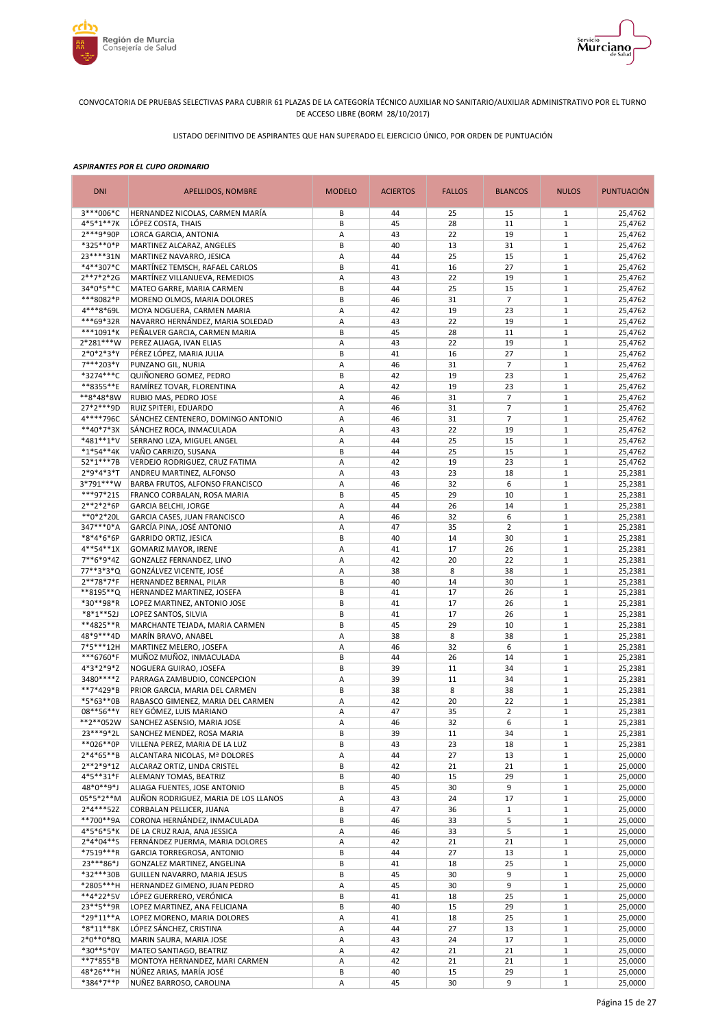CONVOCATORIA DE PRUEBAS SELECTIVAS PARA CUBRIR 61 PLAZAS DE LA CATEGORÍA TÉCNICO AUXILIAR NO SANITARIO/AUXILIAR ADMINISTRATIVO POR EL TURNO DE ACCESO LIBRE (BORM 28/10/2017)

LISTADO DEFINITIVO DE ASPIRANTES QUE HAN SUPERADO EL EJERCICIO ÚNICO, POR ORDEN DE PUNTUACIÓN

***ASPIRANTES POR EL CUPO ORDINARIO***

| DNI | APELLIDOS, NOMBRE | MODELO | ACIERTOS | FALLOS | BLANCOS | NULOS | PUNTUACIÓN |
|---|---|---|---|---|---|---|---|
| 3***006*C | HERNANDEZ NICOLAS, CARMEN MARÍA | B | 44 | 25 | 15 | 1 | 25,4762 |
| 4*5*1**7K | LÓPEZ COSTA, THAIS | B | 45 | 28 | 11 | 1 | 25,4762 |
| 2***9*90P | LORCA GARCIA, ANTONIA | A | 43 | 22 | 19 | 1 | 25,4762 |
| *325**0*P | MARTINEZ ALCARAZ, ANGELES | B | 40 | 13 | 31 | 1 | 25,4762 |
| 23****31N | MARTINEZ NAVARRO, JESICA | A | 44 | 25 | 15 | 1 | 25,4762 |
| *4**307*C | MARTÍNEZ TEMSCH, RAFAEL CARLOS | B | 41 | 16 | 27 | 1 | 25,4762 |
| 2**7*2*2G | MARTÍNEZ VILLANUEVA, REMEDIOS | A | 43 | 22 | 19 | 1 | 25,4762 |
| 34*0*5**C | MATEO GARRE, MARIA CARMEN | B | 44 | 25 | 15 | 1 | 25,4762 |
| ***8082*P | MORENO OLMOS, MARIA DOLORES | B | 46 | 31 | 7 | 1 | 25,4762 |
| 4***8*69L | MOYA NOGUERA, CARMEN MARIA | A | 42 | 19 | 23 | 1 | 25,4762 |
| ***69*32R | NAVARRO HERNÁNDEZ, MARIA SOLEDAD | A | 43 | 22 | 19 | 1 | 25,4762 |
| ***1091*K | PEÑALVER GARCIA, CARMEN MARIA | B | 45 | 28 | 11 | 1 | 25,4762 |
| 2*281***W | PEREZ ALIAGA, IVAN ELIAS | A | 43 | 22 | 19 | 1 | 25,4762 |
| 2*0*2*3*Y | PÉREZ LÓPEZ, MARIA JULIA | B | 41 | 16 | 27 | 1 | 25,4762 |
| 7***203*Y | PUNZANO GIL, NURIA | A | 46 | 31 | 7 | 1 | 25,4762 |
| *3274***C | QUIÑONERO GOMEZ, PEDRO | B | 42 | 19 | 23 | 1 | 25,4762 |
| **8355**E | RAMÍREZ TOVAR, FLORENTINA | A | 42 | 19 | 23 | 1 | 25,4762 |
| **8*48*8W | RUBIO MAS, PEDRO JOSE | A | 46 | 31 | 7 | 1 | 25,4762 |
| 27*2***9D | RUIZ SPITERI, EDUARDO | A | 46 | 31 | 7 | 1 | 25,4762 |
| 4****796C | SÁNCHEZ CENTENERO, DOMINGO ANTONIO | A | 46 | 31 | 7 | 1 | 25,4762 |
| **40*7*3X | SÁNCHEZ ROCA, INMACULADA | A | 43 | 22 | 19 | 1 | 25,4762 |
| *481**1*V | SERRANO LIZA, MIGUEL ANGEL | A | 44 | 25 | 15 | 1 | 25,4762 |
| *1*54**4K | VAÑO CARRIZO, SUSANA | B | 44 | 25 | 15 | 1 | 25,4762 |
| 52*1***7B | VERDEJO RODRIGUEZ, CRUZ FATIMA | A | 42 | 19 | 23 | 1 | 25,4762 |
| 2*9*4*3*T | ANDREU MARTINEZ, ALFONSO | A | 43 | 23 | 18 | 1 | 25,2381 |
| 3*791***W | BARBA FRUTOS, ALFONSO FRANCISCO | A | 46 | 32 | 6 | 1 | 25,2381 |
| ***97*21S | FRANCO CORBALAN, ROSA MARIA | B | 45 | 29 | 10 | 1 | 25,2381 |
| 2**2*2*6P | GARCIA BELCHI, JORGE | A | 44 | 26 | 14 | 1 | 25,2381 |
| **0*2*20L | GARCIA CASES, JUAN FRANCISCO | A | 46 | 32 | 6 | 1 | 25,2381 |
| 347***0*A | GARCÍA PINA, JOSÉ ANTONIO | A | 47 | 35 | 2 | 1 | 25,2381 |
| *8*4*6*6P | GARRIDO ORTIZ, JESICA | B | 40 | 14 | 30 | 1 | 25,2381 |
| 4**54**1X | GOMARIZ MAYOR, IRENE | A | 41 | 17 | 26 | 1 | 25,2381 |
| 7**6*9*4Z | GONZALEZ FERNANDEZ, LINO | A | 42 | 20 | 22 | 1 | 25,2381 |
| 77**3*3*Q | GONZÁLVEZ VICENTE, JOSÉ | A | 38 | 8 | 38 | 1 | 25,2381 |
| 2**78*7*F | HERNANDEZ BERNAL, PILAR | B | 40 | 14 | 30 | 1 | 25,2381 |
| **8195**Q | HERNANDEZ MARTINEZ, JOSEFA | B | 41 | 17 | 26 | 1 | 25,2381 |
| *30**98*R | LOPEZ MARTINEZ, ANTONIO JOSE | B | 41 | 17 | 26 | 1 | 25,2381 |
| *8*1**52J | LOPEZ SANTOS, SILVIA | B | 41 | 17 | 26 | 1 | 25,2381 |
| **4825**R | MARCHANTE TEJADA, MARIA CARMEN | B | 45 | 29 | 10 | 1 | 25,2381 |
| 48*9***4D | MARÍN BRAVO, ANABEL | A | 38 | 8 | 38 | 1 | 25,2381 |
| 7*5***12H | MARTINEZ MELERO, JOSEFA | A | 46 | 32 | 6 | 1 | 25,2381 |
| ***6760*F | MUÑOZ MUÑOZ, INMACULADA | B | 44 | 26 | 14 | 1 | 25,2381 |
| 4*3*2*9*Z | NOGUERA GUIRAO, JOSEFA | B | 39 | 11 | 34 | 1 | 25,2381 |
| 3480****Z | PARRAGA ZAMBUDIO, CONCEPCION | A | 39 | 11 | 34 | 1 | 25,2381 |
| **7*429*B | PRIOR GARCIA, MARIA DEL CARMEN | B | 38 | 8 | 38 | 1 | 25,2381 |
| *5*63**0B | RABASCO GIMENEZ, MARIA DEL CARMEN | A | 42 | 20 | 22 | 1 | 25,2381 |
| 08**56**Y | REY GÓMEZ, LUIS MARIANO | A | 47 | 35 | 2 | 1 | 25,2381 |
| **2**052W | SANCHEZ ASENSIO, MARIA JOSE | A | 46 | 32 | 6 | 1 | 25,2381 |
| 23***9*2L | SANCHEZ MENDEZ, ROSA MARIA | B | 39 | 11 | 34 | 1 | 25,2381 |
| **026**0P | VILLENA PEREZ, MARIA DE LA LUZ | B | 43 | 23 | 18 | 1 | 25,2381 |
| 2*4*65**B | ALCANTARA NICOLAS, Mª DOLORES | A | 44 | 27 | 13 | 1 | 25,0000 |
| 2**2*9*1Z | ALCARAZ ORTIZ, LINDA CRISTEL | B | 42 | 21 | 21 | 1 | 25,0000 |
| 4*5**31*F | ALEMANY TOMAS, BEATRIZ | B | 40 | 15 | 29 | 1 | 25,0000 |
| 48*0**9*J | ALIAGA FUENTES, JOSE ANTONIO | B | 45 | 30 | 9 | 1 | 25,0000 |
| 05*5*2**M | AUÑON RODRIGUEZ, MARIA DE LOS LLANOS | A | 43 | 24 | 17 | 1 | 25,0000 |
| 2*4***52Z | CORBALAN PELLICER, JUANA | B | 47 | 36 | 1 | 1 | 25,0000 |
| **700**9A | CORONA HERNÁNDEZ, INMACULADA | B | 46 | 33 | 5 | 1 | 25,0000 |
| 4*5*6*5*K | DE LA CRUZ RAJA, ANA JESSICA | A | 46 | 33 | 5 | 1 | 25,0000 |
| 2*4*04**S | FERNÁNDEZ PUERMA, MARIA DOLORES | A | 42 | 21 | 21 | 1 | 25,0000 |
| *7519***R | GARCIA TORREGROSA, ANTONIO | B | 44 | 27 | 13 | 1 | 25,0000 |
| 23***86*J | GONZALEZ MARTINEZ, ANGELINA | B | 41 | 18 | 25 | 1 | 25,0000 |
| *32***30B | GUILLEN NAVARRO, MARIA JESUS | B | 45 | 30 | 9 | 1 | 25,0000 |
| *2805***H | HERNANDEZ GIMENO, JUAN PEDRO | A | 45 | 30 | 9 | 1 | 25,0000 |
| **4*22*5V | LÓPEZ GUERRERO, VERÓNICA | B | 41 | 18 | 25 | 1 | 25,0000 |
| 23**5**9R | LOPEZ MARTINEZ, ANA FELICIANA | B | 40 | 15 | 29 | 1 | 25,0000 |
| *29*11**A | LOPEZ MORENO, MARIA DOLORES | A | 41 | 18 | 25 | 1 | 25,0000 |
| *8*11**8K | LÓPEZ SÁNCHEZ, CRISTINA | A | 44 | 27 | 13 | 1 | 25,0000 |
| 2*0**0*8Q | MARIN SAURA, MARIA JOSE | A | 43 | 24 | 17 | 1 | 25,0000 |
| *30**5*0Y | MATEO SANTIAGO, BEATRIZ | A | 42 | 21 | 21 | 1 | 25,0000 |
| **7*855*B | MONTOYA HERNANDEZ, MARI CARMEN | A | 42 | 21 | 21 | 1 | 25,0000 |
| 48*26***H | NÚÑEZ ARIAS, MARÍA JOSÉ | B | 40 | 15 | 29 | 1 | 25,0000 |
| *384*7**P | NUÑEZ BARROSO, CAROLINA | A | 45 | 30 | 9 | 1 | 25,0000 |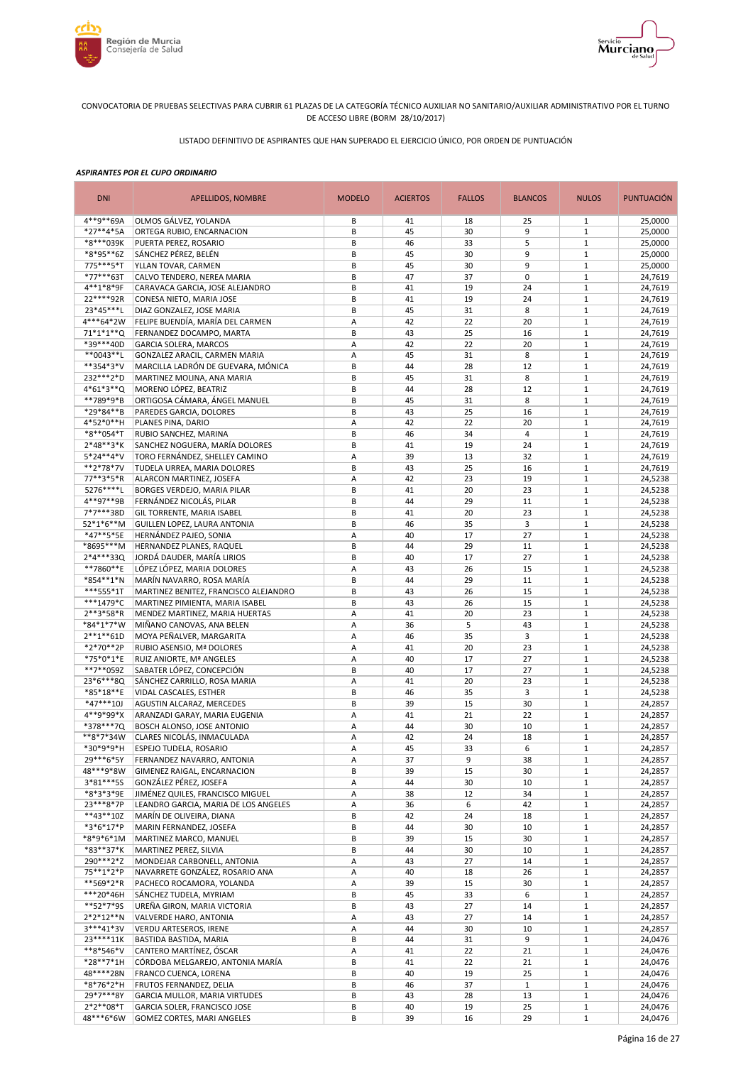CONVOCATORIA DE PRUEBAS SELECTIVAS PARA CUBRIR 61 PLAZAS DE LA CATEGORÍA TÉCNICO AUXILIAR NO SANITARIO/AUXILIAR ADMINISTRATIVO POR EL TURNO DE ACCESO LIBRE (BORM 28/10/2017)

LISTADO DEFINITIVO DE ASPIRANTES QUE HAN SUPERADO EL EJERCICIO ÚNICO, POR ORDEN DE PUNTUACIÓN

***ASPIRANTES POR EL CUPO ORDINARIO***

| DNI | APELLIDOS, NOMBRE | MODELO | ACIERTOS | FALLOS | BLANCOS | NULOS | PUNTUACIÓN |
|---|---|---|---|---|---|---|---|
| 4**9**69A | OLMOS GÁLVEZ, YOLANDA | B | 41 | 18 | 25 | 1 | 25,0000 |
| *27**4*5A | ORTEGA RUBIO, ENCARNACION | B | 45 | 30 | 9 | 1 | 25,0000 |
| *8***039K | PUERTA PEREZ, ROSARIO | B | 46 | 33 | 5 | 1 | 25,0000 |
| *8*95**6Z | SÁNCHEZ PÉREZ, BELÉN | B | 45 | 30 | 9 | 1 | 25,0000 |
| 775***5*T | YLLAN TOVAR, CARMEN | B | 45 | 30 | 9 | 1 | 25,0000 |
| *77***63T | CALVO TENDERO, NEREA MARIA | B | 47 | 37 | 0 | 1 | 24,7619 |
| 4**1*8*9F | CARAVACA GARCIA, JOSE ALEJANDRO | B | 41 | 19 | 24 | 1 | 24,7619 |
| 22****92R | CONESA NIETO, MARIA JOSE | B | 41 | 19 | 24 | 1 | 24,7619 |
| 23*45***L | DIAZ GONZALEZ, JOSE MARIA | B | 45 | 31 | 8 | 1 | 24,7619 |
| 4***64*2W | FELIPE BUENDÍA, MARÍA DEL CARMEN | A | 42 | 22 | 20 | 1 | 24,7619 |
| 71*1*1**Q | FERNANDEZ DOCAMPO, MARTA | B | 43 | 25 | 16 | 1 | 24,7619 |
| *39***40D | GARCIA SOLERA, MARCOS | A | 42 | 22 | 20 | 1 | 24,7619 |
| **0043**L | GONZALEZ ARACIL, CARMEN MARIA | A | 45 | 31 | 8 | 1 | 24,7619 |
| **354*3*V | MARCILLA LADRÓN DE GUEVARA, MÓNICA | B | 44 | 28 | 12 | 1 | 24,7619 |
| 232***2*D | MARTINEZ MOLINA, ANA MARIA | B | 45 | 31 | 8 | 1 | 24,7619 |
| 4*61*3**Q | MORENO LÓPEZ, BEATRIZ | B | 44 | 28 | 12 | 1 | 24,7619 |
| **789*9*B | ORTIGOSA CÁMARA, ÁNGEL MANUEL | B | 45 | 31 | 8 | 1 | 24,7619 |
| *29*84**B | PAREDES GARCIA, DOLORES | B | 43 | 25 | 16 | 1 | 24,7619 |
| 4*52*0**H | PLANES PINA, DARIO | A | 42 | 22 | 20 | 1 | 24,7619 |
| *8**054*T | RUBIO SANCHEZ, MARINA | B | 46 | 34 | 4 | 1 | 24,7619 |
| 2*48**3*K | SANCHEZ NOGUERA, MARÍA DOLORES | B | 41 | 19 | 24 | 1 | 24,7619 |
| 5*24**4*V | TORO FERNÁNDEZ, SHELLEY CAMINO | A | 39 | 13 | 32 | 1 | 24,7619 |
| **2*78*7V | TUDELA URREA, MARIA DOLORES | B | 43 | 25 | 16 | 1 | 24,7619 |
| 77**3*5*R | ALARCON MARTINEZ, JOSEFA | A | 42 | 23 | 19 | 1 | 24,5238 |
| 5276****L | BORGES VERDEJO, MARIA PILAR | B | 41 | 20 | 23 | 1 | 24,5238 |
| 4**97**9B | FERNÁNDEZ NICOLÁS, PILAR | B | 44 | 29 | 11 | 1 | 24,5238 |
| 7*7***38D | GIL TORRENTE, MARIA ISABEL | B | 41 | 20 | 23 | 1 | 24,5238 |
| 52*1*6**M | GUILLEN LOPEZ, LAURA ANTONIA | B | 46 | 35 | 3 | 1 | 24,5238 |
| *47**5*5E | HERNÁNDEZ PAJEO, SONIA | A | 40 | 17 | 27 | 1 | 24,5238 |
| *8695***M | HERNANDEZ PLANES, RAQUEL | B | 44 | 29 | 11 | 1 | 24,5238 |
| 2*4***33Q | JORDÁ DAUDER, MARÍA LIRIOS | B | 40 | 17 | 27 | 1 | 24,5238 |
| **7860**E | LÓPEZ LÓPEZ, MARIA DOLORES | A | 43 | 26 | 15 | 1 | 24,5238 |
| *854**1*N | MARÍN NAVARRO, ROSA MARÍA | B | 44 | 29 | 11 | 1 | 24,5238 |
| ***555*1T | MARTINEZ BENITEZ, FRANCISCO ALEJANDRO | B | 43 | 26 | 15 | 1 | 24,5238 |
| ***1479*C | MARTINEZ PIMIENTA, MARIA ISABEL | B | 43 | 26 | 15 | 1 | 24,5238 |
| 2**3*58*R | MENDEZ MARTINEZ, MARIA HUERTAS | A | 41 | 20 | 23 | 1 | 24,5238 |
| *84*1*7*W | MIÑANO CANOVAS, ANA BELEN | A | 36 | 5 | 43 | 1 | 24,5238 |
| 2**1**61D | MOYA PEÑALVER, MARGARITA | A | 46 | 35 | 3 | 1 | 24,5238 |
| *2*70**2P | RUBIO ASENSIO, Mª DOLORES | A | 41 | 20 | 23 | 1 | 24,5238 |
| *75*0*1*E | RUIZ ANIORTE, Mª ANGELES | A | 40 | 17 | 27 | 1 | 24,5238 |
| **7**059Z | SABATER LÓPEZ, CONCEPCIÓN | B | 40 | 17 | 27 | 1 | 24,5238 |
| 23*6***8Q | SÁNCHEZ CARRILLO, ROSA MARIA | A | 41 | 20 | 23 | 1 | 24,5238 |
| *85*18**E | VIDAL CASCALES, ESTHER | B | 46 | 35 | 3 | 1 | 24,5238 |
| *47***10J | AGUSTIN ALCARAZ, MERCEDES | B | 39 | 15 | 30 | 1 | 24,2857 |
| 4**9*99*X | ARANZADI GARAY, MARIA EUGENIA | A | 41 | 21 | 22 | 1 | 24,2857 |
| *378***7Q | BOSCH ALONSO, JOSE ANTONIO | A | 44 | 30 | 10 | 1 | 24,2857 |
| **8*7*34W | CLARES NICOLÁS, INMACULADA | A | 42 | 24 | 18 | 1 | 24,2857 |
| *30*9*9*H | ESPEJO TUDELA, ROSARIO | A | 45 | 33 | 6 | 1 | 24,2857 |
| 29***6*5Y | FERNANDEZ NAVARRO, ANTONIA | A | 37 | 9 | 38 | 1 | 24,2857 |
| 48***9*8W | GIMENEZ RAIGAL, ENCARNACION | B | 39 | 15 | 30 | 1 | 24,2857 |
| 3*81***5S | GONZÁLEZ PÉREZ, JOSEFA | A | 44 | 30 | 10 | 1 | 24,2857 |
| *8*3*3*9E | JIMÉNEZ QUILES, FRANCISCO MIGUEL | A | 38 | 12 | 34 | 1 | 24,2857 |
| 23***8*7P | LEANDRO GARCIA, MARIA DE LOS ANGELES | A | 36 | 6 | 42 | 1 | 24,2857 |
| **43**10Z | MARÍN DE OLIVEIRA, DIANA | B | 42 | 24 | 18 | 1 | 24,2857 |
| *3*6*17*P | MARIN FERNANDEZ, JOSEFA | B | 44 | 30 | 10 | 1 | 24,2857 |
| *8*9*6*1M | MARTINEZ MARCO, MANUEL | B | 39 | 15 | 30 | 1 | 24,2857 |
| *83**37*K | MARTINEZ PEREZ, SILVIA | B | 44 | 30 | 10 | 1 | 24,2857 |
| 290***2*Z | MONDEJAR CARBONELL, ANTONIA | A | 43 | 27 | 14 | 1 | 24,2857 |
| 75**1*2*P | NAVARRETE GONZÁLEZ, ROSARIO ANA | A | 40 | 18 | 26 | 1 | 24,2857 |
| **569*2*R | PACHECO ROCAMORA, YOLANDA | A | 39 | 15 | 30 | 1 | 24,2857 |
| ***20*46H | SÁNCHEZ TUDELA, MYRIAM | B | 45 | 33 | 6 | 1 | 24,2857 |
| **52*7*9S | UREÑA GIRON, MARIA VICTORIA | B | 43 | 27 | 14 | 1 | 24,2857 |
| 2*2*12**N | VALVERDE HARO, ANTONIA | A | 43 | 27 | 14 | 1 | 24,2857 |
| 3***41*3V | VERDU ARTESEROS, IRENE | A | 44 | 30 | 10 | 1 | 24,2857 |
| 23****11K | BASTIDA BASTIDA, MARIA | B | 44 | 31 | 9 | 1 | 24,0476 |
| **8*546*V | CANTERO MARTÍNEZ, ÓSCAR | A | 41 | 22 | 21 | 1 | 24,0476 |
| *28**7*1H | CÓRDOBA MELGAREJO, ANTONIA MARÍA | B | 41 | 22 | 21 | 1 | 24,0476 |
| 48****28N | FRANCO CUENCA, LORENA | B | 40 | 19 | 25 | 1 | 24,0476 |
| *8*76*2*H | FRUTOS FERNANDEZ, DELIA | B | 46 | 37 | 1 | 1 | 24,0476 |
| 29*7***8Y | GARCIA MULLOR, MARIA VIRTUDES | B | 43 | 28 | 13 | 1 | 24,0476 |
| 2*2**08*T | GARCIA SOLER, FRANCISCO JOSE | B | 40 | 19 | 25 | 1 | 24,0476 |
| 48***6*6W | GOMEZ CORTES, MARI ANGELES | B | 39 | 16 | 29 | 1 | 24,0476 |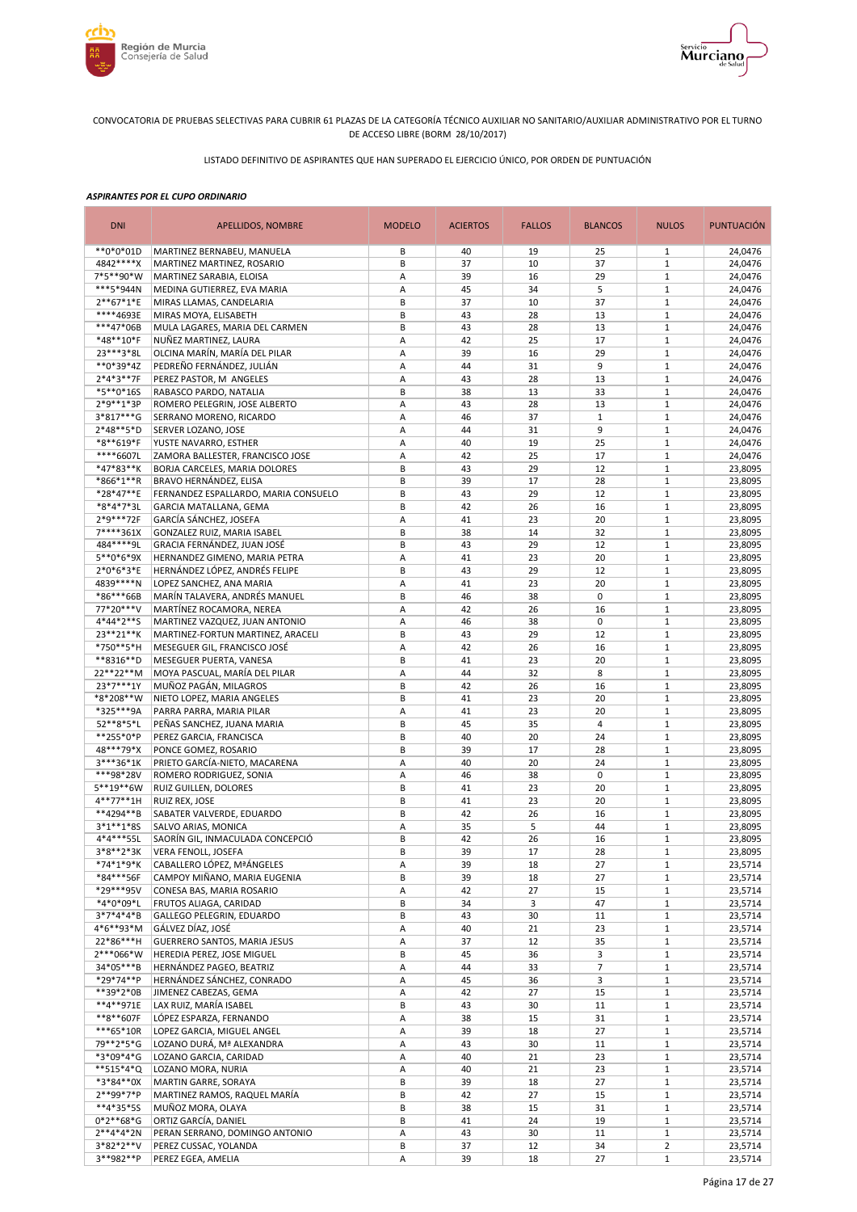CONVOCATORIA DE PRUEBAS SELECTIVAS PARA CUBRIR 61 PLAZAS DE LA CATEGORÍA TÉCNICO AUXILIAR NO SANITARIO/AUXILIAR ADMINISTRATIVO POR EL TURNO DE ACCESO LIBRE (BORM 28/10/2017)

LISTADO DEFINITIVO DE ASPIRANTES QUE HAN SUPERADO EL EJERCICIO ÚNICO, POR ORDEN DE PUNTUACIÓN

***ASPIRANTES POR EL CUPO ORDINARIO***

| DNI | APELLIDOS, NOMBRE | MODELO | ACIERTOS | FALLOS | BLANCOS | NULOS | PUNTUACIÓN |
|---|---|---|---|---|---|---|---|
| **0*0*01D | MARTINEZ BERNABEU, MANUELA | B | 40 | 19 | 25 | 1 | 24,0476 |
| 4842****X | MARTINEZ MARTINEZ, ROSARIO | B | 37 | 10 | 37 | 1 | 24,0476 |
| 7*5**90*W | MARTINEZ SARABIA, ELOISA | A | 39 | 16 | 29 | 1 | 24,0476 |
| ***5*944N | MEDINA GUTIERREZ, EVA MARIA | A | 45 | 34 | 5 | 1 | 24,0476 |
| 2**67*1*E | MIRAS LLAMAS, CANDELARIA | B | 37 | 10 | 37 | 1 | 24,0476 |
| ****4693E | MIRAS MOYA, ELISABETH | B | 43 | 28 | 13 | 1 | 24,0476 |
| ***47*06B | MULA LAGARES, MARIA DEL CARMEN | B | 43 | 28 | 13 | 1 | 24,0476 |
| *48**10*F | NUÑEZ MARTINEZ, LAURA | A | 42 | 25 | 17 | 1 | 24,0476 |
| 23***3*8L | OLCINA MARÍN, MARÍA DEL PILAR | A | 39 | 16 | 29 | 1 | 24,0476 |
| **0*39*4Z | PEDREÑO FERNÁNDEZ, JULIÁN | A | 44 | 31 | 9 | 1 | 24,0476 |
| 2*4*3**7F | PEREZ PASTOR, M ANGELES | A | 43 | 28 | 13 | 1 | 24,0476 |
| *5**0*16S | RABASCO PARDO, NATALIA | B | 38 | 13 | 33 | 1 | 24,0476 |
| 2*9**1*3P | ROMERO PELEGRIN, JOSE ALBERTO | A | 43 | 28 | 13 | 1 | 24,0476 |
| 3*817***G | SERRANO MORENO, RICARDO | A | 46 | 37 | 1 | 1 | 24,0476 |
| 2*48**5*D | SERVER LOZANO, JOSE | A | 44 | 31 | 9 | 1 | 24,0476 |
| *8**619*F | YUSTE NAVARRO, ESTHER | A | 40 | 19 | 25 | 1 | 24,0476 |
| ****6607L | ZAMORA BALLESTER, FRANCISCO JOSE | A | 42 | 25 | 17 | 1 | 24,0476 |
| *47*83**K | BORJA CARCELES, MARIA DOLORES | B | 43 | 29 | 12 | 1 | 23,8095 |
| *866*1**R | BRAVO HERNÁNDEZ, ELISA | B | 39 | 17 | 28 | 1 | 23,8095 |
| *28*47**E | FERNANDEZ ESPALLARDO, MARIA CONSUELO | B | 43 | 29 | 12 | 1 | 23,8095 |
| *8*4*7*3L | GARCIA MATALLANA, GEMA | B | 42 | 26 | 16 | 1 | 23,8095 |
| 2*9***72F | GARCÍA SÁNCHEZ, JOSEFA | A | 41 | 23 | 20 | 1 | 23,8095 |
| 7****361X | GONZALEZ RUIZ, MARIA ISABEL | B | 38 | 14 | 32 | 1 | 23,8095 |
| 484****9L | GRACIA FERNÁNDEZ, JUAN JOSÉ | B | 43 | 29 | 12 | 1 | 23,8095 |
| 5**0*6*9X | HERNANDEZ GIMENO, MARIA PETRA | A | 41 | 23 | 20 | 1 | 23,8095 |
| 2*0*6*3*E | HERNÁNDEZ LÓPEZ, ANDRÉS FELIPE | B | 43 | 29 | 12 | 1 | 23,8095 |
| 4839****N | LOPEZ SANCHEZ, ANA MARIA | A | 41 | 23 | 20 | 1 | 23,8095 |
| *86***66B | MARÍN TALAVERA, ANDRÉS MANUEL | B | 46 | 38 | 0 | 1 | 23,8095 |
| 77*20***V | MARTÍNEZ ROCAMORA, NEREA | A | 42 | 26 | 16 | 1 | 23,8095 |
| 4*44*2**S | MARTINEZ VAZQUEZ, JUAN ANTONIO | A | 46 | 38 | 0 | 1 | 23,8095 |
| 23**21**K | MARTINEZ-FORTUN MARTINEZ, ARACELI | B | 43 | 29 | 12 | 1 | 23,8095 |
| *750**5*H | MESEGUER GIL, FRANCISCO JOSÉ | A | 42 | 26 | 16 | 1 | 23,8095 |
| **8316**D | MESEGUER PUERTA, VANESA | B | 41 | 23 | 20 | 1 | 23,8095 |
| 22**22**M | MOYA PASCUAL, MARÍA DEL PILAR | A | 44 | 32 | 8 | 1 | 23,8095 |
| 23*7***1Y | MUÑOZ PAGÁN, MILAGROS | B | 42 | 26 | 16 | 1 | 23,8095 |
| *8*208**W | NIETO LOPEZ, MARIA ANGELES | B | 41 | 23 | 20 | 1 | 23,8095 |
| *325***9A | PARRA PARRA, MARIA PILAR | A | 41 | 23 | 20 | 1 | 23,8095 |
| 52**8*5*L | PEÑAS SANCHEZ, JUANA MARIA | B | 45 | 35 | 4 | 1 | 23,8095 |
| **255*0*P | PEREZ GARCIA, FRANCISCA | B | 40 | 20 | 24 | 1 | 23,8095 |
| 48***79*X | PONCE GOMEZ, ROSARIO | B | 39 | 17 | 28 | 1 | 23,8095 |
| 3***36*1K | PRIETO GARCÍA-NIETO, MACARENA | A | 40 | 20 | 24 | 1 | 23,8095 |
| ***98*28V | ROMERO RODRIGUEZ, SONIA | A | 46 | 38 | 0 | 1 | 23,8095 |
| 5**19**6W | RUIZ GUILLEN, DOLORES | B | 41 | 23 | 20 | 1 | 23,8095 |
| 4**77**1H | RUIZ REX, JOSE | B | 41 | 23 | 20 | 1 | 23,8095 |
| **4294**B | SABATER VALVERDE, EDUARDO | B | 42 | 26 | 16 | 1 | 23,8095 |
| 3*1**1*8S | SALVO ARIAS, MONICA | A | 35 | 5 | 44 | 1 | 23,8095 |
| 4*4***55L | SAORÍN GIL, INMACULADA CONCEPCIÓ | B | 42 | 26 | 16 | 1 | 23,8095 |
| 3*8**2*3K | VERA FENOLL, JOSEFA | B | 39 | 17 | 28 | 1 | 23,8095 |
| *74*1*9*K | CABALLERO LÓPEZ, MªÁNGELES | A | 39 | 18 | 27 | 1 | 23,5714 |
| *84***56F | CAMPOY MIÑANO, MARIA EUGENIA | B | 39 | 18 | 27 | 1 | 23,5714 |
| *29***95V | CONESA BAS, MARIA ROSARIO | A | 42 | 27 | 15 | 1 | 23,5714 |
| *4*0*09*L | FRUTOS ALIAGA, CARIDAD | B | 34 | 3 | 47 | 1 | 23,5714 |
| 3*7*4*4*B | GALLEGO PELEGRIN, EDUARDO | B | 43 | 30 | 11 | 1 | 23,5714 |
| 4*6**93*M | GÁLVEZ DÍAZ, JOSÉ | A | 40 | 21 | 23 | 1 | 23,5714 |
| 22*86***H | GUERRERO SANTOS, MARIA JESUS | A | 37 | 12 | 35 | 1 | 23,5714 |
| 2***066*W | HEREDIA PEREZ, JOSE MIGUEL | B | 45 | 36 | 3 | 1 | 23,5714 |
| 34*05***B | HERNÁNDEZ PAGEO, BEATRIZ | A | 44 | 33 | 7 | 1 | 23,5714 |
| *29*74**P | HERNÁNDEZ SÁNCHEZ, CONRADO | A | 45 | 36 | 3 | 1 | 23,5714 |
| **39*2*0B | JIMENEZ CABEZAS, GEMA | A | 42 | 27 | 15 | 1 | 23,5714 |
| **4**971E | LAX RUIZ, MARÍA ISABEL | B | 43 | 30 | 11 | 1 | 23,5714 |
| **8**607F | LÓPEZ ESPARZA, FERNANDO | A | 38 | 15 | 31 | 1 | 23,5714 |
| ***65*10R | LOPEZ GARCIA, MIGUEL ANGEL | A | 39 | 18 | 27 | 1 | 23,5714 |
| 79**2*5*G | LOZANO DURÁ, Mª ALEXANDRA | A | 43 | 30 | 11 | 1 | 23,5714 |
| *3*09*4*G | LOZANO GARCIA, CARIDAD | A | 40 | 21 | 23 | 1 | 23,5714 |
| **515*4*Q | LOZANO MORA, NURIA | A | 40 | 21 | 23 | 1 | 23,5714 |
| *3*84**0X | MARTIN GARRE, SORAYA | B | 39 | 18 | 27 | 1 | 23,5714 |
| 2**99*7*P | MARTINEZ RAMOS, RAQUEL MARÍA | B | 42 | 27 | 15 | 1 | 23,5714 |
| **4*35*5S | MUÑOZ MORA, OLAYA | B | 38 | 15 | 31 | 1 | 23,5714 |
| 0*2**68*G | ORTIZ GARCÍA, DANIEL | B | 41 | 24 | 19 | 1 | 23,5714 |
| 2**4*4*2N | PERAN SERRANO, DOMINGO ANTONIO | A | 43 | 30 | 11 | 1 | 23,5714 |
| 3*82*2**V | PEREZ CUSSAC, YOLANDA | B | 37 | 12 | 34 | 2 | 23,5714 |
| 3**982**P | PEREZ EGEA, AMELIA | A | 39 | 18 | 27 | 1 | 23,5714 |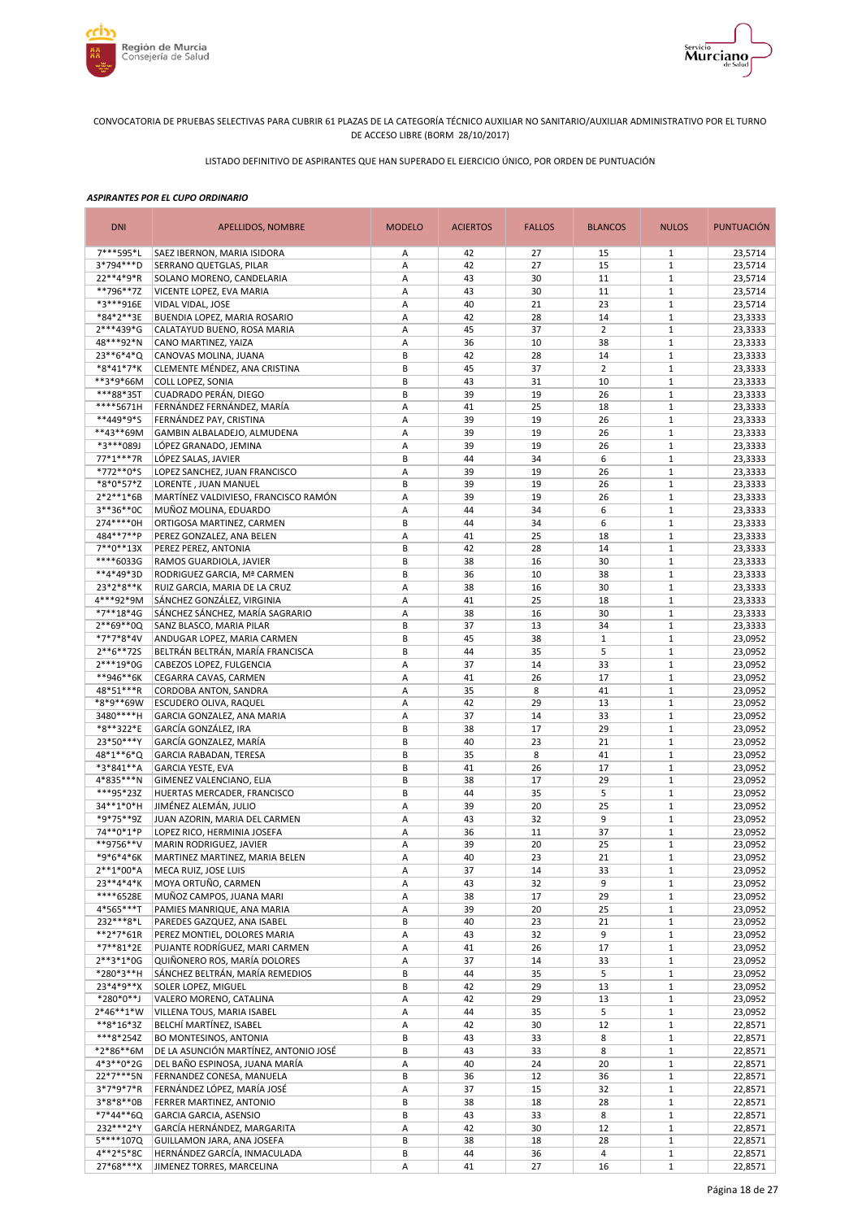CONVOCATORIA DE PRUEBAS SELECTIVAS PARA CUBRIR 61 PLAZAS DE LA CATEGORÍA TÉCNICO AUXILIAR NO SANITARIO/AUXILIAR ADMINISTRATIVO POR EL TURNO DE ACCESO LIBRE (BORM 28/10/2017)

LISTADO DEFINITIVO DE ASPIRANTES QUE HAN SUPERADO EL EJERCICIO ÚNICO, POR ORDEN DE PUNTUACIÓN

***ASPIRANTES POR EL CUPO ORDINARIO***

| DNI | APELLIDOS, NOMBRE | MODELO | ACIERTOS | FALLOS | BLANCOS | NULOS | PUNTUACIÓN |
|---|---|---|---|---|---|---|---|
| 7***595*L | SAEZ IBERNON, MARIA ISIDORA | A | 42 | 27 | 15 | 1 | 23,5714 |
| 3*794***D | SERRANO QUETGLAS, PILAR | A | 42 | 27 | 15 | 1 | 23,5714 |
| 22**4*9*R | SOLANO MORENO, CANDELARIA | A | 43 | 30 | 11 | 1 | 23,5714 |
| **796**7Z | VICENTE LOPEZ, EVA MARIA | A | 43 | 30 | 11 | 1 | 23,5714 |
| *3***916E | VIDAL VIDAL, JOSE | A | 40 | 21 | 23 | 1 | 23,5714 |
| *84*2**3E | BUENDIA LOPEZ, MARIA ROSARIO | A | 42 | 28 | 14 | 1 | 23,3333 |
| 2***439*G | CALATAYUD BUENO, ROSA MARIA | A | 45 | 37 | 2 | 1 | 23,3333 |
| 48***92*N | CANO MARTINEZ, YAIZA | A | 36 | 10 | 38 | 1 | 23,3333 |
| 23**6*4*Q | CANOVAS MOLINA, JUANA | B | 42 | 28 | 14 | 1 | 23,3333 |
| *8*41*7*K | CLEMENTE MÉNDEZ, ANA CRISTINA | B | 45 | 37 | 2 | 1 | 23,3333 |
| **3*9*66M | COLL LOPEZ, SONIA | B | 43 | 31 | 10 | 1 | 23,3333 |
| ***88*35T | CUADRADO PERÁN, DIEGO | B | 39 | 19 | 26 | 1 | 23,3333 |
| ****5671H | FERNÁNDEZ FERNÁNDEZ, MARÍA | A | 41 | 25 | 18 | 1 | 23,3333 |
| **449*9*S | FERNÁNDEZ PAY, CRISTINA | A | 39 | 19 | 26 | 1 | 23,3333 |
| **43**69M | GAMBIN ALBALADEJO, ALMUDENA | A | 39 | 19 | 26 | 1 | 23,3333 |
| *3***089J | LÓPEZ GRANADO, JEMINA | A | 39 | 19 | 26 | 1 | 23,3333 |
| 77*1***7R | LÓPEZ SALAS, JAVIER | B | 44 | 34 | 6 | 1 | 23,3333 |
| *772**0*S | LOPEZ SANCHEZ, JUAN FRANCISCO | A | 39 | 19 | 26 | 1 | 23,3333 |
| *8*0*57*Z | LORENTE , JUAN MANUEL | B | 39 | 19 | 26 | 1 | 23,3333 |
| 2*2**1*6B | MARTÍNEZ VALDIVIESO, FRANCISCO RAMÓN | A | 39 | 19 | 26 | 1 | 23,3333 |
| 3**36**0C | MUÑOZ MOLINA, EDUARDO | A | 44 | 34 | 6 | 1 | 23,3333 |
| 274****0H | ORTIGOSA MARTINEZ, CARMEN | B | 44 | 34 | 6 | 1 | 23,3333 |
| 484**7**P | PEREZ GONZALEZ, ANA BELEN | A | 41 | 25 | 18 | 1 | 23,3333 |
| 7**0**13X | PEREZ PEREZ, ANTONIA | B | 42 | 28 | 14 | 1 | 23,3333 |
| ****6033G | RAMOS GUARDIOLA, JAVIER | B | 38 | 16 | 30 | 1 | 23,3333 |
| **4*49*3D | RODRIGUEZ GARCIA, Mª CARMEN | B | 36 | 10 | 38 | 1 | 23,3333 |
| 23*2*8**K | RUIZ GARCIA, MARIA DE LA CRUZ | A | 38 | 16 | 30 | 1 | 23,3333 |
| 4***92*9M | SÁNCHEZ GONZÁLEZ, VIRGINIA | A | 41 | 25 | 18 | 1 | 23,3333 |
| *7**18*4G | SÁNCHEZ SÁNCHEZ, MARÍA SAGRARIO | A | 38 | 16 | 30 | 1 | 23,3333 |
| 2**69**0Q | SANZ BLASCO, MARIA PILAR | B | 37 | 13 | 34 | 1 | 23,3333 |
| *7*7*8*4V | ANDUGAR LOPEZ, MARIA CARMEN | B | 45 | 38 | 1 | 1 | 23,0952 |
| 2**6**72S | BELTRÁN BELTRÁN, MARÍA FRANCISCA | B | 44 | 35 | 5 | 1 | 23,0952 |
| 2***19*0G | CABEZOS LOPEZ, FULGENCIA | A | 37 | 14 | 33 | 1 | 23,0952 |
| **946**6K | CEGARRA CAVAS, CARMEN | A | 41 | 26 | 17 | 1 | 23,0952 |
| 48*51***R | CORDOBA ANTON, SANDRA | A | 35 | 8 | 41 | 1 | 23,0952 |
| *8*9**69W | ESCUDERO OLIVA, RAQUEL | A | 42 | 29 | 13 | 1 | 23,0952 |
| 3480****H | GARCIA GONZALEZ, ANA MARIA | A | 37 | 14 | 33 | 1 | 23,0952 |
| *8**322*E | GARCÍA GONZÁLEZ, IRA | B | 38 | 17 | 29 | 1 | 23,0952 |
| 23*50***Y | GARCÍA GONZALEZ, MARÍA | B | 40 | 23 | 21 | 1 | 23,0952 |
| 48*1**6*Q | GARCIA RABADAN, TERESA | B | 35 | 8 | 41 | 1 | 23,0952 |
| *3*841**A | GARCIA YESTE, EVA | B | 41 | 26 | 17 | 1 | 23,0952 |
| 4*835***N | GIMENEZ VALENCIANO, ELIA | B | 38 | 17 | 29 | 1 | 23,0952 |
| ***95*23Z | HUERTAS MERCADER, FRANCISCO | B | 44 | 35 | 5 | 1 | 23,0952 |
| 34**1*0*H | JIMÉNEZ ALEMÁN, JULIO | A | 39 | 20 | 25 | 1 | 23,0952 |
| *9*75**9Z | JUAN AZORIN, MARIA DEL CARMEN | A | 43 | 32 | 9 | 1 | 23,0952 |
| 74**0*1*P | LOPEZ RICO, HERMINIA JOSEFA | A | 36 | 11 | 37 | 1 | 23,0952 |
| **9756**V | MARIN RODRIGUEZ, JAVIER | A | 39 | 20 | 25 | 1 | 23,0952 |
| *9*6*4*6K | MARTINEZ MARTINEZ, MARIA BELEN | A | 40 | 23 | 21 | 1 | 23,0952 |
| 2**1*00*A | MECA RUIZ, JOSE LUIS | A | 37 | 14 | 33 | 1 | 23,0952 |
| 23**4*4*K | MOYA ORTUÑO, CARMEN | A | 43 | 32 | 9 | 1 | 23,0952 |
| ****6528E | MUÑOZ CAMPOS, JUANA MARI | A | 38 | 17 | 29 | 1 | 23,0952 |
| 4*565***T | PAMIES MANRIQUE, ANA MARIA | A | 39 | 20 | 25 | 1 | 23,0952 |
| 232***8*L | PAREDES GAZQUEZ, ANA ISABEL | B | 40 | 23 | 21 | 1 | 23,0952 |
| **2*7*61R | PEREZ MONTIEL, DOLORES MARIA | A | 43 | 32 | 9 | 1 | 23,0952 |
| *7**81*2E | PUJANTE RODRÍGUEZ, MARI CARMEN | A | 41 | 26 | 17 | 1 | 23,0952 |
| 2**3*1*0G | QUIÑONERO ROS, MARÍA DOLORES | A | 37 | 14 | 33 | 1 | 23,0952 |
| *280*3**H | SÁNCHEZ BELTRÁN, MARÍA REMEDIOS | B | 44 | 35 | 5 | 1 | 23,0952 |
| 23*4*9**X | SOLER LOPEZ, MIGUEL | B | 42 | 29 | 13 | 1 | 23,0952 |
| *280*0**J | VALERO MORENO, CATALINA | A | 42 | 29 | 13 | 1 | 23,0952 |
| 2*46**1*W | VILLENA TOUS, MARIA ISABEL | A | 44 | 35 | 5 | 1 | 23,0952 |
| **8*16*3Z | BELCHÍ MARTÍNEZ, ISABEL | A | 42 | 30 | 12 | 1 | 22,8571 |
| ***8*254Z | BO MONTESINOS, ANTONIA | B | 43 | 33 | 8 | 1 | 22,8571 |
| *2*86**6M | DE LA ASUNCIÓN MARTÍNEZ, ANTONIO JOSÉ | B | 43 | 33 | 8 | 1 | 22,8571 |
| 4*3**0*2G | DEL BAÑO ESPINOSA, JUANA MARÍA | A | 40 | 24 | 20 | 1 | 22,8571 |
| 22*7***5N | FERNANDEZ CONESA, MANUELA | B | 36 | 12 | 36 | 1 | 22,8571 |
| 3*7*9*7*R | FERNÁNDEZ LÓPEZ, MARÍA JOSÉ | A | 37 | 15 | 32 | 1 | 22,8571 |
| 3*8*8**0B | FERRER MARTINEZ, ANTONIO | B | 38 | 18 | 28 | 1 | 22,8571 |
| *7*44**6Q | GARCIA GARCIA, ASENSIO | B | 43 | 33 | 8 | 1 | 22,8571 |
| 232***2*Y | GARCÍA HERNÁNDEZ, MARGARITA | A | 42 | 30 | 12 | 1 | 22,8571 |
| 5****107Q | GUILLAMON JARA, ANA JOSEFA | B | 38 | 18 | 28 | 1 | 22,8571 |
| 4**2*5*8C | HERNÁNDEZ GARCÍA, INMACULADA | B | 44 | 36 | 4 | 1 | 22,8571 |
| 27*68***X | JIMENEZ TORRES, MARCELINA | A | 41 | 27 | 16 | 1 | 22,8571 |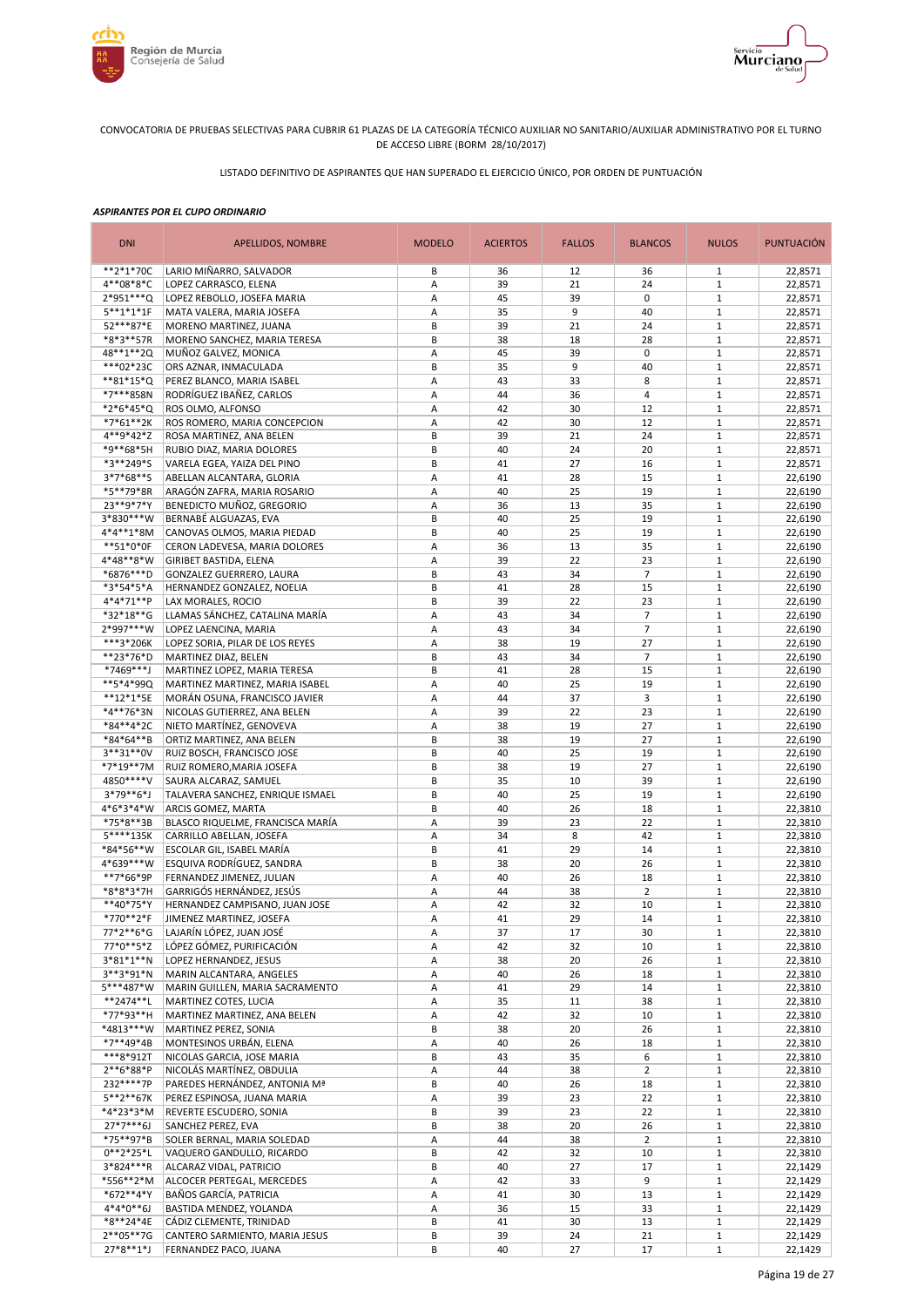CONVOCATORIA DE PRUEBAS SELECTIVAS PARA CUBRIR 61 PLAZAS DE LA CATEGORÍA TÉCNICO AUXILIAR NO SANITARIO/AUXILIAR ADMINISTRATIVO POR EL TURNO DE ACCESO LIBRE (BORM 28/10/2017)

LISTADO DEFINITIVO DE ASPIRANTES QUE HAN SUPERADO EL EJERCICIO ÚNICO, POR ORDEN DE PUNTUACIÓN

***ASPIRANTES POR EL CUPO ORDINARIO***

| DNI | APELLIDOS, NOMBRE | MODELO | ACIERTOS | FALLOS | BLANCOS | NULOS | PUNTUACIÓN |
|---|---|---|---|---|---|---|---|
| **2*1*70C | LARIO MIÑARRO, SALVADOR | B | 36 | 12 | 36 | 1 | 22,8571 |
| 4**08*8*C | LOPEZ CARRASCO, ELENA | A | 39 | 21 | 24 | 1 | 22,8571 |
| 2*951***Q | LOPEZ REBOLLO, JOSEFA MARIA | A | 45 | 39 | 0 | 1 | 22,8571 |
| 5**1*1*1F | MATA VALERA, MARIA JOSEFA | A | 35 | 9 | 40 | 1 | 22,8571 |
| 52***87*E | MORENO MARTINEZ, JUANA | B | 39 | 21 | 24 | 1 | 22,8571 |
| *8*3**57R | MORENO SANCHEZ, MARIA TERESA | B | 38 | 18 | 28 | 1 | 22,8571 |
| 48**1**2Q | MUÑOZ GALVEZ, MONICA | A | 45 | 39 | 0 | 1 | 22,8571 |
| ***02*23C | ORS AZNAR, INMACULADA | B | 35 | 9 | 40 | 1 | 22,8571 |
| **81*15*Q | PEREZ BLANCO, MARIA ISABEL | A | 43 | 33 | 8 | 1 | 22,8571 |
| *7***858N | RODRÍGUEZ IBAÑEZ, CARLOS | A | 44 | 36 | 4 | 1 | 22,8571 |
| *2*6*45*Q | ROS OLMO, ALFONSO | A | 42 | 30 | 12 | 1 | 22,8571 |
| *7*61**2K | ROS ROMERO, MARIA CONCEPCION | A | 42 | 30 | 12 | 1 | 22,8571 |
| 4**9*42*Z | ROSA MARTINEZ, ANA BELEN | B | 39 | 21 | 24 | 1 | 22,8571 |
| *9**68*5H | RUBIO DIAZ, MARIA DOLORES | B | 40 | 24 | 20 | 1 | 22,8571 |
| *3**249*S | VARELA EGEA, YAIZA DEL PINO | B | 41 | 27 | 16 | 1 | 22,8571 |
| 3*7*68**S | ABELLAN ALCANTARA, GLORIA | A | 41 | 28 | 15 | 1 | 22,6190 |
| *5**79*8R | ARAGÓN ZAFRA, MARIA ROSARIO | A | 40 | 25 | 19 | 1 | 22,6190 |
| 23**9*7*Y | BENEDICTO MUÑOZ, GREGORIO | A | 36 | 13 | 35 | 1 | 22,6190 |
| 3*830***W | BERNABÉ ALGUAZAS, EVA | B | 40 | 25 | 19 | 1 | 22,6190 |
| 4*4**1*8M | CANOVAS OLMOS, MARIA PIEDAD | B | 40 | 25 | 19 | 1 | 22,6190 |
| **51*0*0F | CERON LADEVESA, MARIA DOLORES | A | 36 | 13 | 35 | 1 | 22,6190 |
| 4*48**8*W | GIRIBET BASTIDA, ELENA | A | 39 | 22 | 23 | 1 | 22,6190 |
| *6876***D | GONZALEZ GUERRERO, LAURA | B | 43 | 34 | 7 | 1 | 22,6190 |
| *3*54*5*A | HERNANDEZ GONZALEZ, NOELIA | B | 41 | 28 | 15 | 1 | 22,6190 |
| 4*4*71**P | LAX MORALES, ROCIO | B | 39 | 22 | 23 | 1 | 22,6190 |
| *32*18**G | LLAMAS SÁNCHEZ, CATALINA MARÍA | A | 43 | 34 | 7 | 1 | 22,6190 |
| 2*997***W | LOPEZ LAENCINA, MARIA | A | 43 | 34 | 7 | 1 | 22,6190 |
| ***3*206K | LOPEZ SORIA, PILAR DE LOS REYES | A | 38 | 19 | 27 | 1 | 22,6190 |
| **23*76*D | MARTINEZ DIAZ, BELEN | B | 43 | 34 | 7 | 1 | 22,6190 |
| *7469***J | MARTINEZ LOPEZ, MARIA TERESA | B | 41 | 28 | 15 | 1 | 22,6190 |
| **5*4*99Q | MARTINEZ MARTINEZ, MARIA ISABEL | A | 40 | 25 | 19 | 1 | 22,6190 |
| **12*1*5E | MORÁN OSUNA, FRANCISCO JAVIER | A | 44 | 37 | 3 | 1 | 22,6190 |
| *4**76*3N | NICOLAS GUTIERREZ, ANA BELEN | A | 39 | 22 | 23 | 1 | 22,6190 |
| *84**4*2C | NIETO MARTÍNEZ, GENOVEVA | A | 38 | 19 | 27 | 1 | 22,6190 |
| *84*64**B | ORTIZ MARTINEZ, ANA BELEN | B | 38 | 19 | 27 | 1 | 22,6190 |
| 3**31**0V | RUIZ BOSCH, FRANCISCO JOSE | B | 40 | 25 | 19 | 1 | 22,6190 |
| *7*19**7M | RUIZ ROMERO,MARIA JOSEFA | B | 38 | 19 | 27 | 1 | 22,6190 |
| 4850****V | SAURA ALCARAZ, SAMUEL | B | 35 | 10 | 39 | 1 | 22,6190 |
| 3*79**6*J | TALAVERA SANCHEZ, ENRIQUE ISMAEL | B | 40 | 25 | 19 | 1 | 22,6190 |
| 4*6*3*4*W | ARCIS GOMEZ, MARTA | B | 40 | 26 | 18 | 1 | 22,3810 |
| *75*8**3B | BLASCO RIQUELME, FRANCISCA MARÍA | A | 39 | 23 | 22 | 1 | 22,3810 |
| 5****135K | CARRILLO ABELLAN, JOSEFA | A | 34 | 8 | 42 | 1 | 22,3810 |
| *84*56**W | ESCOLAR GIL, ISABEL MARÍA | B | 41 | 29 | 14 | 1 | 22,3810 |
| 4*639***W | ESQUIVA RODRÍGUEZ, SANDRA | B | 38 | 20 | 26 | 1 | 22,3810 |
| **7*66*9P | FERNANDEZ JIMENEZ, JULIAN | A | 40 | 26 | 18 | 1 | 22,3810 |
| *8*8*3*7H | GARRIGÓS HERNÁNDEZ, JESÚS | A | 44 | 38 | 2 | 1 | 22,3810 |
| **40*75*Y | HERNANDEZ CAMPISANO, JUAN JOSE | A | 42 | 32 | 10 | 1 | 22,3810 |
| *770**2*F | JIMENEZ MARTINEZ, JOSEFA | A | 41 | 29 | 14 | 1 | 22,3810 |
| 77*2**6*G | LAJARÍN LÓPEZ, JUAN JOSÉ | A | 37 | 17 | 30 | 1 | 22,3810 |
| 77*0**5*Z | LÓPEZ GÓMEZ, PURIFICACIÓN | A | 42 | 32 | 10 | 1 | 22,3810 |
| 3*81*1**N | LOPEZ HERNANDEZ, JESUS | A | 38 | 20 | 26 | 1 | 22,3810 |
| 3**3*91*N | MARIN ALCANTARA, ANGELES | A | 40 | 26 | 18 | 1 | 22,3810 |
| 5***487*W | MARIN GUILLEN, MARIA SACRAMENTO | A | 41 | 29 | 14 | 1 | 22,3810 |
| **2474**L | MARTINEZ COTES, LUCIA | A | 35 | 11 | 38 | 1 | 22,3810 |
| *77*93**H | MARTINEZ MARTINEZ, ANA BELEN | A | 42 | 32 | 10 | 1 | 22,3810 |
| *4813***W | MARTINEZ PEREZ, SONIA | B | 38 | 20 | 26 | 1 | 22,3810 |
| *7**49*4B | MONTESINOS URBÁN, ELENA | A | 40 | 26 | 18 | 1 | 22,3810 |
| ***8*912T | NICOLAS GARCIA, JOSE MARIA | B | 43 | 35 | 6 | 1 | 22,3810 |
| 2**6*88*P | NICOLÁS MARTÍNEZ, OBDULIA | A | 44 | 38 | 2 | 1 | 22,3810 |
| 232****7P | PAREDES HERNÁNDEZ, ANTONIA Mª | B | 40 | 26 | 18 | 1 | 22,3810 |
| 5**2**67K | PEREZ ESPINOSA, JUANA MARIA | A | 39 | 23 | 22 | 1 | 22,3810 |
| *4*23*3*M | REVERTE ESCUDERO, SONIA | B | 39 | 23 | 22 | 1 | 22,3810 |
| 27*7***6J | SANCHEZ PEREZ, EVA | B | 38 | 20 | 26 | 1 | 22,3810 |
| *75**97*B | SOLER BERNAL, MARIA SOLEDAD | A | 44 | 38 | 2 | 1 | 22,3810 |
| 0**2*25*L | VAQUERO GANDULLO, RICARDO | B | 42 | 32 | 10 | 1 | 22,3810 |
| 3*824***R | ALCARAZ VIDAL, PATRICIO | B | 40 | 27 | 17 | 1 | 22,1429 |
| *556**2*M | ALCOCER PERTEGAL, MERCEDES | A | 42 | 33 | 9 | 1 | 22,1429 |
| *672**4*Y | BAÑOS GARCÍA, PATRICIA | A | 41 | 30 | 13 | 1 | 22,1429 |
| 4*4*0**6J | BASTIDA MENDEZ, YOLANDA | A | 36 | 15 | 33 | 1 | 22,1429 |
| *8**24*4E | CÁDIZ CLEMENTE, TRINIDAD | B | 41 | 30 | 13 | 1 | 22,1429 |
| 2**05**7G | CANTERO SARMIENTO, MARIA JESUS | B | 39 | 24 | 21 | 1 | 22,1429 |
| 27*8**1*J | FERNANDEZ PACO, JUANA | B | 40 | 27 | 17 | 1 | 22,1429 |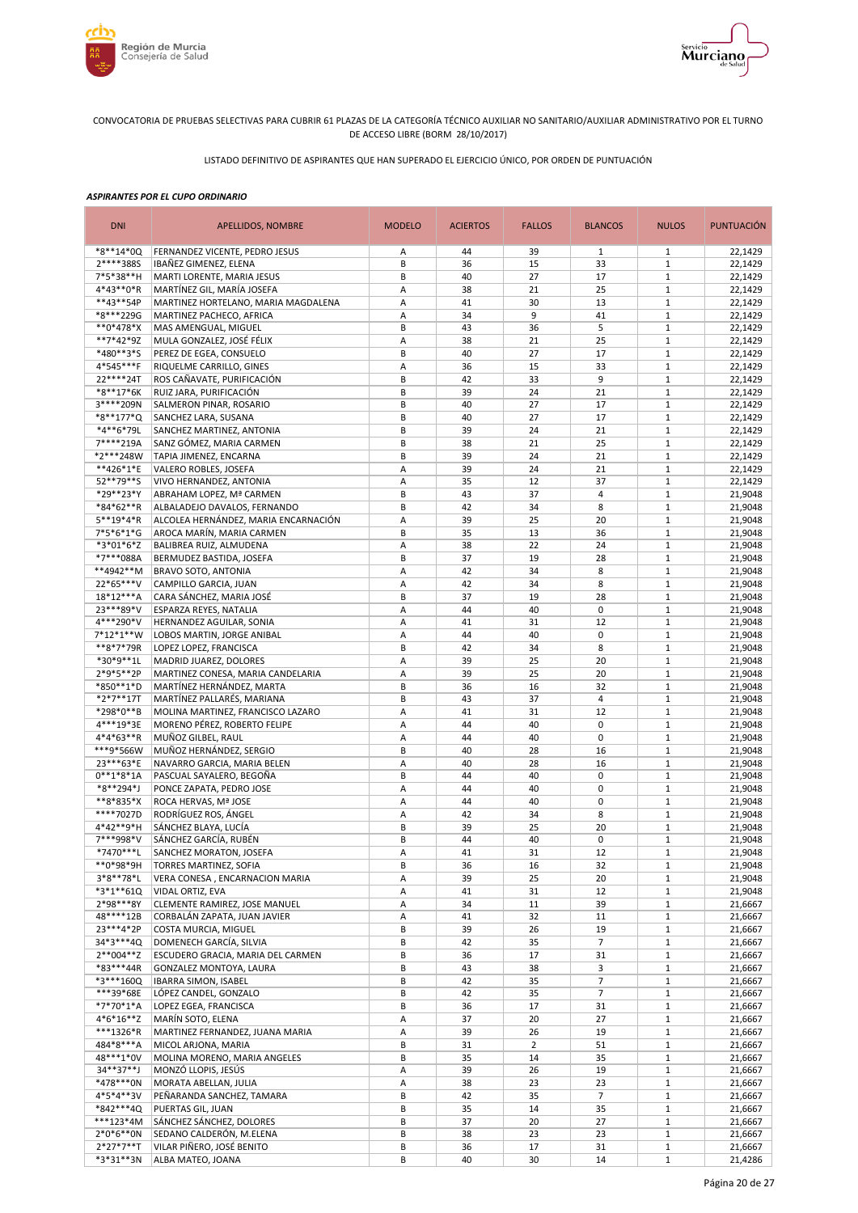CONVOCATORIA DE PRUEBAS SELECTIVAS PARA CUBRIR 61 PLAZAS DE LA CATEGORÍA TÉCNICO AUXILIAR NO SANITARIO/AUXILIAR ADMINISTRATIVO POR EL TURNO DE ACCESO LIBRE (BORM 28/10/2017)

LISTADO DEFINITIVO DE ASPIRANTES QUE HAN SUPERADO EL EJERCICIO ÚNICO, POR ORDEN DE PUNTUACIÓN

***ASPIRANTES POR EL CUPO ORDINARIO***

| DNI | APELLIDOS, NOMBRE | MODELO | ACIERTOS | FALLOS | BLANCOS | NULOS | PUNTUACIÓN |
|---|---|---|---|---|---|---|---|
| *8**14*0Q | FERNANDEZ VICENTE, PEDRO JESUS | A | 44 | 39 | 1 | 1 | 22,1429 |
| 2****388S | IBAÑEZ GIMENEZ, ELENA | B | 36 | 15 | 33 | 1 | 22,1429 |
| 7*5*38**H | MARTI LORENTE, MARIA JESUS | B | 40 | 27 | 17 | 1 | 22,1429 |
| 4*43**0*R | MARTÍNEZ GIL, MARÍA JOSEFA | A | 38 | 21 | 25 | 1 | 22,1429 |
| **43**54P | MARTINEZ HORTELANO, MARIA MAGDALENA | A | 41 | 30 | 13 | 1 | 22,1429 |
| *8***229G | MARTINEZ PACHECO, AFRICA | A | 34 | 9 | 41 | 1 | 22,1429 |
| **0*478*X | MAS AMENGUAL, MIGUEL | B | 43 | 36 | 5 | 1 | 22,1429 |
| **7*42*9Z | MULA GONZALEZ, JOSÉ FÉLIX | A | 38 | 21 | 25 | 1 | 22,1429 |
| *480**3*S | PEREZ DE EGEA, CONSUELO | B | 40 | 27 | 17 | 1 | 22,1429 |
| 4*545***F | RIQUELME CARRILLO, GINES | A | 36 | 15 | 33 | 1 | 22,1429 |
| 22****24T | ROS CAÑAVATE, PURIFICACIÓN | B | 42 | 33 | 9 | 1 | 22,1429 |
| *8**17*6K | RUIZ JARA, PURIFICACIÓN | B | 39 | 24 | 21 | 1 | 22,1429 |
| 3****209N | SALMERON PINAR, ROSARIO | B | 40 | 27 | 17 | 1 | 22,1429 |
| *8**177*Q | SANCHEZ LARA, SUSANA | B | 40 | 27 | 17 | 1 | 22,1429 |
| *4**6*79L | SANCHEZ MARTINEZ, ANTONIA | B | 39 | 24 | 21 | 1 | 22,1429 |
| 7****219A | SANZ GÓMEZ, MARIA CARMEN | B | 38 | 21 | 25 | 1 | 22,1429 |
| *2***248W | TAPIA JIMENEZ, ENCARNA | B | 39 | 24 | 21 | 1 | 22,1429 |
| **426*1*E | VALERO ROBLES, JOSEFA | A | 39 | 24 | 21 | 1 | 22,1429 |
| 52**79**S | VIVO HERNANDEZ, ANTONIA | A | 35 | 12 | 37 | 1 | 22,1429 |
| *29**23*Y | ABRAHAM LOPEZ, Mª CARMEN | B | 43 | 37 | 4 | 1 | 21,9048 |
| *84*62**R | ALBALADEJO DAVALOS, FERNANDO | B | 42 | 34 | 8 | 1 | 21,9048 |
| 5**19*4*R | ALCOLEA HERNÁNDEZ, MARIA ENCARNACIÓN | A | 39 | 25 | 20 | 1 | 21,9048 |
| 7*5*6*1*G | AROCA MARÍN, MARIA CARMEN | B | 35 | 13 | 36 | 1 | 21,9048 |
| *3*01*6*Z | BALIBREA RUIZ, ALMUDENA | A | 38 | 22 | 24 | 1 | 21,9048 |
| *7***088A | BERMUDEZ BASTIDA, JOSEFA | B | 37 | 19 | 28 | 1 | 21,9048 |
| **4942**M | BRAVO SOTO, ANTONIA | A | 42 | 34 | 8 | 1 | 21,9048 |
| 22*65***V | CAMPILLO GARCIA, JUAN | A | 42 | 34 | 8 | 1 | 21,9048 |
| 18*12***A | CARA SÁNCHEZ, MARIA JOSÉ | B | 37 | 19 | 28 | 1 | 21,9048 |
| 23***89*V | ESPARZA REYES, NATALIA | A | 44 | 40 | 0 | 1 | 21,9048 |
| 4***290*V | HERNANDEZ AGUILAR, SONIA | A | 41 | 31 | 12 | 1 | 21,9048 |
| 7*12*1**W | LOBOS MARTIN, JORGE ANIBAL | A | 44 | 40 | 0 | 1 | 21,9048 |
| **8*7*79R | LOPEZ LOPEZ, FRANCISCA | B | 42 | 34 | 8 | 1 | 21,9048 |
| *30*9**1L | MADRID JUAREZ, DOLORES | A | 39 | 25 | 20 | 1 | 21,9048 |
| 2*9*5**2P | MARTINEZ CONESA, MARIA CANDELARIA | A | 39 | 25 | 20 | 1 | 21,9048 |
| *850**1*D | MARTÍNEZ HERNÁNDEZ, MARTA | B | 36 | 16 | 32 | 1 | 21,9048 |
| *2*7**17T | MARTÍNEZ PALLARÉS, MARIANA | B | 43 | 37 | 4 | 1 | 21,9048 |
| *298*0**B | MOLINA MARTINEZ, FRANCISCO LAZARO | A | 41 | 31 | 12 | 1 | 21,9048 |
| 4***19*3E | MORENO PÉREZ, ROBERTO FELIPE | A | 44 | 40 | 0 | 1 | 21,9048 |
| 4*4*63**R | MUÑOZ GILBEL, RAUL | A | 44 | 40 | 0 | 1 | 21,9048 |
| ***9*566W | MUÑOZ HERNÁNDEZ, SERGIO | B | 40 | 28 | 16 | 1 | 21,9048 |
| 23***63*E | NAVARRO GARCIA, MARIA BELEN | A | 40 | 28 | 16 | 1 | 21,9048 |
| 0**1*8*1A | PASCUAL SAYALERO, BEGOÑA | B | 44 | 40 | 0 | 1 | 21,9048 |
| *8**294*J | PONCE ZAPATA, PEDRO JOSE | A | 44 | 40 | 0 | 1 | 21,9048 |
| **8*835*X | ROCA HERVAS, Mª JOSE | A | 44 | 40 | 0 | 1 | 21,9048 |
| ****7027D | RODRÍGUEZ ROS, ÁNGEL | A | 42 | 34 | 8 | 1 | 21,9048 |
| 4*42**9*H | SÁNCHEZ BLAYA, LUCÍA | B | 39 | 25 | 20 | 1 | 21,9048 |
| 7***998*V | SÁNCHEZ GARCÍA, RUBÉN | B | 44 | 40 | 0 | 1 | 21,9048 |
| *7470***L | SANCHEZ MORATON, JOSEFA | A | 41 | 31 | 12 | 1 | 21,9048 |
| **0*98*9H | TORRES MARTINEZ, SOFIA | B | 36 | 16 | 32 | 1 | 21,9048 |
| 3*8**78*L | VERA CONESA , ENCARNACION MARIA | A | 39 | 25 | 20 | 1 | 21,9048 |
| *3*1**61Q | VIDAL ORTIZ, EVA | A | 41 | 31 | 12 | 1 | 21,9048 |
| 2*98***8Y | CLEMENTE RAMIREZ, JOSE MANUEL | A | 34 | 11 | 39 | 1 | 21,6667 |
| 48****12B | CORBALÁN ZAPATA, JUAN JAVIER | A | 41 | 32 | 11 | 1 | 21,6667 |
| 23***4*2P | COSTA MURCIA, MIGUEL | B | 39 | 26 | 19 | 1 | 21,6667 |
| 34*3***4Q | DOMENECH GARCÍA, SILVIA | B | 42 | 35 | 7 | 1 | 21,6667 |
| 2**004**Z | ESCUDERO GRACIA, MARIA DEL CARMEN | B | 36 | 17 | 31 | 1 | 21,6667 |
| *83***44R | GONZALEZ MONTOYA, LAURA | B | 43 | 38 | 3 | 1 | 21,6667 |
| *3***160Q | IBARRA SIMON, ISABEL | B | 42 | 35 | 7 | 1 | 21,6667 |
| ***39*68E | LÓPEZ CANDEL, GONZALO | B | 42 | 35 | 7 | 1 | 21,6667 |
| *7*70*1*A | LOPEZ EGEA, FRANCISCA | B | 36 | 17 | 31 | 1 | 21,6667 |
| 4*6*16**Z | MARÍN SOTO, ELENA | A | 37 | 20 | 27 | 1 | 21,6667 |
| ***1326*R | MARTINEZ FERNANDEZ, JUANA MARIA | A | 39 | 26 | 19 | 1 | 21,6667 |
| 484*8***A | MICOL ARJONA, MARIA | B | 31 | 2 | 51 | 1 | 21,6667 |
| 48***1*0V | MOLINA MORENO, MARIA ANGELES | B | 35 | 14 | 35 | 1 | 21,6667 |
| 34**37**J | MONZÓ LLOPIS, JESÚS | A | 39 | 26 | 19 | 1 | 21,6667 |
| *478***0N | MORATA ABELLAN, JULIA | A | 38 | 23 | 23 | 1 | 21,6667 |
| 4*5*4**3V | PEÑARANDA SANCHEZ, TAMARA | B | 42 | 35 | 7 | 1 | 21,6667 |
| *842***4Q | PUERTAS GIL, JUAN | B | 35 | 14 | 35 | 1 | 21,6667 |
| ***123*4M | SÁNCHEZ SÁNCHEZ, DOLORES | B | 37 | 20 | 27 | 1 | 21,6667 |
| 2*0*6**0N | SEDANO CALDERÓN, M.ELENA | B | 38 | 23 | 23 | 1 | 21,6667 |
| 2*27*7**T | VILAR PIÑERO, JOSÉ BENITO | B | 36 | 17 | 31 | 1 | 21,6667 |
| *3*31**3N | ALBA MATEO, JOANA | B | 40 | 30 | 14 | 1 | 21,4286 |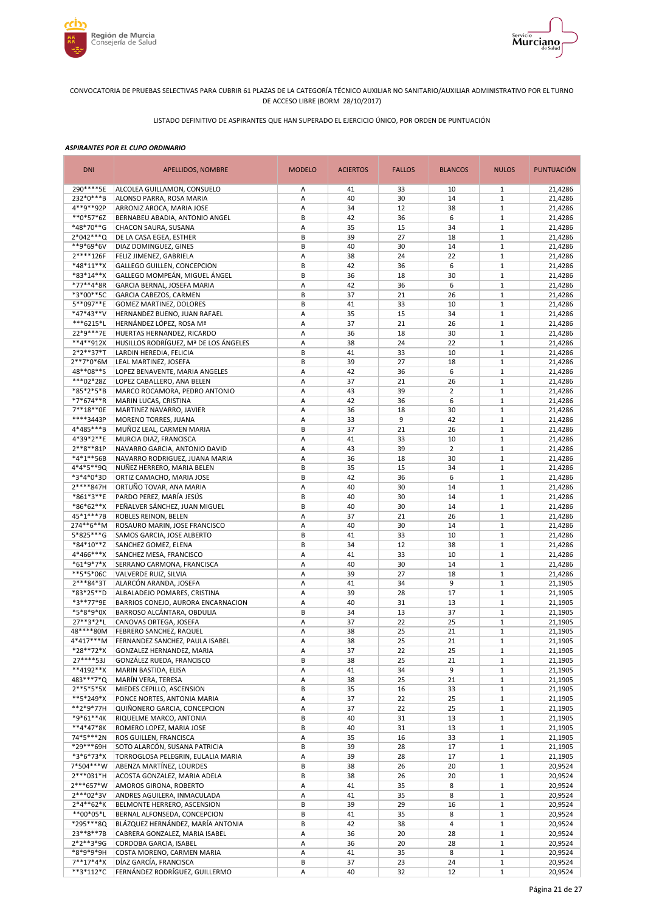CONVOCATORIA DE PRUEBAS SELECTIVAS PARA CUBRIR 61 PLAZAS DE LA CATEGORÍA TÉCNICO AUXILIAR NO SANITARIO/AUXILIAR ADMINISTRATIVO POR EL TURNO DE ACCESO LIBRE (BORM 28/10/2017)

LISTADO DEFINITIVO DE ASPIRANTES QUE HAN SUPERADO EL EJERCICIO ÚNICO, POR ORDEN DE PUNTUACIÓN

***ASPIRANTES POR EL CUPO ORDINARIO***

| DNI | APELLIDOS, NOMBRE | MODELO | ACIERTOS | FALLOS | BLANCOS | NULOS | PUNTUACIÓN |
|---|---|---|---|---|---|---|---|
| 290****5E | ALCOLEA GUILLAMON, CONSUELO | A | 41 | 33 | 10 | 1 | 21,4286 |
| 232*0***B | ALONSO PARRA, ROSA MARIA | A | 40 | 30 | 14 | 1 | 21,4286 |
| 4**9**92P | ARRONIZ AROCA, MARIA JOSE | A | 34 | 12 | 38 | 1 | 21,4286 |
| **0*57*6Z | BERNABEU ABADIA, ANTONIO ANGEL | B | 42 | 36 | 6 | 1 | 21,4286 |
| *48*70**G | CHACON SAURA, SUSANA | A | 35 | 15 | 34 | 1 | 21,4286 |
| 2*042***Q | DE LA CASA EGEA, ESTHER | B | 39 | 27 | 18 | 1 | 21,4286 |
| **9*69*6V | DIAZ DOMINGUEZ, GINES | B | 40 | 30 | 14 | 1 | 21,4286 |
| 2****126F | FELIZ JIMENEZ, GABRIELA | A | 38 | 24 | 22 | 1 | 21,4286 |
| *48*11**X | GALLEGO GUILLEN, CONCEPCION | B | 42 | 36 | 6 | 1 | 21,4286 |
| *83*14**X | GALLEGO MOMPEÁN, MIGUEL ÁNGEL | B | 36 | 18 | 30 | 1 | 21,4286 |
| *77**4*8R | GARCIA BERNAL, JOSEFA MARIA | A | 42 | 36 | 6 | 1 | 21,4286 |
| *3*00**5C | GARCIA CABEZOS, CARMEN | B | 37 | 21 | 26 | 1 | 21,4286 |
| 5**097**E | GOMEZ MARTINEZ, DOLORES | B | 41 | 33 | 10 | 1 | 21,4286 |
| *47*43**V | HERNANDEZ BUENO, JUAN RAFAEL | A | 35 | 15 | 34 | 1 | 21,4286 |
| ***6215*L | HERNÁNDEZ LÓPEZ, ROSA Mª | A | 37 | 21 | 26 | 1 | 21,4286 |
| 22*9***7E | HUERTAS HERNANDEZ, RICARDO | A | 36 | 18 | 30 | 1 | 21,4286 |
| **4**912X | HUSILLOS RODRÍGUEZ, Mª DE LOS ÁNGELES | A | 38 | 24 | 22 | 1 | 21,4286 |
| 2*2**37*T | LARDIN HEREDIA, FELICIA | B | 41 | 33 | 10 | 1 | 21,4286 |
| 2**7*0*6M | LEAL MARTINEZ, JOSEFA | B | 39 | 27 | 18 | 1 | 21,4286 |
| 48**08**S | LOPEZ BENAVENTE, MARIA ANGELES | A | 42 | 36 | 6 | 1 | 21,4286 |
| ***02*28Z | LOPEZ CABALLERO, ANA BELEN | A | 37 | 21 | 26 | 1 | 21,4286 |
| *85*2*5*B | MARCO ROCAMORA, PEDRO ANTONIO | A | 43 | 39 | 2 | 1 | 21,4286 |
| *7*674**R | MARIN LUCAS, CRISTINA | A | 42 | 36 | 6 | 1 | 21,4286 |
| 7**18**0E | MARTINEZ NAVARRO, JAVIER | A | 36 | 18 | 30 | 1 | 21,4286 |
| ****3443P | MORENO TORRES, JUANA | A | 33 | 9 | 42 | 1 | 21,4286 |
| 4*485***B | MUÑOZ LEAL, CARMEN MARIA | B | 37 | 21 | 26 | 1 | 21,4286 |
| 4*39*2**E | MURCIA DIAZ, FRANCISCA | A | 41 | 33 | 10 | 1 | 21,4286 |
| 2**8**81P | NAVARRO GARCIA, ANTONIO DAVID | A | 43 | 39 | 2 | 1 | 21,4286 |
| *4*1**56B | NAVARRO RODRIGUEZ, JUANA MARIA | A | 36 | 18 | 30 | 1 | 21,4286 |
| 4*4*5**9Q | NUÑEZ HERRERO, MARIA BELEN | B | 35 | 15 | 34 | 1 | 21,4286 |
| *3*4*0*3D | ORTIZ CAMACHO, MARIA JOSE | B | 42 | 36 | 6 | 1 | 21,4286 |
| 2****847H | ORTUÑO TOVAR, ANA MARIA | A | 40 | 30 | 14 | 1 | 21,4286 |
| *861*3**E | PARDO PEREZ, MARÍA JESÚS | B | 40 | 30 | 14 | 1 | 21,4286 |
| *86*62**X | PEÑALVER SÁNCHEZ, JUAN MIGUEL | B | 40 | 30 | 14 | 1 | 21,4286 |
| 45*1***7B | ROBLES REINON, BELEN | A | 37 | 21 | 26 | 1 | 21,4286 |
| 274**6**M | ROSAURO MARIN, JOSE FRANCISCO | A | 40 | 30 | 14 | 1 | 21,4286 |
| 5*825***G | SAMOS GARCIA, JOSE ALBERTO | B | 41 | 33 | 10 | 1 | 21,4286 |
| *84*10**Z | SANCHEZ GOMEZ, ELENA | B | 34 | 12 | 38 | 1 | 21,4286 |
| 4*466***X | SANCHEZ MESA, FRANCISCO | A | 41 | 33 | 10 | 1 | 21,4286 |
| *61*9*7*X | SERRANO CARMONA, FRANCISCA | A | 40 | 30 | 14 | 1 | 21,4286 |
| **5*5*06C | VALVERDE RUIZ, SILVIA | A | 39 | 27 | 18 | 1 | 21,4286 |
| 2***84*3T | ALARCÓN ARANDA, JOSEFA | A | 41 | 34 | 9 | 1 | 21,1905 |
| *83*25**D | ALBALADEJO POMARES, CRISTINA | A | 39 | 28 | 17 | 1 | 21,1905 |
| *3**77*9E | BARRIOS CONEJO, AURORA ENCARNACION | A | 40 | 31 | 13 | 1 | 21,1905 |
| *5*8*9*0X | BARROSO ALCÁNTARA, OBDULIA | B | 34 | 13 | 37 | 1 | 21,1905 |
| 27**3*2*L | CANOVAS ORTEGA, JOSEFA | A | 37 | 22 | 25 | 1 | 21,1905 |
| 48****80M | FEBRERO SANCHEZ, RAQUEL | A | 38 | 25 | 21 | 1 | 21,1905 |
| 4*417***M | FERNANDEZ SANCHEZ, PAULA ISABEL | A | 38 | 25 | 21 | 1 | 21,1905 |
| *28**72*X | GONZALEZ HERNANDEZ, MARIA | A | 37 | 22 | 25 | 1 | 21,1905 |
| 27****53J | GONZÁLEZ RUEDA, FRANCISCO | B | 38 | 25 | 21 | 1 | 21,1905 |
| **4192**X | MARIN BASTIDA, ELISA | A | 41 | 34 | 9 | 1 | 21,1905 |
| 483***7*Q | MARÍN VERA, TERESA | A | 38 | 25 | 21 | 1 | 21,1905 |
| 2**5*5*5X | MIEDES CEPILLO, ASCENSION | B | 35 | 16 | 33 | 1 | 21,1905 |
| **5*249*X | PONCE NORTES, ANTONIA MARIA | A | 37 | 22 | 25 | 1 | 21,1905 |
| **2*9*77H | QUIÑONERO GARCIA, CONCEPCION | A | 37 | 22 | 25 | 1 | 21,1905 |
| *9*61**4K | RIQUELME MARCO, ANTONIA | B | 40 | 31 | 13 | 1 | 21,1905 |
| **4*47*8K | ROMERO LOPEZ, MARIA JOSE | B | 40 | 31 | 13 | 1 | 21,1905 |
| 74*5***2N | ROS GUILLEN, FRANCISCA | A | 35 | 16 | 33 | 1 | 21,1905 |
| *29***69H | SOTO ALARCÓN, SUSANA PATRICIA | B | 39 | 28 | 17 | 1 | 21,1905 |
| *3*6*73*X | TORROGLOSA PELEGRIN, EULALIA MARIA | A | 39 | 28 | 17 | 1 | 21,1905 |
| 7*504***W | ABENZA MARTÍNEZ, LOURDES | B | 38 | 26 | 20 | 1 | 20,9524 |
| 2***031*H | ACOSTA GONZALEZ, MARIA ADELA | B | 38 | 26 | 20 | 1 | 20,9524 |
| 2***657*W | AMOROS GIRONA, ROBERTO | A | 41 | 35 | 8 | 1 | 20,9524 |
| 2***02*3V | ANDRES AGUILERA, INMACULADA | A | 41 | 35 | 8 | 1 | 20,9524 |
| 2*4**62*K | BELMONTE HERRERO, ASCENSION | B | 39 | 29 | 16 | 1 | 20,9524 |
| **00*05*L | BERNAL ALFONSEDA, CONCEPCION | B | 41 | 35 | 8 | 1 | 20,9524 |
| *295***8Q | BLÁZQUEZ HERNÁNDEZ, MARÍA ANTONIA | B | 42 | 38 | 4 | 1 | 20,9524 |
| 23**8**7B | CABRERA GONZALEZ, MARIA ISABEL | A | 36 | 20 | 28 | 1 | 20,9524 |
| 2*2**3*9G | CORDOBA GARCIA, ISABEL | A | 36 | 20 | 28 | 1 | 20,9524 |
| *8*9*9*9H | COSTA MORENO, CARMEN MARIA | A | 41 | 35 | 8 | 1 | 20,9524 |
| 7**17*4*X | DÍAZ GARCÍA, FRANCISCA | B | 37 | 23 | 24 | 1 | 20,9524 |
| **3*112*C | FERNÁNDEZ RODRÍGUEZ, GUILLERMO | A | 40 | 32 | 12 | 1 | 20,9524 |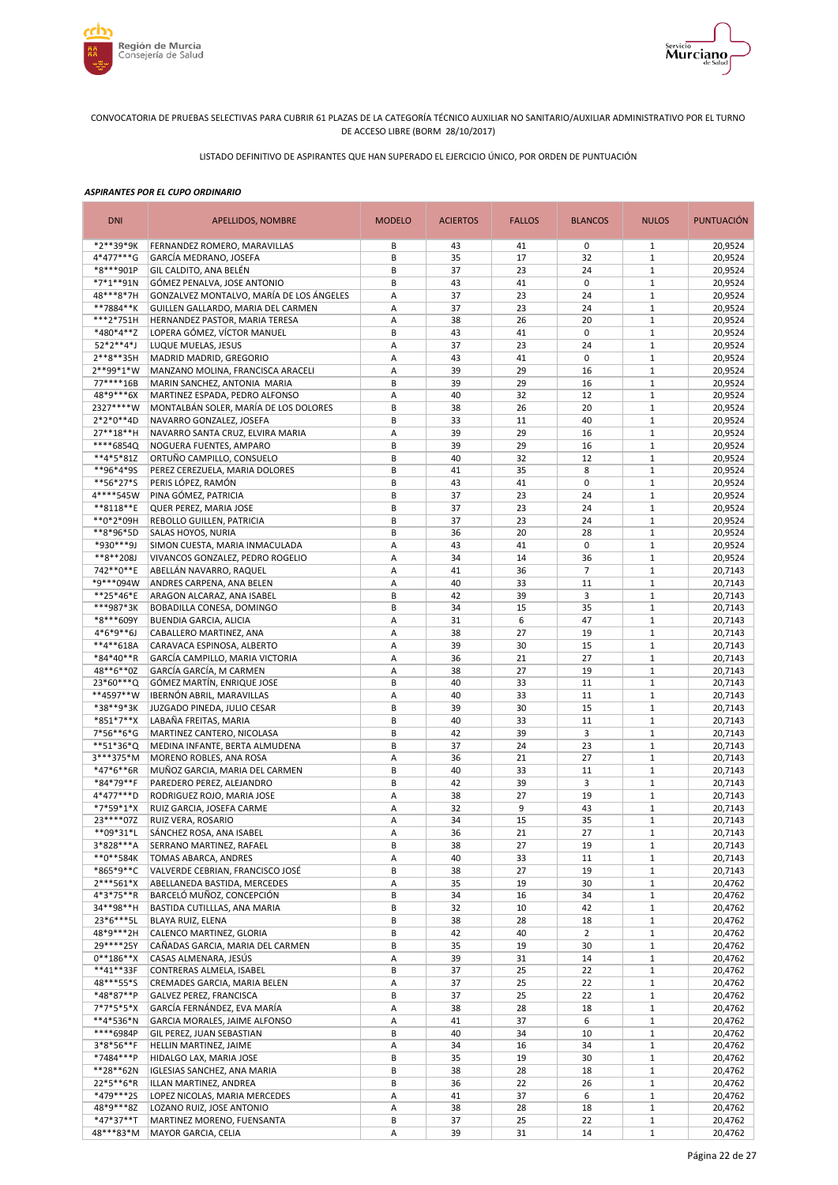CONVOCATORIA DE PRUEBAS SELECTIVAS PARA CUBRIR 61 PLAZAS DE LA CATEGORÍA TÉCNICO AUXILIAR NO SANITARIO/AUXILIAR ADMINISTRATIVO POR EL TURNO DE ACCESO LIBRE (BORM 28/10/2017)

LISTADO DEFINITIVO DE ASPIRANTES QUE HAN SUPERADO EL EJERCICIO ÚNICO, POR ORDEN DE PUNTUACIÓN

***ASPIRANTES POR EL CUPO ORDINARIO***

| DNI | APELLIDOS, NOMBRE | MODELO | ACIERTOS | FALLOS | BLANCOS | NULOS | PUNTUACIÓN |
|---|---|---|---|---|---|---|---|
| *2**39*9K | FERNANDEZ ROMERO, MARAVILLAS | B | 43 | 41 | 0 | 1 | 20,9524 |
| 4*477***G | GARCÍA MEDRANO, JOSEFA | B | 35 | 17 | 32 | 1 | 20,9524 |
| *8***901P | GIL CALDITO, ANA BELÉN | B | 37 | 23 | 24 | 1 | 20,9524 |
| *7*1**91N | GÓMEZ PENALVA, JOSE ANTONIO | B | 43 | 41 | 0 | 1 | 20,9524 |
| 48***8*7H | GONZALVEZ MONTALVO, MARÍA DE LOS ÁNGELES | A | 37 | 23 | 24 | 1 | 20,9524 |
| **7884**K | GUILLEN GALLARDO, MARIA DEL CARMEN | A | 37 | 23 | 24 | 1 | 20,9524 |
| ***2*751H | HERNANDEZ PASTOR, MARIA TERESA | A | 38 | 26 | 20 | 1 | 20,9524 |
| *480*4**Z | LOPERA GÓMEZ, VÍCTOR MANUEL | B | 43 | 41 | 0 | 1 | 20,9524 |
| 52*2**4*J | LUQUE MUELAS, JESUS | A | 37 | 23 | 24 | 1 | 20,9524 |
| 2**8**35H | MADRID MADRID, GREGORIO | A | 43 | 41 | 0 | 1 | 20,9524 |
| 2**99*1*W | MANZANO MOLINA, FRANCISCA ARACELI | A | 39 | 29 | 16 | 1 | 20,9524 |
| 77****16B | MARIN SANCHEZ, ANTONIA MARIA | B | 39 | 29 | 16 | 1 | 20,9524 |
| 48*9***6X | MARTINEZ ESPADA, PEDRO ALFONSO | A | 40 | 32 | 12 | 1 | 20,9524 |
| 2327****W | MONTALBÁN SOLER, MARÍA DE LOS DOLORES | B | 38 | 26 | 20 | 1 | 20,9524 |
| 2*2*0**4D | NAVARRO GONZALEZ, JOSEFA | B | 33 | 11 | 40 | 1 | 20,9524 |
| 27**18**H | NAVARRO SANTA CRUZ, ELVIRA MARIA | A | 39 | 29 | 16 | 1 | 20,9524 |
| ****6854Q | NOGUERA FUENTES, AMPARO | B | 39 | 29 | 16 | 1 | 20,9524 |
| **4*5*81Z | ORTUÑO CAMPILLO, CONSUELO | B | 40 | 32 | 12 | 1 | 20,9524 |
| **96*4*9S | PEREZ CEREZUELA, MARIA DOLORES | B | 41 | 35 | 8 | 1 | 20,9524 |
| **56*27*S | PERIS LÓPEZ, RAMÓN | B | 43 | 41 | 0 | 1 | 20,9524 |
| 4****545W | PINA GÓMEZ, PATRICIA | B | 37 | 23 | 24 | 1 | 20,9524 |
| **8118**E | QUER PEREZ, MARIA JOSE | B | 37 | 23 | 24 | 1 | 20,9524 |
| **0*2*09H | REBOLLO GUILLEN, PATRICIA | B | 37 | 23 | 24 | 1 | 20,9524 |
| **8*96*5D | SALAS HOYOS, NURIA | B | 36 | 20 | 28 | 1 | 20,9524 |
| *930***9J | SIMON CUESTA, MARIA INMACULADA | A | 43 | 41 | 0 | 1 | 20,9524 |
| **8**208J | VIVANCOS GONZALEZ, PEDRO ROGELIO | A | 34 | 14 | 36 | 1 | 20,9524 |
| 742**0**E | ABELLÁN NAVARRO, RAQUEL | A | 41 | 36 | 7 | 1 | 20,7143 |
| *9***094W | ANDRES CARPENA, ANA BELEN | A | 40 | 33 | 11 | 1 | 20,7143 |
| **25*46*E | ARAGON ALCARAZ, ANA ISABEL | B | 42 | 39 | 3 | 1 | 20,7143 |
| ***987*3K | BOBADILLA CONESA, DOMINGO | B | 34 | 15 | 35 | 1 | 20,7143 |
| *8***609Y | BUENDIA GARCIA, ALICIA | A | 31 | 6 | 47 | 1 | 20,7143 |
| 4*6*9**6J | CABALLERO MARTINEZ, ANA | A | 38 | 27 | 19 | 1 | 20,7143 |
| **4**618A | CARAVACA ESPINOSA, ALBERTO | A | 39 | 30 | 15 | 1 | 20,7143 |
| *84*40**R | GARCÍA CAMPILLO, MARIA VICTORIA | A | 36 | 21 | 27 | 1 | 20,7143 |
| 48**6**0Z | GARCÍA GARCÍA, M CARMEN | A | 38 | 27 | 19 | 1 | 20,7143 |
| 23*60***Q | GÓMEZ MARTÍN, ENRIQUE JOSE | B | 40 | 33 | 11 | 1 | 20,7143 |
| **4597**W | IBERNÓN ABRIL, MARAVILLAS | A | 40 | 33 | 11 | 1 | 20,7143 |
| *38**9*3K | JUZGADO PINEDA, JULIO CESAR | B | 39 | 30 | 15 | 1 | 20,7143 |
| *851*7**X | LABAÑA FREITAS, MARIA | B | 40 | 33 | 11 | 1 | 20,7143 |
| 7*56**6*G | MARTINEZ CANTERO, NICOLASA | B | 42 | 39 | 3 | 1 | 20,7143 |
| **51*36*Q | MEDINA INFANTE, BERTA ALMUDENA | B | 37 | 24 | 23 | 1 | 20,7143 |
| 3***375*M | MORENO ROBLES, ANA ROSA | A | 36 | 21 | 27 | 1 | 20,7143 |
| *47*6**6R | MUÑOZ GARCIA, MARIA DEL CARMEN | B | 40 | 33 | 11 | 1 | 20,7143 |
| *84*79**F | PAREDERO PEREZ, ALEJANDRO | B | 42 | 39 | 3 | 1 | 20,7143 |
| 4*477***D | RODRIGUEZ ROJO, MARIA JOSE | A | 38 | 27 | 19 | 1 | 20,7143 |
| *7*59*1*X | RUIZ GARCIA, JOSEFA CARME | A | 32 | 9 | 43 | 1 | 20,7143 |
| 23****07Z | RUIZ VERA, ROSARIO | A | 34 | 15 | 35 | 1 | 20,7143 |
| **09*31*L | SÁNCHEZ ROSA, ANA ISABEL | A | 36 | 21 | 27 | 1 | 20,7143 |
| 3*828***A | SERRANO MARTINEZ, RAFAEL | B | 38 | 27 | 19 | 1 | 20,7143 |
| **0**584K | TOMAS ABARCA, ANDRES | A | 40 | 33 | 11 | 1 | 20,7143 |
| *865*9**C | VALVERDE CEBRIAN, FRANCISCO JOSÉ | B | 38 | 27 | 19 | 1 | 20,7143 |
| 2***561*X | ABELLANEDA BASTIDA, MERCEDES | A | 35 | 19 | 30 | 1 | 20,4762 |
| 4*3*75**R | BARCELÓ MUÑOZ, CONCEPCIÓN | B | 34 | 16 | 34 | 1 | 20,4762 |
| 34**98**H | BASTIDA CUTILLLAS, ANA MARIA | B | 32 | 10 | 42 | 1 | 20,4762 |
| 23*6***5L | BLAYA RUIZ, ELENA | B | 38 | 28 | 18 | 1 | 20,4762 |
| 48*9***2H | CALENCO MARTINEZ, GLORIA | B | 42 | 40 | 2 | 1 | 20,4762 |
| 29****25Y | CAÑADAS GARCIA, MARIA DEL CARMEN | B | 35 | 19 | 30 | 1 | 20,4762 |
| 0**186**X | CASAS ALMENARA, JESÚS | A | 39 | 31 | 14 | 1 | 20,4762 |
| **41**33F | CONTRERAS ALMELA, ISABEL | B | 37 | 25 | 22 | 1 | 20,4762 |
| 48***55*S | CREMADES GARCIA, MARIA BELEN | A | 37 | 25 | 22 | 1 | 20,4762 |
| *48*87**P | GALVEZ PEREZ, FRANCISCA | B | 37 | 25 | 22 | 1 | 20,4762 |
| 7*7*5*5*X | GARCÍA FERNÁNDEZ, EVA MARÍA | A | 38 | 28 | 18 | 1 | 20,4762 |
| **4*536*N | GARCIA MORALES, JAIME ALFONSO | A | 41 | 37 | 6 | 1 | 20,4762 |
| ****6984P | GIL PEREZ, JUAN SEBASTIAN | B | 40 | 34 | 10 | 1 | 20,4762 |
| 3*8*56**F | HELLIN MARTINEZ, JAIME | A | 34 | 16 | 34 | 1 | 20,4762 |
| *7484***P | HIDALGO LAX, MARIA JOSE | B | 35 | 19 | 30 | 1 | 20,4762 |
| **28**62N | IGLESIAS SANCHEZ, ANA MARIA | B | 38 | 28 | 18 | 1 | 20,4762 |
| 22*5**6*R | ILLAN MARTINEZ, ANDREA | B | 36 | 22 | 26 | 1 | 20,4762 |
| *479***2S | LOPEZ NICOLAS, MARIA MERCEDES | A | 41 | 37 | 6 | 1 | 20,4762 |
| 48*9***8Z | LOZANO RUIZ, JOSE ANTONIO | A | 38 | 28 | 18 | 1 | 20,4762 |
| *47*37**T | MARTINEZ MORENO, FUENSANTA | B | 37 | 25 | 22 | 1 | 20,4762 |
| 48***83*M | MAYOR GARCIA, CELIA | A | 39 | 31 | 14 | 1 | 20,4762 |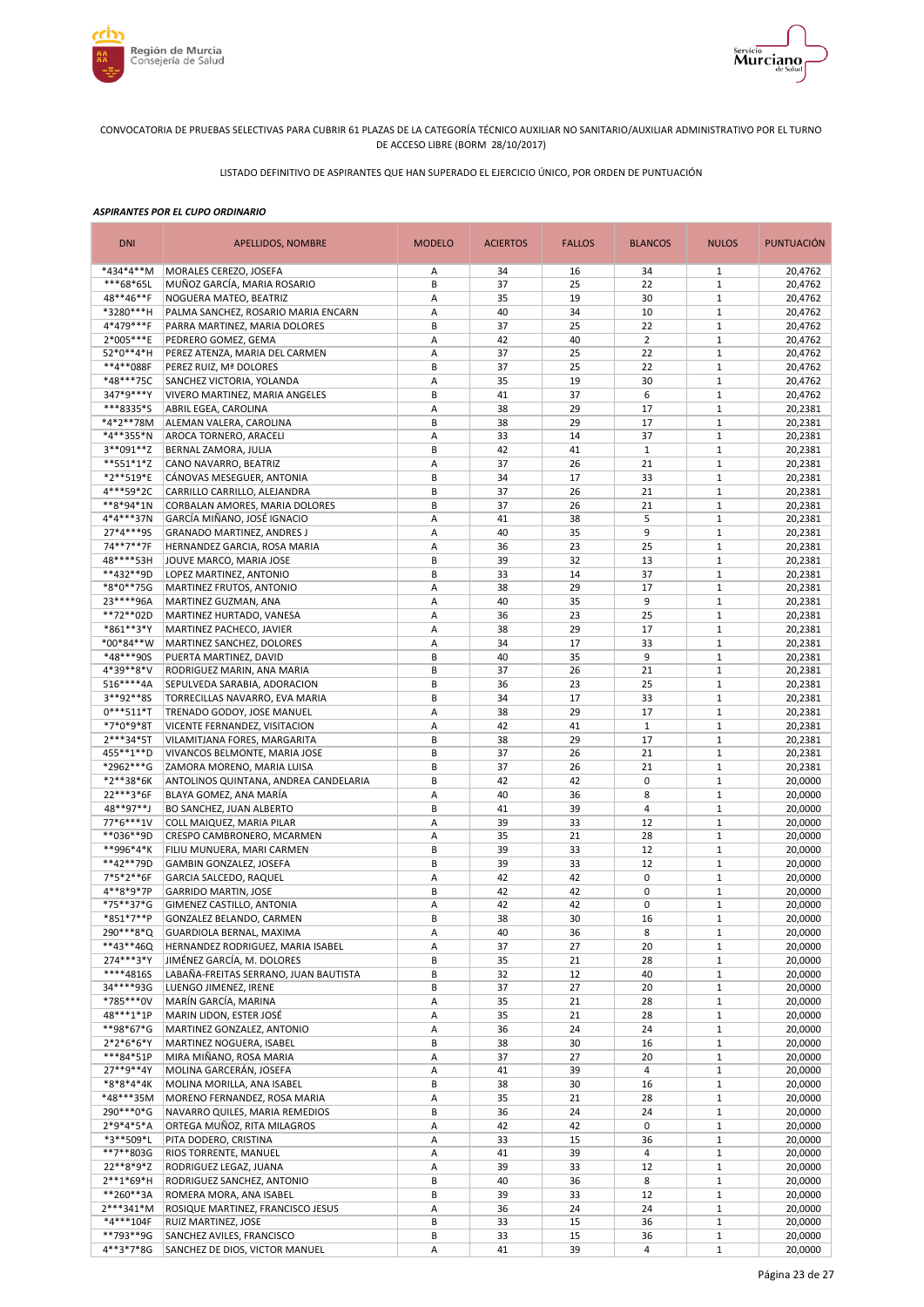CONVOCATORIA DE PRUEBAS SELECTIVAS PARA CUBRIR 61 PLAZAS DE LA CATEGORÍA TÉCNICO AUXILIAR NO SANITARIO/AUXILIAR ADMINISTRATIVO POR EL TURNO DE ACCESO LIBRE (BORM 28/10/2017)

LISTADO DEFINITIVO DE ASPIRANTES QUE HAN SUPERADO EL EJERCICIO ÚNICO, POR ORDEN DE PUNTUACIÓN

***ASPIRANTES POR EL CUPO ORDINARIO***

| DNI | APELLIDOS, NOMBRE | MODELO | ACIERTOS | FALLOS | BLANCOS | NULOS | PUNTUACIÓN |
|---|---|---|---|---|---|---|---|
| *434*4**M | MORALES CEREZO, JOSEFA | A | 34 | 16 | 34 | 1 | 20,4762 |
| ***68*65L | MUÑOZ GARCÍA, MARIA ROSARIO | B | 37 | 25 | 22 | 1 | 20,4762 |
| 48**46**F | NOGUERA MATEO, BEATRIZ | A | 35 | 19 | 30 | 1 | 20,4762 |
| *3280***H | PALMA SANCHEZ, ROSARIO MARIA ENCARN | A | 40 | 34 | 10 | 1 | 20,4762 |
| 4*479***F | PARRA MARTINEZ, MARIA DOLORES | B | 37 | 25 | 22 | 1 | 20,4762 |
| 2*005***E | PEDRERO GOMEZ, GEMA | A | 42 | 40 | 2 | 1 | 20,4762 |
| 52*0**4*H | PEREZ ATENZA, MARIA DEL CARMEN | A | 37 | 25 | 22 | 1 | 20,4762 |
| **4**088F | PEREZ RUIZ, Mª DOLORES | B | 37 | 25 | 22 | 1 | 20,4762 |
| *48***75C | SANCHEZ VICTORIA, YOLANDA | A | 35 | 19 | 30 | 1 | 20,4762 |
| 347*9***Y | VIVERO MARTINEZ, MARIA ANGELES | B | 41 | 37 | 6 | 1 | 20,4762 |
| ***8335*S | ABRIL EGEA, CAROLINA | A | 38 | 29 | 17 | 1 | 20,2381 |
| *4*2**78M | ALEMAN VALERA, CAROLINA | B | 38 | 29 | 17 | 1 | 20,2381 |
| *4**355*N | AROCA TORNERO, ARACELI | A | 33 | 14 | 37 | 1 | 20,2381 |
| 3**091**Z | BERNAL ZAMORA, JULIA | B | 42 | 41 | 1 | 1 | 20,2381 |
| **551*1*Z | CANO NAVARRO, BEATRIZ | A | 37 | 26 | 21 | 1 | 20,2381 |
| *2**519*E | CÁNOVAS MESEGUER, ANTONIA | B | 34 | 17 | 33 | 1 | 20,2381 |
| 4***59*2C | CARRILLO CARRILLO, ALEJANDRA | B | 37 | 26 | 21 | 1 | 20,2381 |
| **8*94*1N | CORBALAN AMORES, MARIA DOLORES | B | 37 | 26 | 21 | 1 | 20,2381 |
| 4*4***37N | GARCÍA MIÑANO, JOSÉ IGNACIO | A | 41 | 38 | 5 | 1 | 20,2381 |
| 27*4***9S | GRANADO MARTINEZ, ANDRES J | A | 40 | 35 | 9 | 1 | 20,2381 |
| 74**7**7F | HERNANDEZ GARCIA, ROSA MARIA | A | 36 | 23 | 25 | 1 | 20,2381 |
| 48****53H | JOUVE MARCO, MARIA JOSE | B | 39 | 32 | 13 | 1 | 20,2381 |
| **432**9D | LOPEZ MARTINEZ, ANTONIO | B | 33 | 14 | 37 | 1 | 20,2381 |
| *8*0**75G | MARTINEZ FRUTOS, ANTONIO | A | 38 | 29 | 17 | 1 | 20,2381 |
| 23****96A | MARTINEZ GUZMAN, ANA | A | 40 | 35 | 9 | 1 | 20,2381 |
| **72**02D | MARTINEZ HURTADO, VANESA | A | 36 | 23 | 25 | 1 | 20,2381 |
| *861**3*Y | MARTINEZ PACHECO, JAVIER | A | 38 | 29 | 17 | 1 | 20,2381 |
| *00*84**W | MARTINEZ SANCHEZ, DOLORES | A | 34 | 17 | 33 | 1 | 20,2381 |
| *48***90S | PUERTA MARTINEZ, DAVID | B | 40 | 35 | 9 | 1 | 20,2381 |
| 4*39**8*V | RODRIGUEZ MARIN, ANA MARIA | B | 37 | 26 | 21 | 1 | 20,2381 |
| 516****4A | SEPULVEDA SARABIA, ADORACION | B | 36 | 23 | 25 | 1 | 20,2381 |
| 3**92**8S | TORRECILLAS NAVARRO, EVA MARIA | B | 34 | 17 | 33 | 1 | 20,2381 |
| 0***511*T | TRENADO GODOY, JOSE MANUEL | A | 38 | 29 | 17 | 1 | 20,2381 |
| *7*0*9*8T | VICENTE FERNANDEZ, VISITACION | A | 42 | 41 | 1 | 1 | 20,2381 |
| 2***34*5T | VILAMITJANA FORES, MARGARITA | B | 38 | 29 | 17 | 1 | 20,2381 |
| 455**1**D | VIVANCOS BELMONTE, MARIA JOSE | B | 37 | 26 | 21 | 1 | 20,2381 |
| *2962***G | ZAMORA MORENO, MARIA LUISA | B | 37 | 26 | 21 | 1 | 20,2381 |
| *2**38*6K | ANTOLINOS QUINTANA, ANDREA CANDELARIA | B | 42 | 42 | 0 | 1 | 20,0000 |
| 22***3*6F | BLAYA GOMEZ, ANA MARÍA | A | 40 | 36 | 8 | 1 | 20,0000 |
| 48**97**J | BO SANCHEZ, JUAN ALBERTO | B | 41 | 39 | 4 | 1 | 20,0000 |
| 77*6***1V | COLL MAIQUEZ, MARIA PILAR | A | 39 | 33 | 12 | 1 | 20,0000 |
| **036**9D | CRESPO CAMBRONERO, MCARMEN | A | 35 | 21 | 28 | 1 | 20,0000 |
| **996*4*K | FILIU MUNUERA, MARI CARMEN | B | 39 | 33 | 12 | 1 | 20,0000 |
| **42**79D | GAMBIN GONZALEZ, JOSEFA | B | 39 | 33 | 12 | 1 | 20,0000 |
| 7*5*2**6F | GARCIA SALCEDO, RAQUEL | A | 42 | 42 | 0 | 1 | 20,0000 |
| 4**8*9*7P | GARRIDO MARTIN, JOSE | B | 42 | 42 | 0 | 1 | 20,0000 |
| *75**37*G | GIMENEZ CASTILLO, ANTONIA | A | 42 | 42 | 0 | 1 | 20,0000 |
| *851*7**P | GONZALEZ BELANDO, CARMEN | B | 38 | 30 | 16 | 1 | 20,0000 |
| 290***8*Q | GUARDIOLA BERNAL, MAXIMA | A | 40 | 36 | 8 | 1 | 20,0000 |
| **43**46Q | HERNANDEZ RODRIGUEZ, MARIA ISABEL | A | 37 | 27 | 20 | 1 | 20,0000 |
| 274***3*Y | JIMÉNEZ GARCÍA, M. DOLORES | B | 35 | 21 | 28 | 1 | 20,0000 |
| ****4816S | LABAÑA-FREITAS SERRANO, JUAN BAUTISTA | B | 32 | 12 | 40 | 1 | 20,0000 |
| 34****93G | LUENGO JIMENEZ, IRENE | B | 37 | 27 | 20 | 1 | 20,0000 |
| *785***0V | MARÍN GARCÍA, MARINA | A | 35 | 21 | 28 | 1 | 20,0000 |
| 48***1*1P | MARIN LIDON, ESTER JOSÉ | A | 35 | 21 | 28 | 1 | 20,0000 |
| **98*67*G | MARTINEZ GONZALEZ, ANTONIO | A | 36 | 24 | 24 | 1 | 20,0000 |
| 2*2*6*6*Y | MARTINEZ NOGUERA, ISABEL | B | 38 | 30 | 16 | 1 | 20,0000 |
| ***84*51P | MIRA MIÑANO, ROSA MARIA | A | 37 | 27 | 20 | 1 | 20,0000 |
| 27**9**4Y | MOLINA GARCERÁN, JOSEFA | A | 41 | 39 | 4 | 1 | 20,0000 |
| *8*8*4*4K | MOLINA MORILLA, ANA ISABEL | B | 38 | 30 | 16 | 1 | 20,0000 |
| *48***35M | MORENO FERNANDEZ, ROSA MARIA | A | 35 | 21 | 28 | 1 | 20,0000 |
| 290***0*G | NAVARRO QUILES, MARIA REMEDIOS | B | 36 | 24 | 24 | 1 | 20,0000 |
| 2*9*4*5*A | ORTEGA MUÑOZ, RITA MILAGROS | A | 42 | 42 | 0 | 1 | 20,0000 |
| *3**509*L | PITA DODERO, CRISTINA | A | 33 | 15 | 36 | 1 | 20,0000 |
| **7**803G | RIOS TORRENTE, MANUEL | A | 41 | 39 | 4 | 1 | 20,0000 |
| 22**8*9*Z | RODRIGUEZ LEGAZ, JUANA | A | 39 | 33 | 12 | 1 | 20,0000 |
| 2**1*69*H | RODRIGUEZ SANCHEZ, ANTONIO | B | 40 | 36 | 8 | 1 | 20,0000 |
| **260**3A | ROMERA MORA, ANA ISABEL | B | 39 | 33 | 12 | 1 | 20,0000 |
| 2***341*M | ROSIQUE MARTINEZ, FRANCISCO JESUS | A | 36 | 24 | 24 | 1 | 20,0000 |
| *4***104F | RUIZ MARTINEZ, JOSE | B | 33 | 15 | 36 | 1 | 20,0000 |
| **793**9G | SANCHEZ AVILES, FRANCISCO | B | 33 | 15 | 36 | 1 | 20,0000 |
| 4**3*7*8G | SANCHEZ DE DIOS, VICTOR MANUEL | A | 41 | 39 | 4 | 1 | 20,0000 |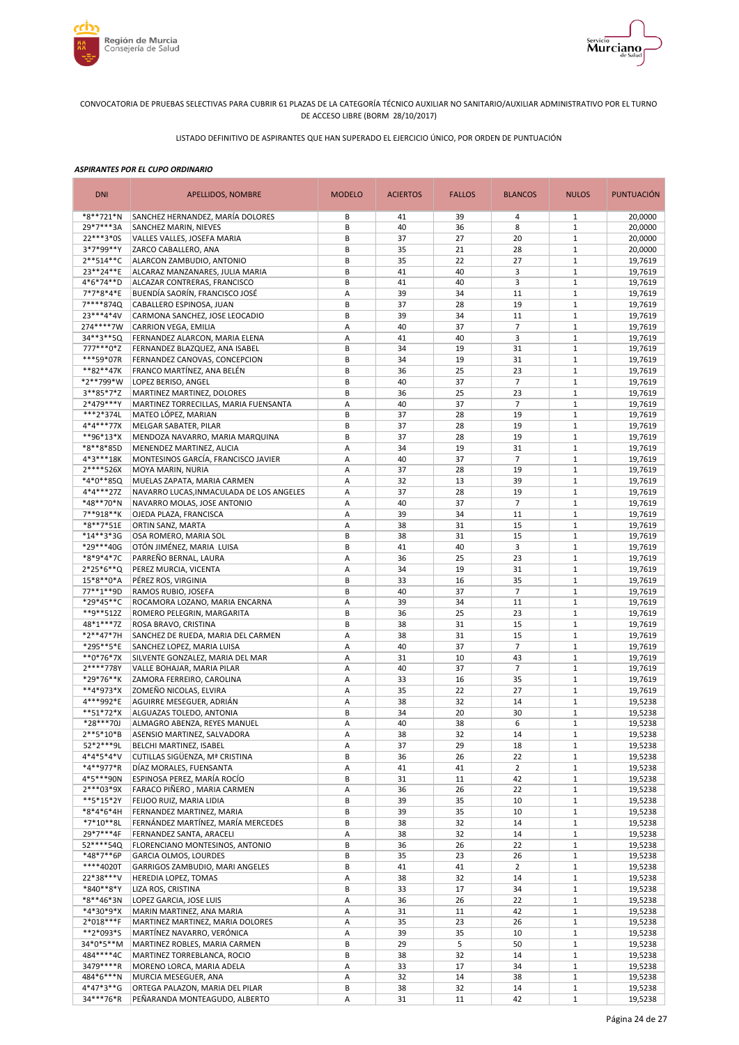CONVOCATORIA DE PRUEBAS SELECTIVAS PARA CUBRIR 61 PLAZAS DE LA CATEGORÍA TÉCNICO AUXILIAR NO SANITARIO/AUXILIAR ADMINISTRATIVO POR EL TURNO DE ACCESO LIBRE (BORM 28/10/2017)

LISTADO DEFINITIVO DE ASPIRANTES QUE HAN SUPERADO EL EJERCICIO ÚNICO, POR ORDEN DE PUNTUACIÓN

***ASPIRANTES POR EL CUPO ORDINARIO***

| DNI | APELLIDOS, NOMBRE | MODELO | ACIERTOS | FALLOS | BLANCOS | NULOS | PUNTUACIÓN |
|---|---|---|---|---|---|---|---|
| *8**721*N | SANCHEZ HERNANDEZ, MARÍA DOLORES | B | 41 | 39 | 4 | 1 | 20,0000 |
| 29*7***3A | SANCHEZ MARIN, NIEVES | B | 40 | 36 | 8 | 1 | 20,0000 |
| 22***3*0S | VALLES VALLES, JOSEFA MARIA | B | 37 | 27 | 20 | 1 | 20,0000 |
| 3*7*99**Y | ZARCO CABALLERO, ANA | B | 35 | 21 | 28 | 1 | 20,0000 |
| 2**514**C | ALARCON ZAMBUDIO, ANTONIO | B | 35 | 22 | 27 | 1 | 19,7619 |
| 23**24**E | ALCARAZ MANZANARES, JULIA MARIA | B | 41 | 40 | 3 | 1 | 19,7619 |
| 4*6*74**D | ALCAZAR CONTRERAS, FRANCISCO | B | 41 | 40 | 3 | 1 | 19,7619 |
| 7*7*8*4*E | BUENDÍA SAORÍN, FRANCISCO JOSÉ | A | 39 | 34 | 11 | 1 | 19,7619 |
| 7****874Q | CABALLERO ESPINOSA, JUAN | B | 37 | 28 | 19 | 1 | 19,7619 |
| 23***4*4V | CARMONA SANCHEZ, JOSE LEOCADIO | B | 39 | 34 | 11 | 1 | 19,7619 |
| 274****7W | CARRION VEGA, EMILIA | A | 40 | 37 | 7 | 1 | 19,7619 |
| 34**3**5Q | FERNANDEZ ALARCON, MARIA ELENA | A | 41 | 40 | 3 | 1 | 19,7619 |
| 777***0*Z | FERNANDEZ BLAZQUEZ, ANA ISABEL | B | 34 | 19 | 31 | 1 | 19,7619 |
| ***59*07R | FERNANDEZ CANOVAS, CONCEPCION | B | 34 | 19 | 31 | 1 | 19,7619 |
| **82**47K | FRANCO MARTÍNEZ, ANA BELÉN | B | 36 | 25 | 23 | 1 | 19,7619 |
| *2**799*W | LOPEZ BERISO, ANGEL | B | 40 | 37 | 7 | 1 | 19,7619 |
| 3**85*7*Z | MARTINEZ MARTINEZ, DOLORES | B | 36 | 25 | 23 | 1 | 19,7619 |
| 2*479***Y | MARTINEZ TORRECILLAS, MARIA FUENSANTA | A | 40 | 37 | 7 | 1 | 19,7619 |
| ***2*374L | MATEO LÓPEZ, MARIAN | B | 37 | 28 | 19 | 1 | 19,7619 |
| 4*4***77X | MELGAR SABATER, PILAR | B | 37 | 28 | 19 | 1 | 19,7619 |
| **96*13*X | MENDOZA NAVARRO, MARIA MARQUINA | B | 37 | 28 | 19 | 1 | 19,7619 |
| *8**8*85D | MENENDEZ MARTINEZ, ALICIA | A | 34 | 19 | 31 | 1 | 19,7619 |
| 4*3***18K | MONTESINOS GARCÍA, FRANCISCO JAVIER | A | 40 | 37 | 7 | 1 | 19,7619 |
| 2****526X | MOYA MARIN, NURIA | A | 37 | 28 | 19 | 1 | 19,7619 |
| *4*0**85Q | MUELAS ZAPATA, MARIA CARMEN | A | 32 | 13 | 39 | 1 | 19,7619 |
| 4*4***27Z | NAVARRO LUCAS,INMACULADA DE LOS ANGELES | A | 37 | 28 | 19 | 1 | 19,7619 |
| *48**70*N | NAVARRO MOLAS, JOSE ANTONIO | A | 40 | 37 | 7 | 1 | 19,7619 |
| 7**918**K | OJEDA PLAZA, FRANCISCA | A | 39 | 34 | 11 | 1 | 19,7619 |
| *8**7*51E | ORTIN SANZ, MARTA | A | 38 | 31 | 15 | 1 | 19,7619 |
| *14**3*3G | OSA ROMERO, MARIA SOL | B | 38 | 31 | 15 | 1 | 19,7619 |
| *29***40G | OTÓN JIMÉNEZ, MARIA LUISA | B | 41 | 40 | 3 | 1 | 19,7619 |
| *8*9*4*7C | PARREÑO BERNAL, LAURA | A | 36 | 25 | 23 | 1 | 19,7619 |
| 2*25*6**Q | PEREZ MURCIA, VICENTA | A | 34 | 19 | 31 | 1 | 19,7619 |
| 15*8**0*A | PÉREZ ROS, VIRGINIA | B | 33 | 16 | 35 | 1 | 19,7619 |
| 77**1**9D | RAMOS RUBIO, JOSEFA | B | 40 | 37 | 7 | 1 | 19,7619 |
| *29*45**C | ROCAMORA LOZANO, MARIA ENCARNA | A | 39 | 34 | 11 | 1 | 19,7619 |
| **9**512Z | ROMERO PELEGRIN, MARGARITA | B | 36 | 25 | 23 | 1 | 19,7619 |
| 48*1***7Z | ROSA BRAVO, CRISTINA | B | 38 | 31 | 15 | 1 | 19,7619 |
| *2**47*7H | SANCHEZ DE RUEDA, MARIA DEL CARMEN | A | 38 | 31 | 15 | 1 | 19,7619 |
| *295**5*E | SANCHEZ LOPEZ, MARIA LUISA | A | 40 | 37 | 7 | 1 | 19,7619 |
| **0*76*7X | SILVENTE GONZALEZ, MARIA DEL MAR | A | 31 | 10 | 43 | 1 | 19,7619 |
| 2****778Y | VALLE BOHAJAR, MARIA PILAR | A | 40 | 37 | 7 | 1 | 19,7619 |
| *29*76**K | ZAMORA FERREIRO, CAROLINA | A | 33 | 16 | 35 | 1 | 19,7619 |
| **4*973*X | ZOMEÑO NICOLAS, ELVIRA | A | 35 | 22 | 27 | 1 | 19,7619 |
| 4***992*E | AGUIRRE MESEGUER, ADRIÁN | A | 38 | 32 | 14 | 1 | 19,5238 |
| **51*72*X | ALGUAZAS TOLEDO, ANTONIA | B | 34 | 20 | 30 | 1 | 19,5238 |
| *28***70J | ALMAGRO ABENZA, REYES MANUEL | A | 40 | 38 | 6 | 1 | 19,5238 |
| 2**5*10*B | ASENSIO MARTINEZ, SALVADORA | A | 38 | 32 | 14 | 1 | 19,5238 |
| 52*2***9L | BELCHI MARTINEZ, ISABEL | A | 37 | 29 | 18 | 1 | 19,5238 |
| 4*4*5*4*V | CUTILLAS SIGÜENZA, Mª CRISTINA | B | 36 | 26 | 22 | 1 | 19,5238 |
| *4**977*R | DÍAZ MORALES, FUENSANTA | A | 41 | 41 | 2 | 1 | 19,5238 |
| 4*5***90N | ESPINOSA PEREZ, MARÍA ROCÍO | B | 31 | 11 | 42 | 1 | 19,5238 |
| 2***03*9X | FARACO PIÑERO , MARIA CARMEN | A | 36 | 26 | 22 | 1 | 19,5238 |
| **5*15*2Y | FEIJOO RUIZ, MARIA LIDIA | B | 39 | 35 | 10 | 1 | 19,5238 |
| *8*4*6*4H | FERNANDEZ MARTINEZ, MARIA | B | 39 | 35 | 10 | 1 | 19,5238 |
| *7*10**8L | FERNÁNDEZ MARTÍNEZ, MARIA MERCEDES | B | 38 | 32 | 14 | 1 | 19,5238 |
| 29*7***4F | FERNANDEZ SANTA, ARACELI | A | 38 | 32 | 14 | 1 | 19,5238 |
| 52****54Q | FLORENCIANO MONTESINOS, ANTONIO | B | 36 | 26 | 22 | 1 | 19,5238 |
| *48*7**6P | GARCIA OLMOS, LOURDES | B | 35 | 23 | 26 | 1 | 19,5238 |
| ****4020T | GARRIGOS ZAMBUDIO, MARI ANGELES | B | 41 | 41 | 2 | 1 | 19,5238 |
| 22*38***V | HEREDIA LOPEZ, TOMAS | A | 38 | 32 | 14 | 1 | 19,5238 |
| *840**8*Y | LIZA ROS, CRISTINA | B | 33 | 17 | 34 | 1 | 19,5238 |
| *8**46*3N | LOPEZ GARCIA, JOSE LUIS | A | 36 | 26 | 22 | 1 | 19,5238 |
| *4*30*9*X | MARIN MARTINEZ, ANA MARIA | A | 31 | 11 | 42 | 1 | 19,5238 |
| 2*018***F | MARTINEZ MARTINEZ, MARIA DOLORES | A | 35 | 23 | 26 | 1 | 19,5238 |
| **2*093*S | MARTÍNEZ NAVARRO, VERÓNICA | A | 39 | 35 | 10 | 1 | 19,5238 |
| 34*0*5**M | MARTINEZ ROBLES, MARIA CARMEN | B | 29 | 5 | 50 | 1 | 19,5238 |
| 484****4C | MARTINEZ TORREBLANCA, ROCIO | B | 38 | 32 | 14 | 1 | 19,5238 |
| 3479****R | MORENO LORCA, MARIA ADELA | A | 33 | 17 | 34 | 1 | 19,5238 |
| 484*6***N | MURCIA MESEGUER, ANA | A | 32 | 14 | 38 | 1 | 19,5238 |
| 4*47*3**G | ORTEGA PALAZON, MARIA DEL PILAR | B | 38 | 32 | 14 | 1 | 19,5238 |
| 34***76*R | PEÑARANDA MONTEAGUDO, ALBERTO | A | 31 | 11 | 42 | 1 | 19,5238 |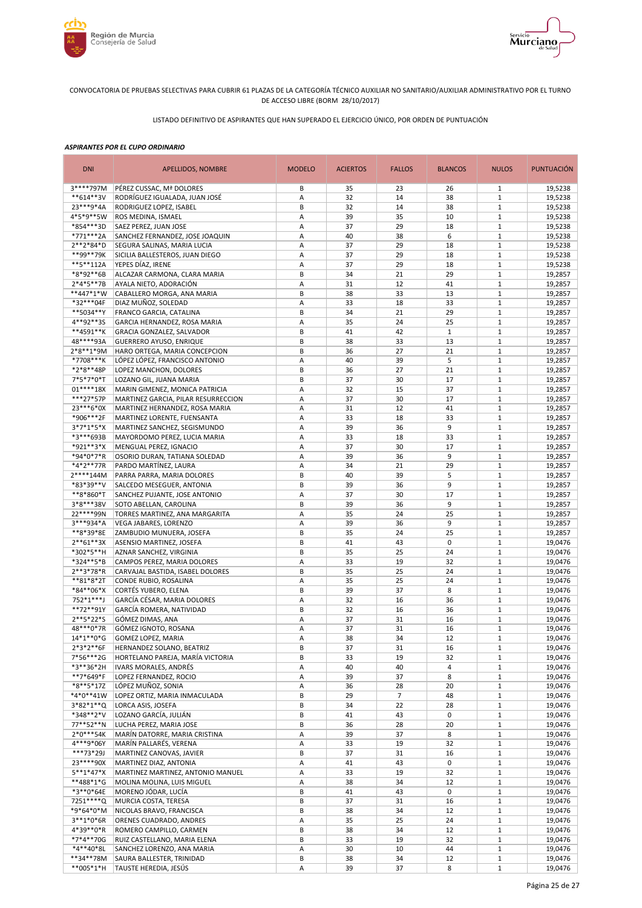CONVOCATORIA DE PRUEBAS SELECTIVAS PARA CUBRIR 61 PLAZAS DE LA CATEGORÍA TÉCNICO AUXILIAR NO SANITARIO/AUXILIAR ADMINISTRATIVO POR EL TURNO DE ACCESO LIBRE (BORM 28/10/2017)

LISTADO DEFINITIVO DE ASPIRANTES QUE HAN SUPERADO EL EJERCICIO ÚNICO, POR ORDEN DE PUNTUACIÓN

***ASPIRANTES POR EL CUPO ORDINARIO***

| DNI | APELLIDOS, NOMBRE | MODELO | ACIERTOS | FALLOS | BLANCOS | NULOS | PUNTUACIÓN |
|---|---|---|---|---|---|---|---|
| 3****797M | PÉREZ CUSSAC, Mª DOLORES | B | 35 | 23 | 26 | 1 | 19,5238 |
| **614**3V | RODRÍGUEZ IGUALADA, JUAN JOSÉ | A | 32 | 14 | 38 | 1 | 19,5238 |
| 23***9*4A | RODRIGUEZ LOPEZ, ISABEL | B | 32 | 14 | 38 | 1 | 19,5238 |
| 4*5*9**5W | ROS MEDINA, ISMAEL | A | 39 | 35 | 10 | 1 | 19,5238 |
| *854***3D | SAEZ PEREZ, JUAN JOSE | A | 37 | 29 | 18 | 1 | 19,5238 |
| *771***2A | SANCHEZ FERNANDEZ, JOSE JOAQUIN | A | 40 | 38 | 6 | 1 | 19,5238 |
| 2**2*84*D | SEGURA SALINAS, MARIA LUCIA | A | 37 | 29 | 18 | 1 | 19,5238 |
| **99**79K | SICILIA BALLESTEROS, JUAN DIEGO | A | 37 | 29 | 18 | 1 | 19,5238 |
| **5**112A | YEPES DÍAZ, IRENE | A | 37 | 29 | 18 | 1 | 19,5238 |
| *8*92**6B | ALCAZAR CARMONA, CLARA MARIA | B | 34 | 21 | 29 | 1 | 19,2857 |
| 2*4*5**7B | AYALA NIETO, ADORACIÓN | A | 31 | 12 | 41 | 1 | 19,2857 |
| **447*1*W | CABALLERO MORGA, ANA MARIA | B | 38 | 33 | 13 | 1 | 19,2857 |
| *32***04F | DIAZ MUÑOZ, SOLEDAD | A | 33 | 18 | 33 | 1 | 19,2857 |
| **5034**Y | FRANCO GARCIA, CATALINA | B | 34 | 21 | 29 | 1 | 19,2857 |
| 4**92**3S | GARCIA HERNANDEZ, ROSA MARIA | A | 35 | 24 | 25 | 1 | 19,2857 |
| **4591**K | GRACIA GONZALEZ, SALVADOR | B | 41 | 42 | 1 | 1 | 19,2857 |
| 48****93A | GUERRERO AYUSO, ENRIQUE | B | 38 | 33 | 13 | 1 | 19,2857 |
| 2*8**1*9M | HARO ORTEGA, MARIA CONCEPCION | B | 36 | 27 | 21 | 1 | 19,2857 |
| *7708***K | LÓPEZ LÓPEZ, FRANCISCO ANTONIO | A | 40 | 39 | 5 | 1 | 19,2857 |
| *2*8**48P | LOPEZ MANCHON, DOLORES | B | 36 | 27 | 21 | 1 | 19,2857 |
| 7*5*7*0*T | LOZANO GIL, JUANA MARIA | B | 37 | 30 | 17 | 1 | 19,2857 |
| 01****18X | MARIN GIMENEZ, MONICA PATRICIA | A | 32 | 15 | 37 | 1 | 19,2857 |
| ***27*57P | MARTINEZ GARCIA, PILAR RESURRECCION | A | 37 | 30 | 17 | 1 | 19,2857 |
| 23***6*0X | MARTINEZ HERNANDEZ, ROSA MARIA | A | 31 | 12 | 41 | 1 | 19,2857 |
| *906***2F | MARTINEZ LORENTE, FUENSANTA | A | 33 | 18 | 33 | 1 | 19,2857 |
| 3*7*1*5*X | MARTINEZ SANCHEZ, SEGISMUNDO | A | 39 | 36 | 9 | 1 | 19,2857 |
| *3***693B | MAYORDOMO PEREZ, LUCIA MARIA | A | 33 | 18 | 33 | 1 | 19,2857 |
| *921**3*X | MENGUAL PEREZ, IGNACIO | A | 37 | 30 | 17 | 1 | 19,2857 |
| *94*0*7*R | OSORIO DURAN, TATIANA SOLEDAD | A | 39 | 36 | 9 | 1 | 19,2857 |
| *4*2**77R | PARDO MARTÍNEZ, LAURA | A | 34 | 21 | 29 | 1 | 19,2857 |
| 2****144M | PARRA PARRA, MARIA DOLORES | B | 40 | 39 | 5 | 1 | 19,2857 |
| *83*39**V | SALCEDO MESEGUER, ANTONIA | B | 39 | 36 | 9 | 1 | 19,2857 |
| **8*860*T | SANCHEZ PUJANTE, JOSE ANTONIO | A | 37 | 30 | 17 | 1 | 19,2857 |
| 3*8***38V | SOTO ABELLAN, CAROLINA | B | 39 | 36 | 9 | 1 | 19,2857 |
| 22****99N | TORRES MARTINEZ, ANA MARGARITA | A | 35 | 24 | 25 | 1 | 19,2857 |
| 3***934*A | VEGA JABARES, LORENZO | A | 39 | 36 | 9 | 1 | 19,2857 |
| **8*39*8E | ZAMBUDIO MUNUERA, JOSEFA | B | 35 | 24 | 25 | 1 | 19,2857 |
| 2**61**3X | ASENSIO MARTINEZ, JOSEFA | B | 41 | 43 | 0 | 1 | 19,0476 |
| *302*5**H | AZNAR SANCHEZ, VIRGINIA | B | 35 | 25 | 24 | 1 | 19,0476 |
| *324**5*B | CAMPOS PEREZ, MARIA DOLORES | A | 33 | 19 | 32 | 1 | 19,0476 |
| 2**3*78*R | CARVAJAL BASTIDA, ISABEL DOLORES | B | 35 | 25 | 24 | 1 | 19,0476 |
| **81*8*2T | CONDE RUBIO, ROSALINA | A | 35 | 25 | 24 | 1 | 19,0476 |
| *84**06*X | CORTÉS YUBERO, ELENA | B | 39 | 37 | 8 | 1 | 19,0476 |
| 752*1***J | GARCÍA CÉSAR, MARIA DOLORES | A | 32 | 16 | 36 | 1 | 19,0476 |
| **72**91Y | GARCÍA ROMERA, NATIVIDAD | B | 32 | 16 | 36 | 1 | 19,0476 |
| 2**5*22*S | GÓMEZ DIMAS, ANA | A | 37 | 31 | 16 | 1 | 19,0476 |
| 48***0*7R | GÓMEZ IGNOTO, ROSANA | A | 37 | 31 | 16 | 1 | 19,0476 |
| 14*1**0*G | GOMEZ LOPEZ, MARIA | A | 38 | 34 | 12 | 1 | 19,0476 |
| 2*3*2**6F | HERNANDEZ SOLANO, BEATRIZ | B | 37 | 31 | 16 | 1 | 19,0476 |
| 7*56***2G | HORTELANO PAREJA, MARÍA VICTORIA | B | 33 | 19 | 32 | 1 | 19,0476 |
| *3**36*2H | IVARS MORALES, ANDRÉS | A | 40 | 40 | 4 | 1 | 19,0476 |
| **7*649*F | LOPEZ FERNANDEZ, ROCIO | A | 39 | 37 | 8 | 1 | 19,0476 |
| *8**5*17Z | LÓPEZ MUÑOZ, SONIA | A | 36 | 28 | 20 | 1 | 19,0476 |
| *4*0**41W | LOPEZ ORTIZ, MARIA INMACULADA | B | 29 | 7 | 48 | 1 | 19,0476 |
| 3*82*1**Q | LORCA ASIS, JOSEFA | B | 34 | 22 | 28 | 1 | 19,0476 |
| *348**2*V | LOZANO GARCÍA, JULIÁN | B | 41 | 43 | 0 | 1 | 19,0476 |
| 77**52**N | LUCHA PEREZ, MARIA JOSE | B | 36 | 28 | 20 | 1 | 19,0476 |
| 2*0***54K | MARÍN DATORRE, MARIA CRISTINA | A | 39 | 37 | 8 | 1 | 19,0476 |
| 4***9*06Y | MARÍN PALLARÉS, VERENA | A | 33 | 19 | 32 | 1 | 19,0476 |
| ***73*29J | MARTINEZ CANOVAS, JAVIER | B | 37 | 31 | 16 | 1 | 19,0476 |
| 23****90X | MARTINEZ DIAZ, ANTONIA | A | 41 | 43 | 0 | 1 | 19,0476 |
| 5**1*47*X | MARTINEZ MARTINEZ, ANTONIO MANUEL | A | 33 | 19 | 32 | 1 | 19,0476 |
| **488*1*G | MOLINA MOLINA, LUIS MIGUEL | A | 38 | 34 | 12 | 1 | 19,0476 |
| *3**0*64E | MORENO JÓDAR, LUCÍA | B | 41 | 43 | 0 | 1 | 19,0476 |
| 7251****Q | MURCIA COSTA, TERESA | B | 37 | 31 | 16 | 1 | 19,0476 |
| *9*64*0*M | NICOLAS BRAVO, FRANCISCA | B | 38 | 34 | 12 | 1 | 19,0476 |
| 3**1*0*6R | ORENES CUADRADO, ANDRES | A | 35 | 25 | 24 | 1 | 19,0476 |
| 4*39**0*R | ROMERO CAMPILLO, CARMEN | B | 38 | 34 | 12 | 1 | 19,0476 |
| *7*4**70G | RUIZ CASTELLANO, MARIA ELENA | B | 33 | 19 | 32 | 1 | 19,0476 |
| *4**40*8L | SANCHEZ LORENZO, ANA MARIA | A | 30 | 10 | 44 | 1 | 19,0476 |
| **34**78M | SAURA BALLESTER, TRINIDAD | B | 38 | 34 | 12 | 1 | 19,0476 |
| **005*1*H | TAUSTE HEREDIA, JESÚS | A | 39 | 37 | 8 | 1 | 19,0476 |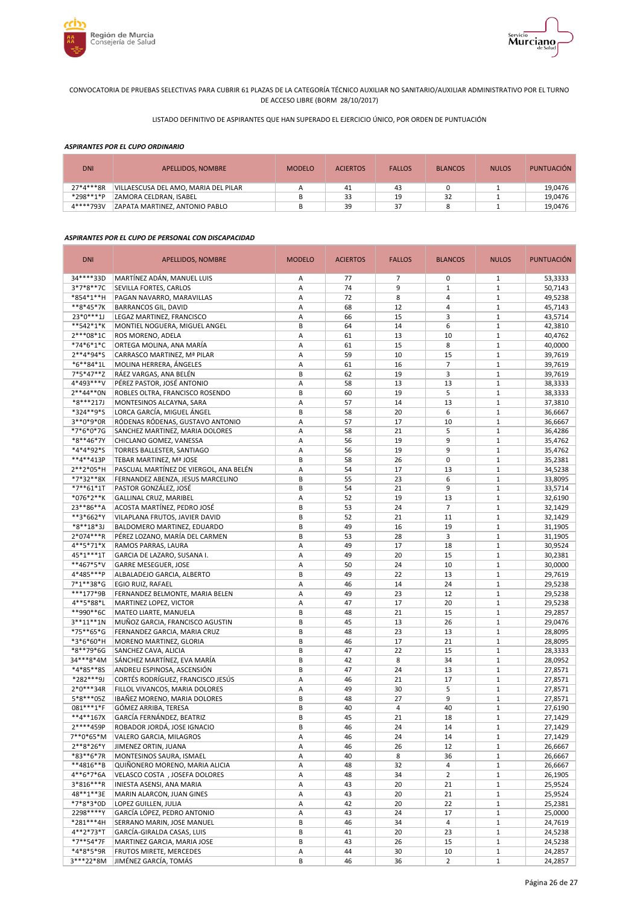CONVOCATORIA DE PRUEBAS SELECTIVAS PARA CUBRIR 61 PLAZAS DE LA CATEGORÍA TÉCNICO AUXILIAR NO SANITARIO/AUXILIAR ADMINISTRATIVO POR EL TURNO DE ACCESO LIBRE (BORM 28/10/2017)

LISTADO DEFINITIVO DE ASPIRANTES QUE HAN SUPERADO EL EJERCICIO ÚNICO, POR ORDEN DE PUNTUACIÓN

***ASPIRANTES POR EL CUPO ORDINARIO***

| DNI | APELLIDOS, NOMBRE | MODELO | ACIERTOS | FALLOS | BLANCOS | NULOS | PUNTUACIÓN |
|---|---|---|---|---|---|---|---|
| 27*4***8R | VILLAESCUSA DEL AMO, MARIA DEL PILAR | A | 41 | 43 | 0 | 1 | 19,0476 |
| *298**1*P | ZAMORA CELDRAN, ISABEL | B | 33 | 19 | 32 | 1 | 19,0476 |
| 4****793V | ZAPATA MARTINEZ, ANTONIO PABLO | B | 39 | 37 | 8 | 1 | 19,0476 |

***ASPIRANTES POR EL CUPO DE PERSONAL CON DISCAPACIDAD***

| DNI | APELLIDOS, NOMBRE | MODELO | ACIERTOS | FALLOS | BLANCOS | NULOS | PUNTUACIÓN |
|---|---|---|---|---|---|---|---|
| 34****33D | MARTÍNEZ ADÁN, MANUEL LUIS | A | 77 | 7 | 0 | 1 | 53,3333 |
| 3*7*8**7C | SEVILLA FORTES, CARLOS | A | 74 | 9 | 1 | 1 | 50,7143 |
| *854*1**H | PAGAN NAVARRO, MARAVILLAS | A | 72 | 8 | 4 | 1 | 49,5238 |
| **8*45*7K | BARRANCOS GIL, DAVID | A | 68 | 12 | 4 | 1 | 45,7143 |
| 23*0***1J | LEGAZ MARTINEZ, FRANCISCO | A | 66 | 15 | 3 | 1 | 43,5714 |
| **542*1*K | MONTIEL NOGUERA, MIGUEL ANGEL | B | 64 | 14 | 6 | 1 | 42,3810 |
| 2***08*1C | ROS MORENO, ADELA | A | 61 | 13 | 10 | 1 | 40,4762 |
| *74*6*1*C | ORTEGA MOLINA, ANA MARÍA | A | 61 | 15 | 8 | 1 | 40,0000 |
| 2**4*94*S | CARRASCO MARTINEZ, Mª PILAR | A | 59 | 10 | 15 | 1 | 39,7619 |
| *6**84*1L | MOLINA HERRERA, ÁNGELES | A | 61 | 16 | 7 | 1 | 39,7619 |
| 7*5*47**Z | RÁEZ VARGAS, ANA BELÉN | B | 62 | 19 | 3 | 1 | 39,7619 |
| 4*493***V | PÉREZ PASTOR, JOSÉ ANTONIO | A | 58 | 13 | 13 | 1 | 38,3333 |
| 2**44**0N | ROBLES OLTRA, FRANCISCO ROSENDO | B | 60 | 19 | 5 | 1 | 38,3333 |
| *8***217J | MONTESINOS ALCAYNA, SARA | A | 57 | 14 | 13 | 1 | 37,3810 |
| *324**9*S | LORCA GARCÍA, MIGUEL ÁNGEL | B | 58 | 20 | 6 | 1 | 36,6667 |
| 3**0*9*0R | RÓDENAS RÓDENAS, GUSTAVO ANTONIO | A | 57 | 17 | 10 | 1 | 36,6667 |
| *7*6*0*7G | SANCHEZ MARTINEZ, MARIA DOLORES | A | 58 | 21 | 5 | 1 | 36,4286 |
| *8**46*7Y | CHICLANO GOMEZ, VANESSA | A | 56 | 19 | 9 | 1 | 35,4762 |
| *4*4*92*S | TORRES BALLESTER, SANTIAGO | A | 56 | 19 | 9 | 1 | 35,4762 |
| **4**413P | TEBAR MARTINEZ, Mª JOSE | B | 58 | 26 | 0 | 1 | 35,2381 |
| 2**2*05*H | PASCUAL MARTÍNEZ DE VIERGOL, ANA BELÉN | A | 54 | 17 | 13 | 1 | 34,5238 |
| *7*32**8X | FERNANDEZ ABENZA, JESUS MARCELINO | B | 55 | 23 | 6 | 1 | 33,8095 |
| *7**61*1T | PASTOR GONZÁLEZ, JOSÉ | B | 54 | 21 | 9 | 1 | 33,5714 |
| *076*2**K | GALLINAL CRUZ, MARIBEL | A | 52 | 19 | 13 | 1 | 32,6190 |
| 23**86**A | ACOSTA MARTÍNEZ, PEDRO JOSÉ | B | 53 | 24 | 7 | 1 | 32,1429 |
| **3*662*Y | VILAPLANA FRUTOS, JAVIER DAVID | B | 52 | 21 | 11 | 1 | 32,1429 |
| *8**18*3J | BALDOMERO MARTINEZ, EDUARDO | B | 49 | 16 | 19 | 1 | 31,1905 |
| 2*074***R | PÉREZ LOZANO, MARÍA DEL CARMEN | B | 53 | 28 | 3 | 1 | 31,1905 |
| 4**5*71*X | RAMOS PARRAS, LAURA | A | 49 | 17 | 18 | 1 | 30,9524 |
| 45*1***1T | GARCIA DE LAZARO, SUSANA I. | A | 49 | 20 | 15 | 1 | 30,2381 |
| **467*5*V | GARRE MESEGUER, JOSE | A | 50 | 24 | 10 | 1 | 30,0000 |
| 4*485***P | ALBALADEJO GARCIA, ALBERTO | B | 49 | 22 | 13 | 1 | 29,7619 |
| 7*1**38*G | EGIO RUIZ, RAFAEL | A | 46 | 14 | 24 | 1 | 29,5238 |
| ***177*9B | FERNANDEZ BELMONTE, MARIA BELEN | A | 49 | 23 | 12 | 1 | 29,5238 |
| 4**5*88*L | MARTINEZ LOPEZ, VICTOR | A | 47 | 17 | 20 | 1 | 29,5238 |
| **990**6C | MATEO LIARTE, MANUELA | B | 48 | 21 | 15 | 1 | 29,2857 |
| 3**11**1N | MUÑOZ GARCIA, FRANCISCO AGUSTIN | B | 45 | 13 | 26 | 1 | 29,0476 |
| *75**65*G | FERNANDEZ GARCIA, MARIA CRUZ | B | 48 | 23 | 13 | 1 | 28,8095 |
| *3*6*60*H | MORENO MARTINEZ, GLORIA | B | 46 | 17 | 21 | 1 | 28,8095 |
| *8**79*6G | SANCHEZ CAVA, ALICIA | B | 47 | 22 | 15 | 1 | 28,3333 |
| 34***8*4M | SÁNCHEZ MARTÍNEZ, EVA MARÍA | B | 42 | 8 | 34 | 1 | 28,0952 |
| *4*85**8S | ANDREU ESPINOSA, ASCENSIÓN | B | 47 | 24 | 13 | 1 | 27,8571 |
| *282***9J | CORTÉS RODRÍGUEZ, FRANCISCO JESÚS | A | 46 | 21 | 17 | 1 | 27,8571 |
| 2*0***34R | FILLOL VIVANCOS, MARIA DOLORES | A | 49 | 30 | 5 | 1 | 27,8571 |
| 5*8***05Z | IBAÑEZ MORENO, MARIA DOLORES | B | 48 | 27 | 9 | 1 | 27,8571 |
| 081***1*F | GÓMEZ ARRIBA, TERESA | B | 40 | 4 | 40 | 1 | 27,6190 |
| **4**167X | GARCÍA FERNÁNDEZ, BEATRIZ | B | 45 | 21 | 18 | 1 | 27,1429 |
| 2****459P | ROBADOR JORDÁ, JOSE IGNACIO | B | 46 | 24 | 14 | 1 | 27,1429 |
| 7**0*65*M | VALERO GARCIA, MILAGROS | A | 46 | 24 | 14 | 1 | 27,1429 |
| 2**8*26*Y | JIMENEZ ORTIN, JUANA | A | 46 | 26 | 12 | 1 | 26,6667 |
| *83**6*7R | MONTESINOS SAURA, ISMAEL | A | 40 | 8 | 36 | 1 | 26,6667 |
| **4816**B | QUIÑONERO MORENO, MARIA ALICIA | A | 48 | 32 | 4 | 1 | 26,6667 |
| 4**6*7*6A | VELASCO COSTA , JOSEFA DOLORES | A | 48 | 34 | 2 | 1 | 26,1905 |
| 3*816***R | INIESTA ASENSI, ANA MARIA | A | 43 | 20 | 21 | 1 | 25,9524 |
| 48**1**3E | MARIN ALARCON, JUAN GINES | A | 43 | 20 | 21 | 1 | 25,9524 |
| *7*8*3*0D | LOPEZ GUILLEN, JULIA | A | 42 | 20 | 22 | 1 | 25,2381 |
| 2298****Y | GARCÍA LÓPEZ, PEDRO ANTONIO | A | 43 | 24 | 17 | 1 | 25,0000 |
| *281***4H | SERRANO MARIN, JOSE MANUEL | B | 46 | 34 | 4 | 1 | 24,7619 |
| 4**2*73*T | GARCÍA-GIRALDA CASAS, LUIS | B | 41 | 20 | 23 | 1 | 24,5238 |
| *7**54*7F | MARTINEZ GARCIA, MARIA JOSE | B | 43 | 26 | 15 | 1 | 24,5238 |
| *4*8*5*9R | FRUTOS MIRETE, MERCEDES | A | 44 | 30 | 10 | 1 | 24,2857 |
| 3***22*8M | JIMÉNEZ GARCÍA, TOMÁS | B | 46 | 36 | 2 | 1 | 24,2857 |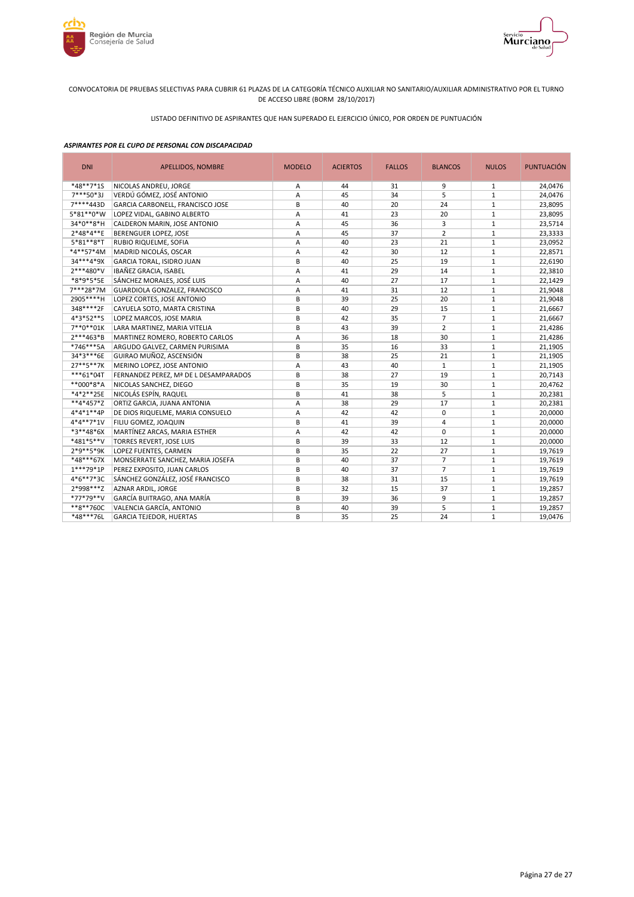CONVOCATORIA DE PRUEBAS SELECTIVAS PARA CUBRIR 61 PLAZAS DE LA CATEGORÍA TÉCNICO AUXILIAR NO SANITARIO/AUXILIAR ADMINISTRATIVO POR EL TURNO DE ACCESO LIBRE (BORM 28/10/2017)

LISTADO DEFINITIVO DE ASPIRANTES QUE HAN SUPERADO EL EJERCICIO ÚNICO, POR ORDEN DE PUNTUACIÓN

***ASPIRANTES POR EL CUPO DE PERSONAL CON DISCAPACIDAD***

| DNI | APELLIDOS, NOMBRE | MODELO | ACIERTOS | FALLOS | BLANCOS | NULOS | PUNTUACIÓN |
|---|---|---|---|---|---|---|---|
| *48**7*1S | NICOLAS ANDREU, JORGE | A | 44 | 31 | 9 | 1 | 24,0476 |
| 7***50*3J | VERDÚ GÓMEZ, JOSÉ ANTONIO | A | 45 | 34 | 5 | 1 | 24,0476 |
| 7****443D | GARCIA CARBONELL, FRANCISCO JOSE | B | 40 | 20 | 24 | 1 | 23,8095 |
| 5*81**0*W | LOPEZ VIDAL, GABINO ALBERTO | A | 41 | 23 | 20 | 1 | 23,8095 |
| 34*0**8*H | CALDERON MARIN, JOSE ANTONIO | A | 45 | 36 | 3 | 1 | 23,5714 |
| 2*48*4**E | BERENGUER LOPEZ, JOSE | A | 45 | 37 | 2 | 1 | 23,3333 |
| 5*81**8*T | RUBIO RIQUELME, SOFIA | A | 40 | 23 | 21 | 1 | 23,0952 |
| *4**57*4M | MADRID NICOLÁS, OSCAR | A | 42 | 30 | 12 | 1 | 22,8571 |
| 34***4*9X | GARCIA TORAL, ISIDRO JUAN | B | 40 | 25 | 19 | 1 | 22,6190 |
| 2***480*V | IBAÑEZ GRACIA, ISABEL | A | 41 | 29 | 14 | 1 | 22,3810 |
| *8*9*5*5E | SÁNCHEZ MORALES, JOSÉ LUIS | A | 40 | 27 | 17 | 1 | 22,1429 |
| 7***28*7M | GUARDIOLA GONZALEZ, FRANCISCO | A | 41 | 31 | 12 | 1 | 21,9048 |
| 2905****H | LOPEZ CORTES, JOSE ANTONIO | B | 39 | 25 | 20 | 1 | 21,9048 |
| 348****2F | CAYUELA SOTO, MARTA CRISTINA | B | 40 | 29 | 15 | 1 | 21,6667 |
| 4*3*52**S | LOPEZ MARCOS, JOSE MARIA | B | 42 | 35 | 7 | 1 | 21,6667 |
| 7**0**01K | LARA MARTINEZ, MARIA VITELIA | B | 43 | 39 | 2 | 1 | 21,4286 |
| 2***463*B | MARTINEZ ROMERO, ROBERTO CARLOS | A | 36 | 18 | 30 | 1 | 21,4286 |
| *746***5A | ARGUDO GALVEZ, CARMEN PURISIMA | B | 35 | 16 | 33 | 1 | 21,1905 |
| 34*3***6E | GUIRAO MUÑOZ, ASCENSIÓN | B | 38 | 25 | 21 | 1 | 21,1905 |
| 27**5**7K | MERINO LOPEZ, JOSE ANTONIO | A | 43 | 40 | 1 | 1 | 21,1905 |
| ***61*04T | FERNANDEZ PEREZ, Mª DE L DESAMPARADOS | B | 38 | 27 | 19 | 1 | 20,7143 |
| **000*8*A | NICOLAS SANCHEZ, DIEGO | B | 35 | 19 | 30 | 1 | 20,4762 |
| *4*2**25E | NICOLÁS ESPÍN, RAQUEL | B | 41 | 38 | 5 | 1 | 20,2381 |
| **4*457*Z | ORTIZ GARCIA, JUANA ANTONIA | A | 38 | 29 | 17 | 1 | 20,2381 |
| 4*4*1**4P | DE DIOS RIQUELME, MARIA CONSUELO | A | 42 | 42 | 0 | 1 | 20,0000 |
| 4*4**7*1V | FILIU GOMEZ, JOAQUIN | B | 41 | 39 | 4 | 1 | 20,0000 |
| *3**48*6X | MARTÍNEZ ARCAS, MARIA ESTHER | A | 42 | 42 | 0 | 1 | 20,0000 |
| *481*5**V | TORRES REVERT, JOSE LUIS | B | 39 | 33 | 12 | 1 | 20,0000 |
| 2*9**5*9K | LOPEZ FUENTES, CARMEN | B | 35 | 22 | 27 | 1 | 19,7619 |
| *48***67X | MONSERRATE SANCHEZ, MARIA JOSEFA | B | 40 | 37 | 7 | 1 | 19,7619 |
| 1***79*1P | PEREZ EXPOSITO, JUAN CARLOS | B | 40 | 37 | 7 | 1 | 19,7619 |
| 4*6**7*3C | SÁNCHEZ GONZÁLEZ, JOSÉ FRANCISCO | B | 38 | 31 | 15 | 1 | 19,7619 |
| 2*998***Z | AZNAR ARDIL, JORGE | B | 32 | 15 | 37 | 1 | 19,2857 |
| *77*79**V | GARCÍA BUITRAGO, ANA MARÍA | B | 39 | 36 | 9 | 1 | 19,2857 |
| **8**760C | VALENCIA GARCÍA, ANTONIO | B | 40 | 39 | 5 | 1 | 19,2857 |
| *48***76L | GARCIA TEJEDOR, HUERTAS | B | 35 | 25 | 24 | 1 | 19,0476 |